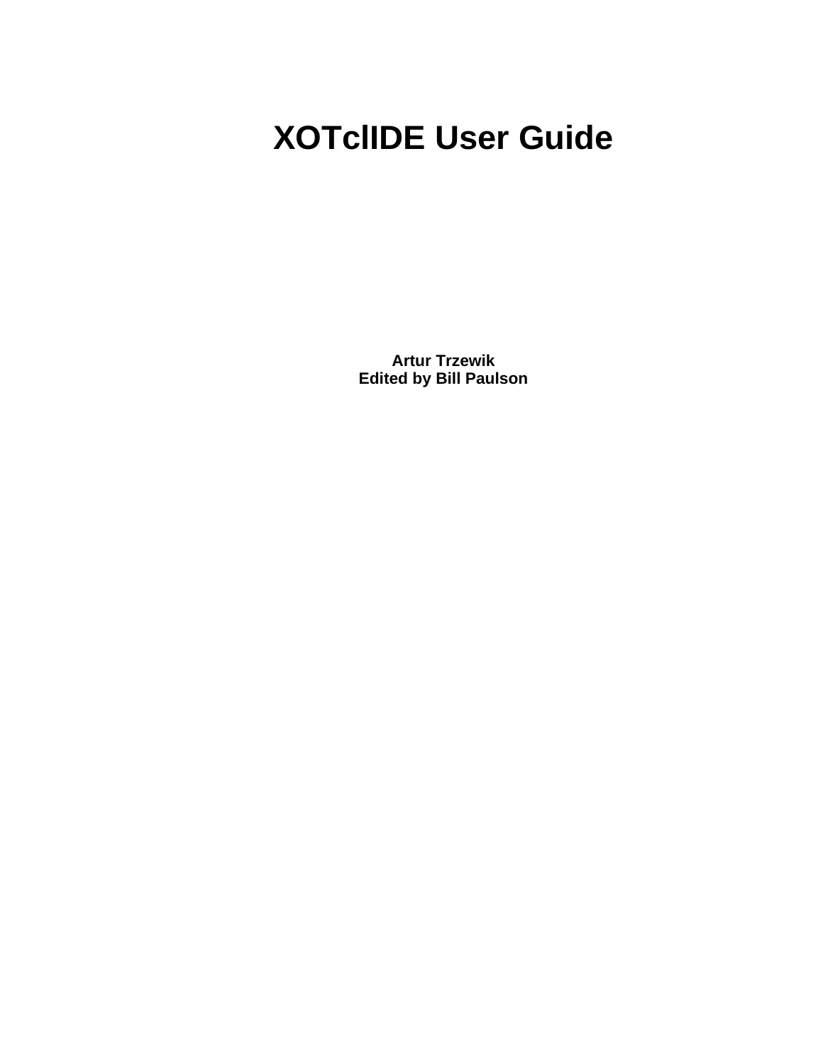# XOTclIDE User Guide

**Artur Trzewik**
**Edited by Bill Paulson**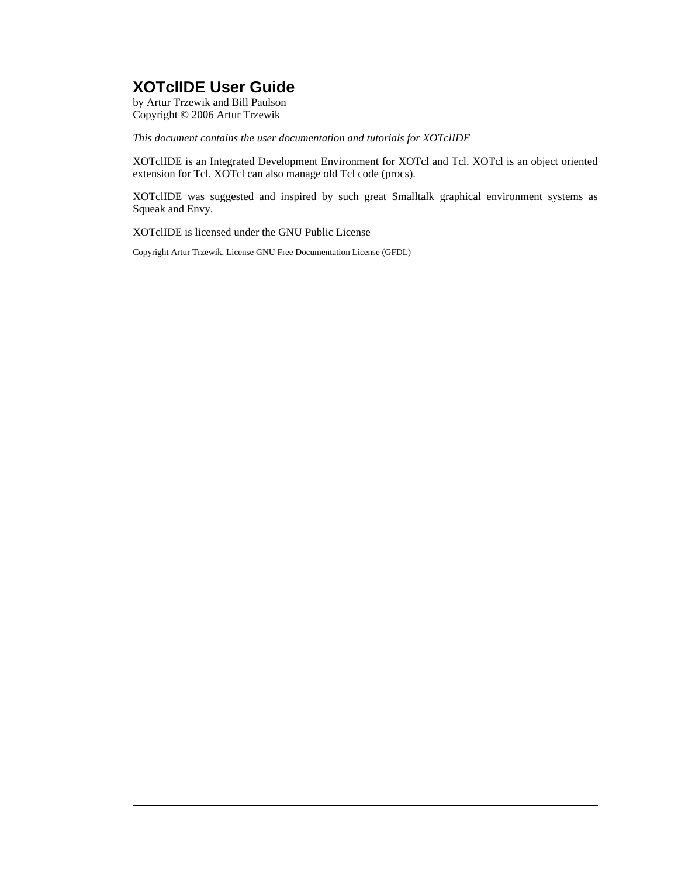# XOTclIDE User Guide

by Artur Trzewik and Bill Paulson
Copyright © 2006 Artur Trzewik

*This document contains the user documentation and tutorials for XOTclIDE*

XOTclIDE is an Integrated Development Environment for XOTcl and Tcl. XOTcl is an object oriented extension for Tcl. XOTcl can also manage old Tcl code (procs).

XOTclIDE was suggested and inspired by such great Smalltalk graphical environment systems as Squeak and Envy.

XOTclIDE is licensed under the GNU Public License

Copyright Artur Trzewik. License GNU Free Documentation License (GFDL)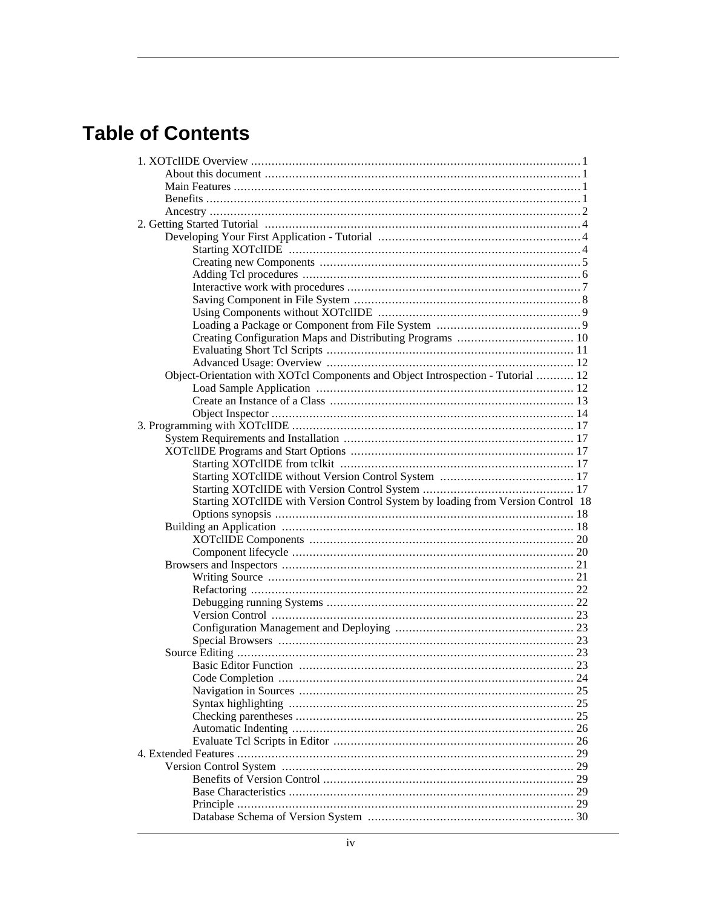# Table of Contents

- 1. XOTclIDE Overview ... 1
  - About this document ... 1
  - Main Features ... 1
  - Benefits ... 1
  - Ancestry ... 2
- 2. Getting Started Tutorial ... 4
  - Developing Your First Application - Tutorial ... 4
    - Starting XOTclIDE ... 4
    - Creating new Components ... 5
    - Adding Tcl procedures ... 6
    - Interactive work with procedures ... 7
    - Saving Component in File System ... 8
    - Using Components without XOTclIDE ... 9
    - Loading a Package or Component from File System ... 9
    - Creating Configuration Maps and Distributing Programs ... 10
    - Evaluating Short Tcl Scripts ... 11
    - Advanced Usage: Overview ... 12
  - Object-Orientation with XOTcl Components and Object Introspection - Tutorial ... 12
    - Load Sample Application ... 12
    - Create an Instance of a Class ... 13
    - Object Inspector ... 14
- 3. Programming with XOTclIDE ... 17
  - System Requirements and Installation ... 17
  - XOTclIDE Programs and Start Options ... 17
    - Starting XOTclIDE from tclkit ... 17
    - Starting XOTclIDE without Version Control System ... 17
    - Starting XOTclIDE with Version Control System ... 17
    - Starting XOTclIDE with Version Control System by loading from Version Control 18
    - Options synopsis ... 18
  - Building an Application ... 18
    - XOTclIDE Components ... 20
    - Component lifecycle ... 20
  - Browsers and Inspectors ... 21
    - Writing Source ... 21
    - Refactoring ... 22
    - Debugging running Systems ... 22
    - Version Control ... 23
    - Configuration Management and Deploying ... 23
    - Special Browsers ... 23
  - Source Editing ... 23
    - Basic Editor Function ... 23
    - Code Completion ... 24
    - Navigation in Sources ... 25
    - Syntax highlighting ... 25
    - Checking parentheses ... 25
    - Automatic Indenting ... 26
    - Evaluate Tcl Scripts in Editor ... 26
- 4. Extended Features ... 29
  - Version Control System ... 29
    - Benefits of Version Control ... 29
    - Base Characteristics ... 29
    - Principle ... 29
    - Database Schema of Version System ... 30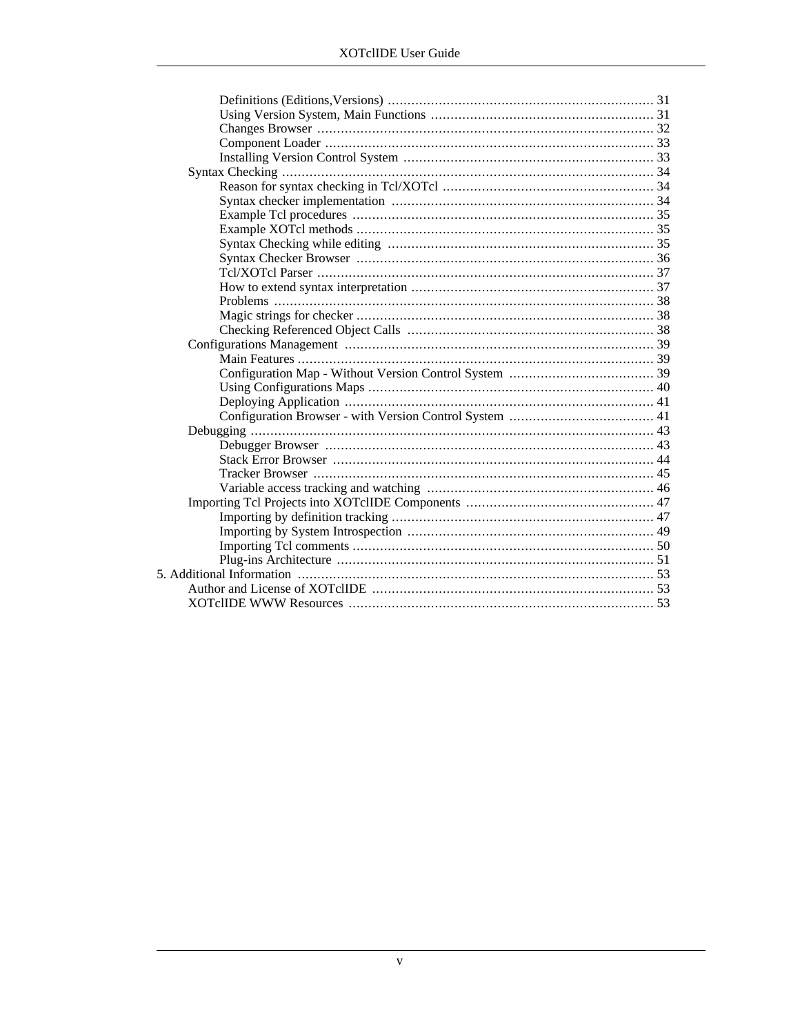- Definitions (Editions,Versions) .................................................................... 31
- Using Version System, Main Functions ........................................................ 31
- Changes Browser ...................................................................................... 32
- Component Loader .................................................................................... 33
- Installing Version Control System ............................................................... 33

Syntax Checking .............................................................................................. 34

- Reason for syntax checking in Tcl/XOTcl ...................................................... 34
- Syntax checker implementation .................................................................. 34
- Example Tcl procedures ............................................................................. 35
- Example XOTcl methods ............................................................................ 35
- Syntax Checking while editing .................................................................... 35
- Syntax Checker Browser ............................................................................ 36
- Tcl/XOTcl Parser ...................................................................................... 37
- How to extend syntax interpretation ............................................................. 37
- Problems ................................................................................................. 38
- Magic strings for checker ............................................................................ 38
- Checking Referenced Object Calls ............................................................... 38

Configurations Management ............................................................................... 39

- Main Features ........................................................................................... 39
- Configuration Map - Without Version Control System ..................................... 39
- Using Configurations Maps ......................................................................... 40
- Deploying Application ............................................................................... 41
- Configuration Browser - with Version Control System ..................................... 41

Debugging ...................................................................................................... 43

- Debugger Browser .................................................................................... 43
- Stack Error Browser .................................................................................. 44
- Tracker Browser ....................................................................................... 45
- Variable access tracking and watching .......................................................... 46

Importing Tcl Projects into XOTclIDE Components ................................................ 47

- Importing by definition tracking ................................................................... 47
- Importing by System Introspection ............................................................... 49
- Importing Tcl comments ............................................................................. 50
- Plug-ins Architecture ................................................................................. 51

5. Additional Information ........................................................................................... 53

Author and License of XOTclIDE ........................................................................ 53

XOTclIDE WWW Resources .............................................................................. 53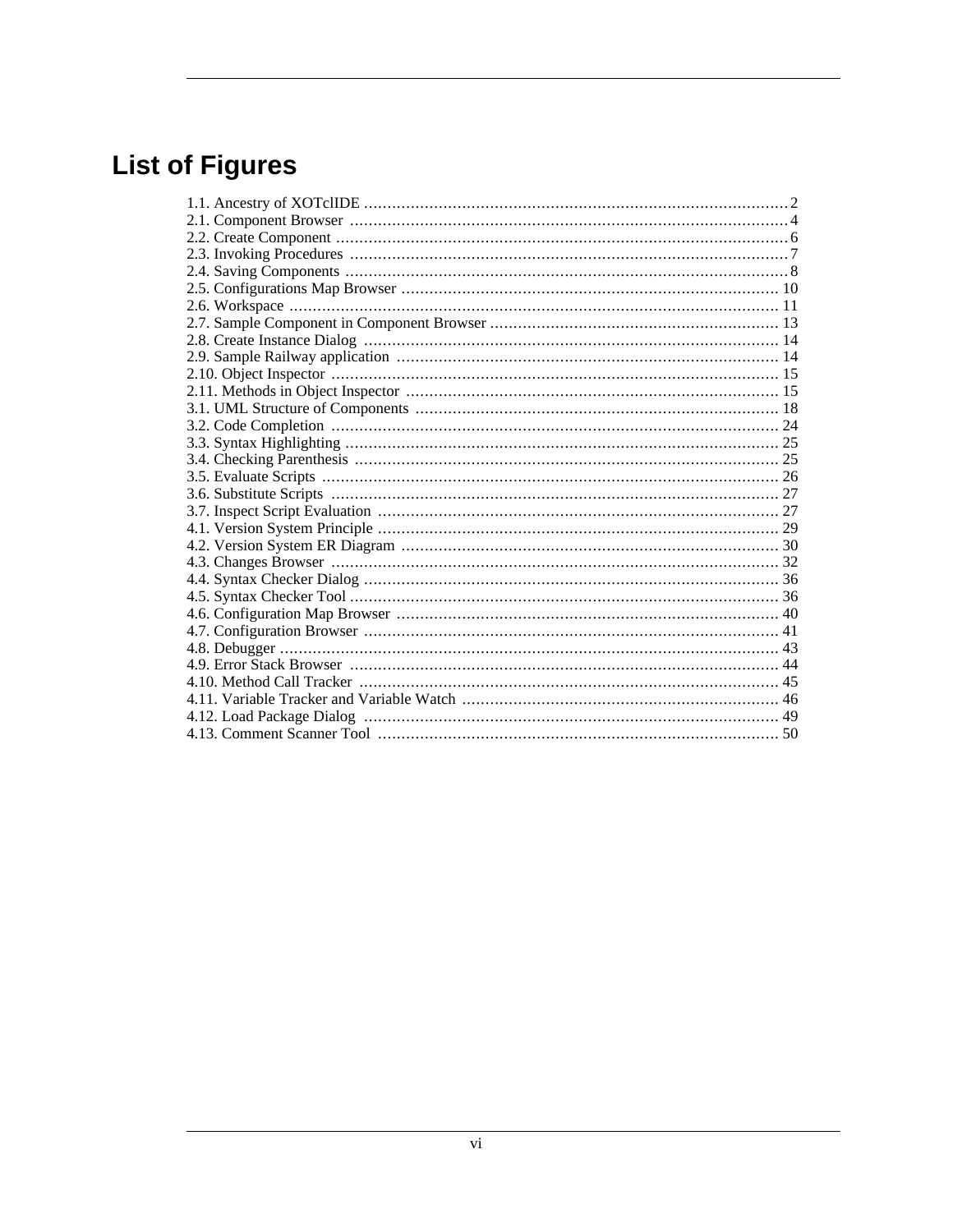# List of Figures

1.1. Ancestry of XOTclIDE ........................................................................................... 2
2.1. Component Browser .............................................................................................. 4
2.2. Create Component ................................................................................................. 6
2.3. Invoking Procedures .............................................................................................. 7
2.4. Saving Components ............................................................................................... 8
2.5. Configurations Map Browser ................................................................................. 10
2.6. Workspace .......................................................................................................... 11
2.7. Sample Component in Component Browser .............................................................. 13
2.8. Create Instance Dialog .......................................................................................... 14
2.9. Sample Railway application .................................................................................. 14
2.10. Object Inspector ................................................................................................. 15
2.11. Methods in Object Inspector ................................................................................ 15
3.1. UML Structure of Components .............................................................................. 18
3.2. Code Completion ................................................................................................ 24
3.3. Syntax Highlighting ............................................................................................. 25
3.4. Checking Parenthesis ........................................................................................... 25
3.5. Evaluate Scripts .................................................................................................. 26
3.6. Substitute Scripts ................................................................................................ 27
3.7. Inspect Script Evaluation ...................................................................................... 27
4.1. Version System Principle ...................................................................................... 29
4.2. Version System ER Diagram ................................................................................. 30
4.3. Changes Browser ................................................................................................ 32
4.4. Syntax Checker Dialog ......................................................................................... 36
4.5. Syntax Checker Tool ............................................................................................ 36
4.6. Configuration Map Browser .................................................................................. 40
4.7. Configuration Browser ......................................................................................... 41
4.8. Debugger ........................................................................................................... 43
4.9. Error Stack Browser ............................................................................................ 44
4.10. Method Call Tracker .......................................................................................... 45
4.11. Variable Tracker and Variable Watch .................................................................... 46
4.12. Load Package Dialog ......................................................................................... 49
4.13. Comment Scanner Tool ...................................................................................... 50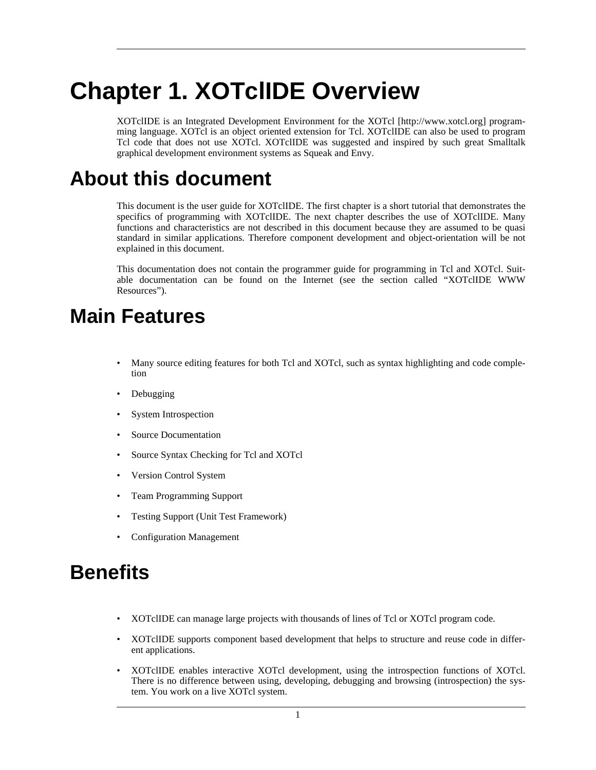# Chapter 1. XOTclIDE Overview

XOTclIDE is an Integrated Development Environment for the XOTcl [http://www.xotcl.org] programming language. XOTcl is an object oriented extension for Tcl. XOTclIDE can also be used to program Tcl code that does not use XOTcl. XOTclIDE was suggested and inspired by such great Smalltalk graphical development environment systems as Squeak and Envy.

## About this document

This document is the user guide for XOTclIDE. The first chapter is a short tutorial that demonstrates the specifics of programming with XOTclIDE. The next chapter describes the use of XOTclIDE. Many functions and characteristics are not described in this document because they are assumed to be quasi standard in similar applications. Therefore component development and object-orientation will be not explained in this document.

This documentation does not contain the programmer guide for programming in Tcl and XOTcl. Suitable documentation can be found on the Internet (see the section called “XOTclIDE WWW Resources”).

## Main Features

- Many source editing features for both Tcl and XOTcl, such as syntax highlighting and code completion
- Debugging
- System Introspection
- Source Documentation
- Source Syntax Checking for Tcl and XOTcl
- Version Control System
- Team Programming Support
- Testing Support (Unit Test Framework)
- Configuration Management

## Benefits

- XOTclIDE can manage large projects with thousands of lines of Tcl or XOTcl program code.
- XOTclIDE supports component based development that helps to structure and reuse code in different applications.
- XOTclIDE enables interactive XOTcl development, using the introspection functions of XOTcl. There is no difference between using, developing, debugging and browsing (introspection) the system. You work on a live XOTcl system.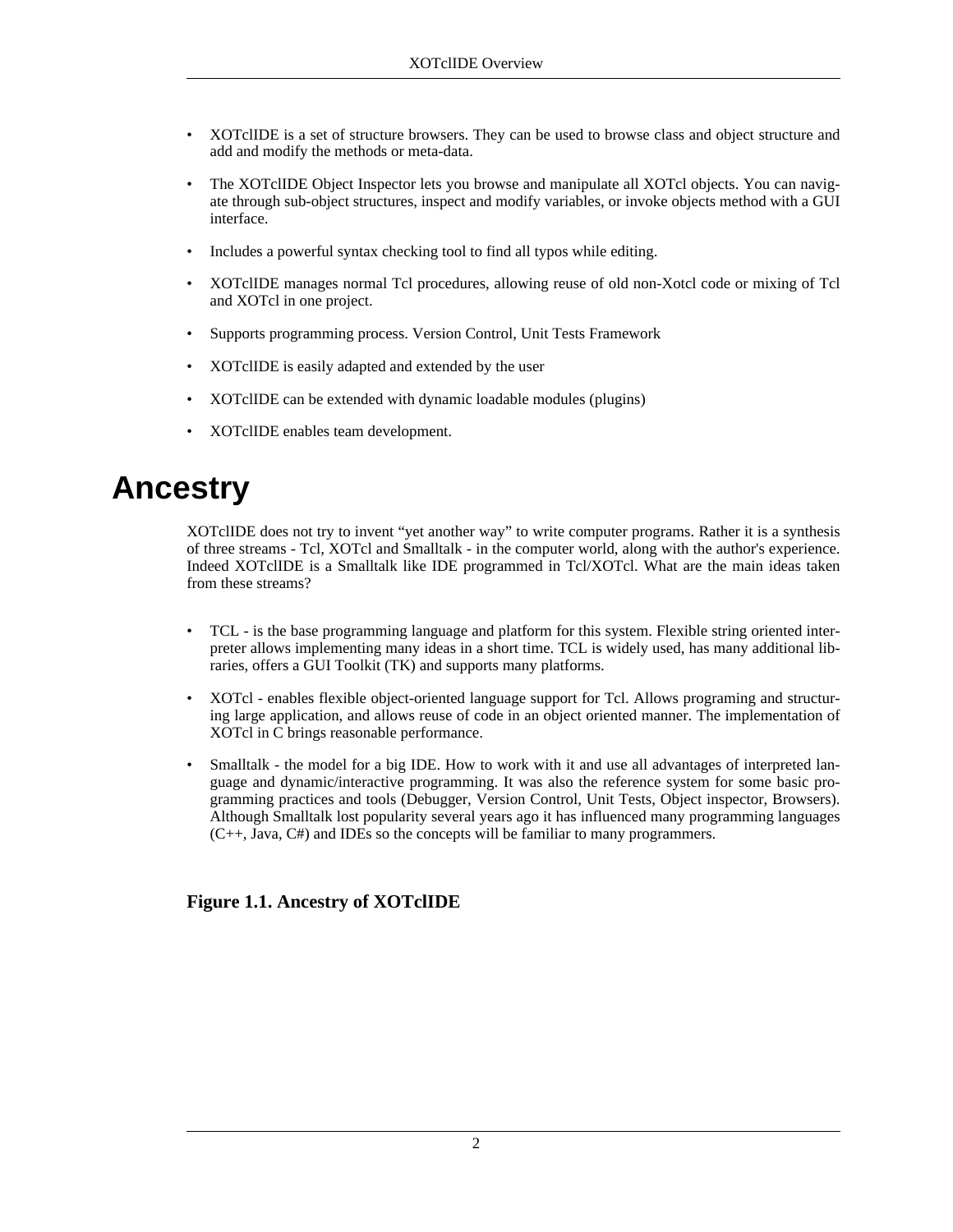- XOTclIDE is a set of structure browsers. They can be used to browse class and object structure and add and modify the methods or meta-data.
- The XOTclIDE Object Inspector lets you browse and manipulate all XOTcl objects. You can navigate through sub-object structures, inspect and modify variables, or invoke objects method with a GUI interface.
- Includes a powerful syntax checking tool to find all typos while editing.
- XOTclIDE manages normal Tcl procedures, allowing reuse of old non-Xotcl code or mixing of Tcl and XOTcl in one project.
- Supports programming process. Version Control, Unit Tests Framework
- XOTclIDE is easily adapted and extended by the user
- XOTclIDE can be extended with dynamic loadable modules (plugins)
- XOTclIDE enables team development.

# Ancestry

XOTclIDE does not try to invent “yet another way” to write computer programs. Rather it is a synthesis of three streams - Tcl, XOTcl and Smalltalk - in the computer world, along with the author's experience. Indeed XOTclIDE is a Smalltalk like IDE programmed in Tcl/XOTcl. What are the main ideas taken from these streams?

- TCL - is the base programming language and platform for this system. Flexible string oriented interpreter allows implementing many ideas in a short time. TCL is widely used, has many additional libraries, offers a GUI Toolkit (TK) and supports many platforms.
- XOTcl - enables flexible object-oriented language support for Tcl. Allows programing and structuring large application, and allows reuse of code in an object oriented manner. The implementation of XOTcl in C brings reasonable performance.
- Smalltalk - the model for a big IDE. How to work with it and use all advantages of interpreted language and dynamic/interactive programming. It was also the reference system for some basic programming practices and tools (Debugger, Version Control, Unit Tests, Object inspector, Browsers). Although Smalltalk lost popularity several years ago it has influenced many programming languages (C++, Java, C#) and IDEs so the concepts will be familiar to many programmers.

**Figure 1.1. Ancestry of XOTclIDE**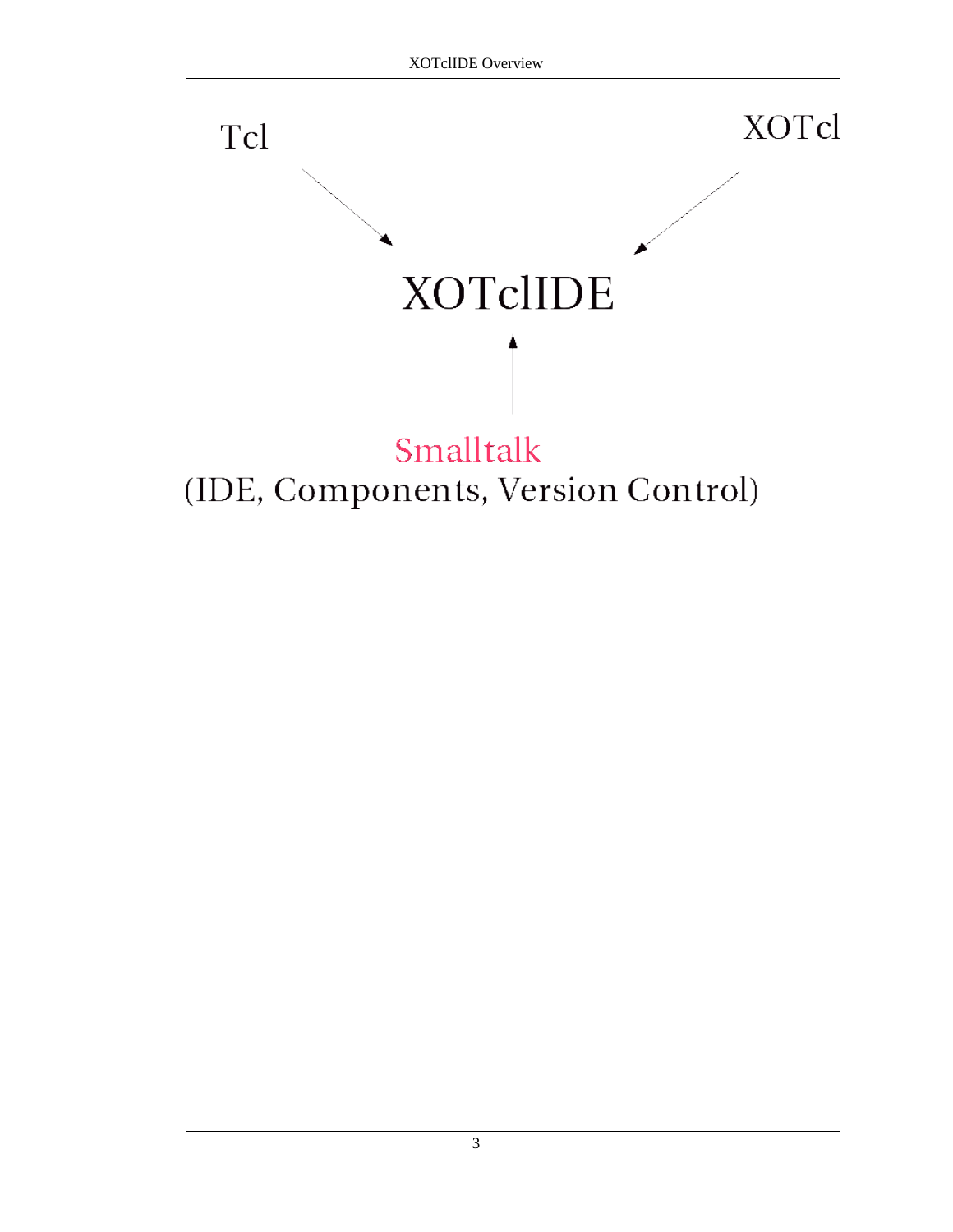Tcl

XOTcl

XOTclIDE

Smalltalk

(IDE, Components, Version Control)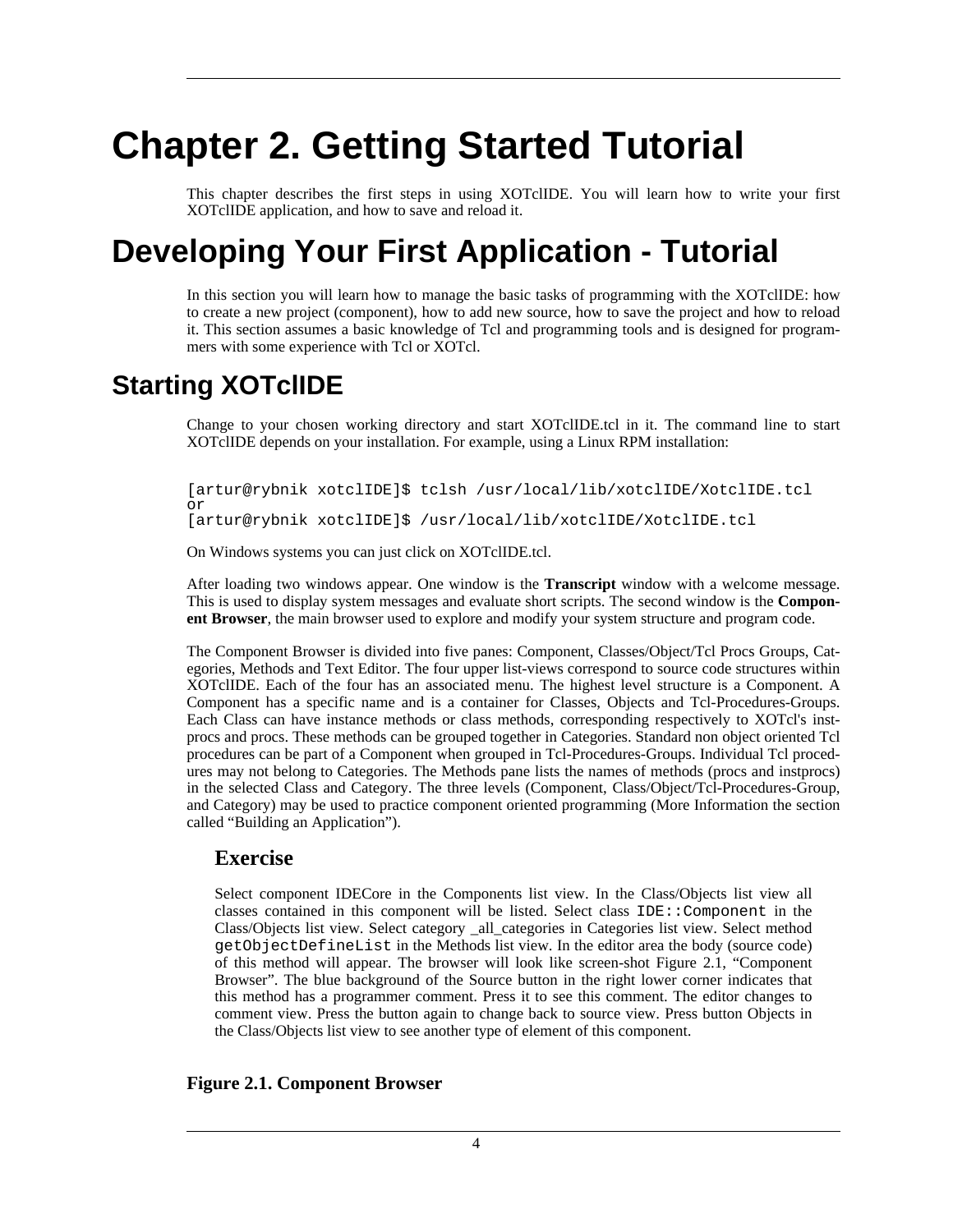# Chapter 2. Getting Started Tutorial

This chapter describes the first steps in using XOTclIDE. You will learn how to write your first XOTclIDE application, and how to save and reload it.

# Developing Your First Application - Tutorial

In this section you will learn how to manage the basic tasks of programming with the XOTclIDE: how to create a new project (component), how to add new source, how to save the project and how to reload it. This section assumes a basic knowledge of Tcl and programming tools and is designed for programmers with some experience with Tcl or XOTcl.

## Starting XOTclIDE

Change to your chosen working directory and start XOTclIDE.tcl in it. The command line to start XOTclIDE depends on your installation. For example, using a Linux RPM installation:

```
[artur@rybnik xotclIDE]$ tclsh /usr/local/lib/xotclIDE/XotclIDE.tcl
or
[artur@rybnik xotclIDE]$ /usr/local/lib/xotclIDE/XotclIDE.tcl
```

On Windows systems you can just click on XOTclIDE.tcl.

After loading two windows appear. One window is the **Transcript** window with a welcome message. This is used to display system messages and evaluate short scripts. The second window is the **Component Browser**, the main browser used to explore and modify your system structure and program code.

The Component Browser is divided into five panes: Component, Classes/Object/Tcl Procs Groups, Categories, Methods and Text Editor. The four upper list-views correspond to source code structures within XOTclIDE. Each of the four has an associated menu. The highest level structure is a Component. A Component has a specific name and is a container for Classes, Objects and Tcl-Procedures-Groups. Each Class can have instance methods or class methods, corresponding respectively to XOTcl's instprocs and procs. These methods can be grouped together in Categories. Standard non object oriented Tcl procedures can be part of a Component when grouped in Tcl-Procedures-Groups. Individual Tcl procedures may not belong to Categories. The Methods pane lists the names of methods (procs and instprocs) in the selected Class and Category. The three levels (Component, Class/Object/Tcl-Procedures-Group, and Category) may be used to practice component oriented programming (More Information the section called "Building an Application").

### Exercise

Select component IDECore in the Components list view. In the Class/Objects list view all classes contained in this component will be listed. Select class `IDE::Component` in the Class/Objects list view. Select category _all_categories in Categories list view. Select method `getObjectDefineList` in the Methods list view. In the editor area the body (source code) of this method will appear. The browser will look like screen-shot Figure 2.1, "Component Browser". The blue background of the Source button in the right lower corner indicates that this method has a programmer comment. Press it to see this comment. The editor changes to comment view. Press the button again to change back to source view. Press button Objects in the Class/Objects list view to see another type of element of this component.

**Figure 2.1. Component Browser**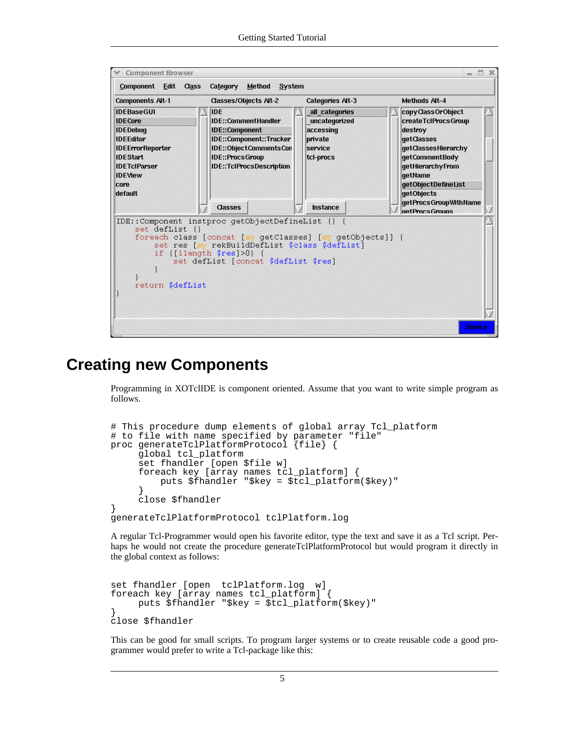# Creating new Components

Programming in XOTclIDE is component oriented. Assume that you want to write simple program as follows.

```
# This procedure dump elements of global array Tcl_platform
# to file with name specified by parameter "file"
proc generateTclPlatformProtocol {file} {
      global tcl_platform
      set fhandler [open $file w]
      foreach key [array names tcl_platform] {
          puts $fhandler "$key = $tcl_platform($key)"
      }
      close $fhandler
}
generateTclPlatformProtocol tclPlatform.log
```

A regular Tcl-Programmer would open his favorite editor, type the text and save it as a Tcl script. Perhaps he would not create the procedure generateTclPlatformProtocol but would program it directly in the global context as follows:

```
set fhandler [open  tclPlatform.log  w]
foreach key [array names tcl_platform] {
      puts $fhandler "$key = $tcl_platform($key)"
}
close $fhandler
```

This can be good for small scripts. To program larger systems or to create reusable code a good programmer would prefer to write a Tcl-package like this: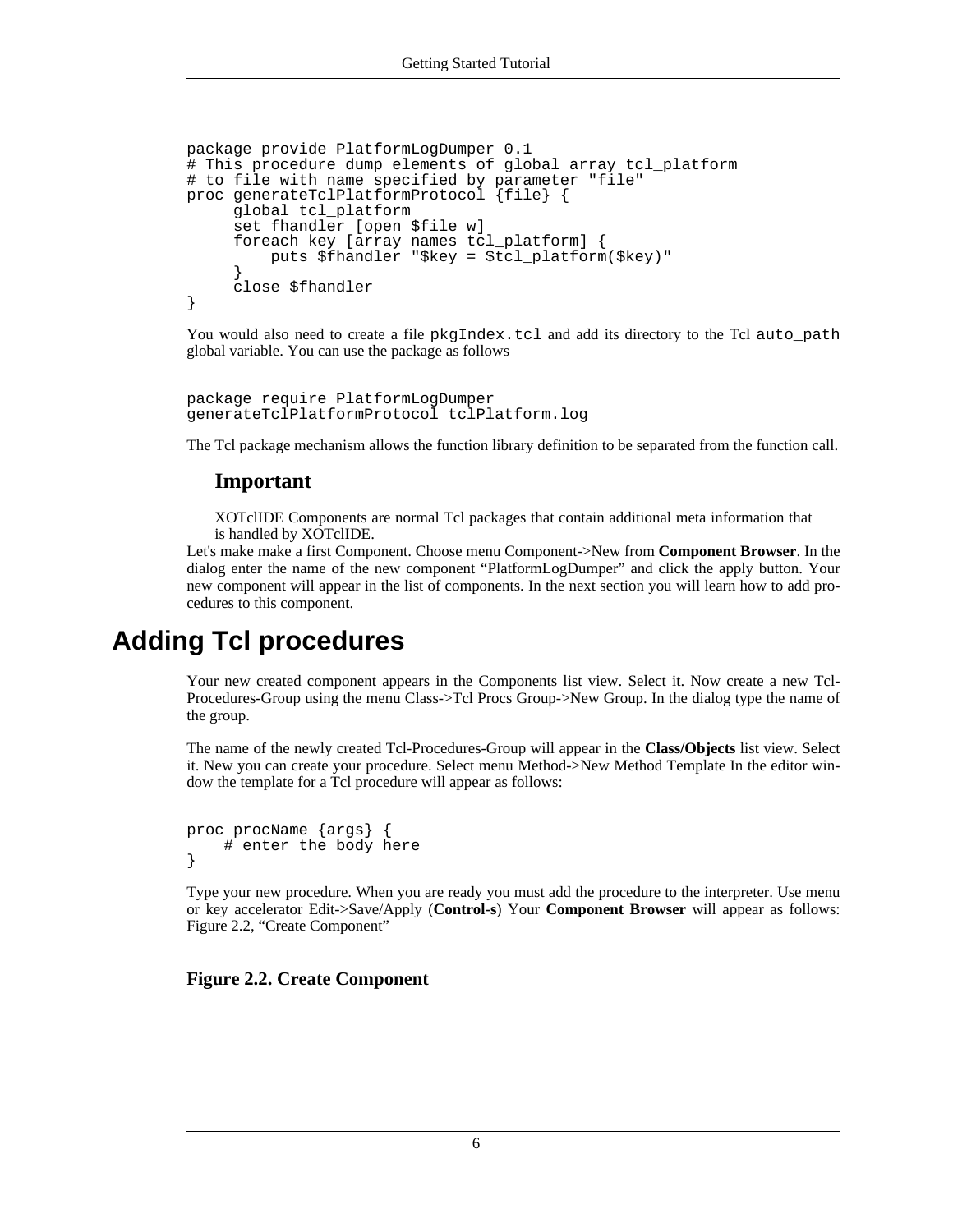```
package provide PlatformLogDumper 0.1
# This procedure dump elements of global array tcl_platform
# to file with name specified by parameter "file"
proc generateTclPlatformProtocol {file} {
     global tcl_platform
     set fhandler [open $file w]
     foreach key [array names tcl_platform] {
         puts $fhandler "$key = $tcl_platform($key)"
     }
     close $fhandler
}
```

You would also need to create a file `pkgIndex.tcl` and add its directory to the Tcl `auto_path` global variable. You can use the package as follows

```
package require PlatformLogDumper
generateTclPlatformProtocol tclPlatform.log
```

The Tcl package mechanism allows the function library definition to be separated from the function call.

### Important

XOTclIDE Components are normal Tcl packages that contain additional meta information that is handled by XOTclIDE.

Let's make make a first Component. Choose menu Component->New from **Component Browser**. In the dialog enter the name of the new component “PlatformLogDumper” and click the apply button. Your new component will appear in the list of components. In the next section you will learn how to add procedures to this component.

# Adding Tcl procedures

Your new created component appears in the Components list view. Select it. Now create a new Tcl-Procedures-Group using the menu Class->Tcl Procs Group->New Group. In the dialog type the name of the group.

The name of the newly created Tcl-Procedures-Group will appear in the **Class/Objects** list view. Select it. New you can create your procedure. Select menu Method->New Method Template In the editor window the template for a Tcl procedure will appear as follows:

```
proc procName {args} {
    # enter the body here
}
```

Type your new procedure. When you are ready you must add the procedure to the interpreter. Use menu or key accelerator Edit->Save/Apply (**Control-s**) Your **Component Browser** will appear as follows: Figure 2.2, “Create Component”

**Figure 2.2. Create Component**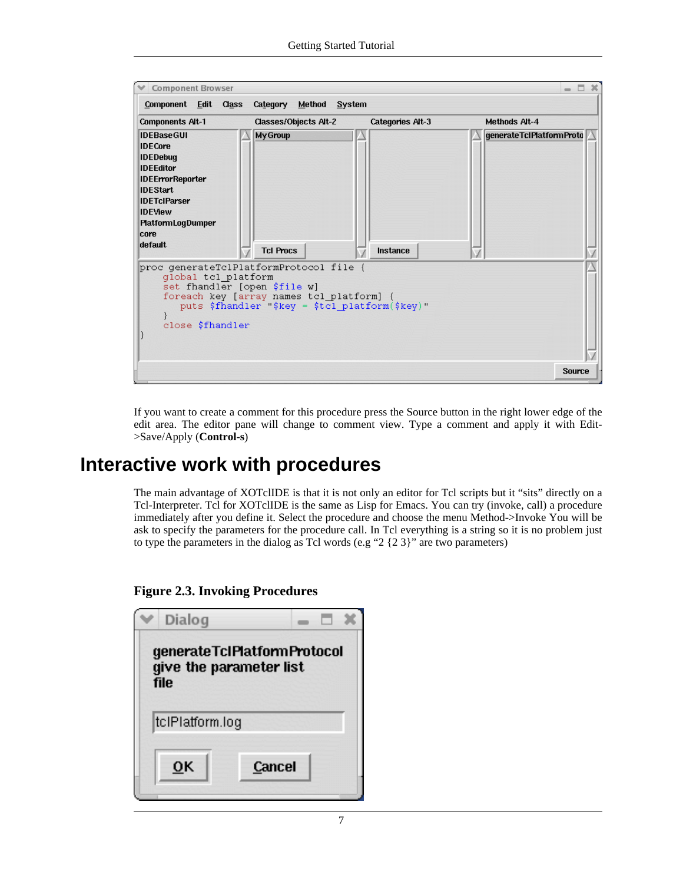If you want to create a comment for this procedure press the Source button in the right lower edge of the edit area. The editor pane will change to comment view. Type a comment and apply it with Edit->Save/Apply (**Control-s**)

# Interactive work with procedures

The main advantage of XOTclIDE is that it is not only an editor for Tcl scripts but it "sits" directly on a Tcl-Interpreter. Tcl for XOTclIDE is the same as Lisp for Emacs. You can try (invoke, call) a procedure immediately after you define it. Select the procedure and choose the menu Method->Invoke You will be ask to specify the parameters for the procedure call. In Tcl everything is a string so it is no problem just to type the parameters in the dialog as Tcl words (e.g "2 {2 3}" are two parameters)

**Figure 2.3. Invoking Procedures**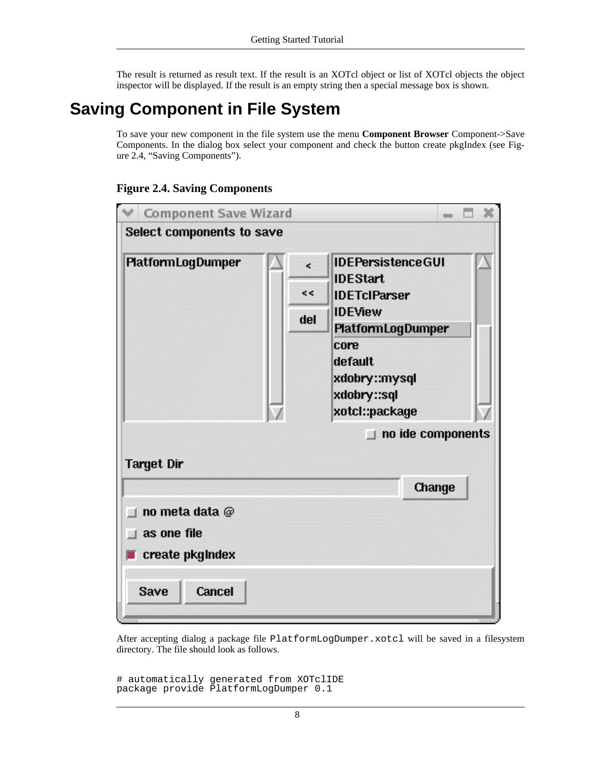The result is returned as result text. If the result is an XOTcl object or list of XOTcl objects the object inspector will be displayed. If the result is an empty string then a special message box is shown.

## Saving Component in File System

To save your new component in the file system use the menu **Component Browser** Component->Save Components. In the dialog box select your component and check the button create pkgIndex (see Figure 2.4, “Saving Components”).

**Figure 2.4. Saving Components**

After accepting dialog a package file `PlatformLogDumper.xotcl` will be saved in a filesystem directory. The file should look as follows.

```
# automatically generated from XOTclIDE
package provide PlatformLogDumper 0.1
```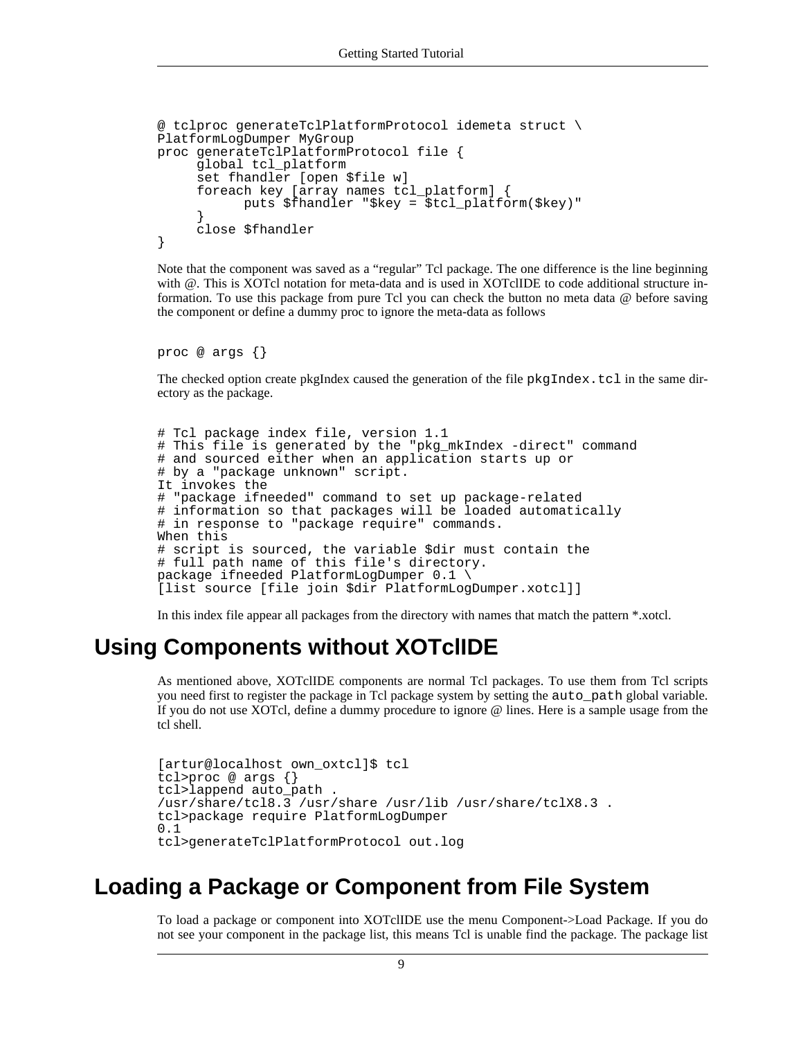```
@ tclproc generateTclPlatformProtocol idemeta struct \
PlatformLogDumper MyGroup
proc generateTclPlatformProtocol file {
     global tcl_platform
     set fhandler [open $file w]
     foreach key [array names tcl_platform] {
           puts $fhandler "$key = $tcl_platform($key)"
     }
     close $fhandler
}
```

Note that the component was saved as a “regular” Tcl package. The one difference is the line beginning with @. This is XOTcl notation for meta-data and is used in XOTclIDE to code additional structure information. To use this package from pure Tcl you can check the button no meta data @ before saving the component or define a dummy proc to ignore the meta-data as follows

```
proc @ args {}
```

The checked option create pkgIndex caused the generation of the file `pkgIndex.tcl` in the same directory as the package.

```
# Tcl package index file, version 1.1
# This file is generated by the "pkg_mkIndex -direct" command
# and sourced either when an application starts up or
# by a "package unknown" script.
It invokes the
# "package ifneeded" command to set up package-related
# information so that packages will be loaded automatically
# in response to "package require" commands.
When this
# script is sourced, the variable $dir must contain the
# full path name of this file's directory.
package ifneeded PlatformLogDumper 0.1 \
[list source [file join $dir PlatformLogDumper.xotcl]]
```

In this index file appear all packages from the directory with names that match the pattern *.xotcl.

# Using Components without XOTclIDE

As mentioned above, XOTclIDE components are normal Tcl packages. To use them from Tcl scripts you need first to register the package in Tcl package system by setting the `auto_path` global variable. If you do not use XOTcl, define a dummy procedure to ignore @ lines. Here is a sample usage from the tcl shell.

```
[artur@localhost own_oxtcl]$ tcl
tcl>proc @ args {}
tcl>lappend auto_path .
/usr/share/tcl8.3 /usr/share /usr/lib /usr/share/tclX8.3 .
tcl>package require PlatformLogDumper
0.1
tcl>generateTclPlatformProtocol out.log
```

# Loading a Package or Component from File System

To load a package or component into XOTclIDE use the menu Component->Load Package. If you do not see your component in the package list, this means Tcl is unable find the package. The package list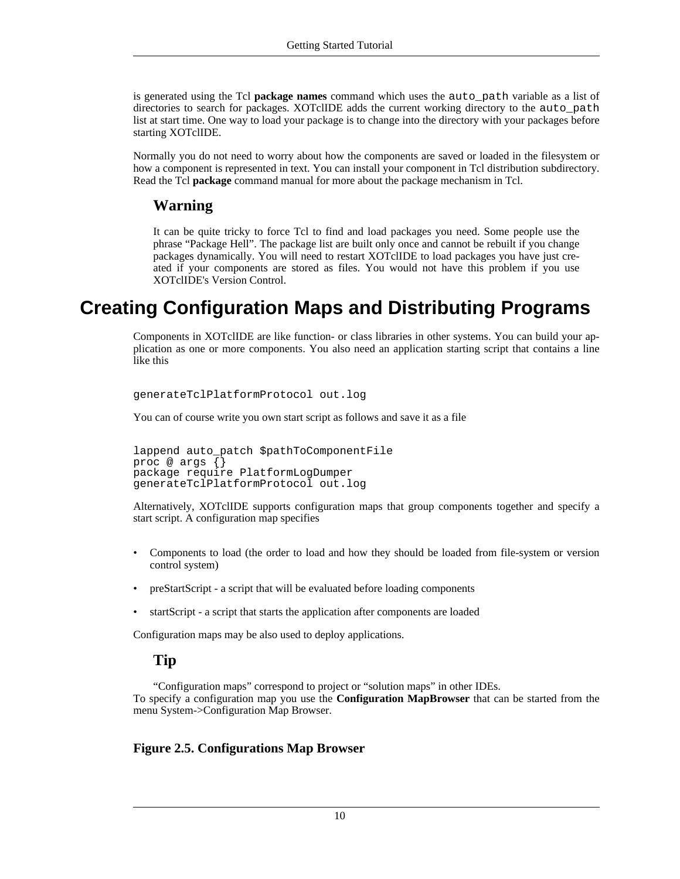is generated using the Tcl **package names** command which uses the `auto_path` variable as a list of directories to search for packages. XOTclIDE adds the current working directory to the `auto_path` list at start time. One way to load your package is to change into the directory with your packages before starting XOTclIDE.

Normally you do not need to worry about how the components are saved or loaded in the filesystem or how a component is represented in text. You can install your component in Tcl distribution subdirectory. Read the Tcl **package** command manual for more about the package mechanism in Tcl.

### Warning

It can be quite tricky to force Tcl to find and load packages you need. Some people use the phrase "Package Hell". The package list are built only once and cannot be rebuilt if you change packages dynamically. You will need to restart XOTclIDE to load packages you have just created if your components are stored as files. You would not have this problem if you use XOTclIDE's Version Control.

## Creating Configuration Maps and Distributing Programs

Components in XOTclIDE are like function- or class libraries in other systems. You can build your application as one or more components. You also need an application starting script that contains a line like this

```
generateTclPlatformProtocol out.log
```

You can of course write you own start script as follows and save it as a file

```
lappend auto_patch $pathToComponentFile
proc @ args {}
package require PlatformLogDumper
generateTclPlatformProtocol out.log
```

Alternatively, XOTclIDE supports configuration maps that group components together and specify a start script. A configuration map specifies

- Components to load (the order to load and how they should be loaded from file-system or version control system)
- preStartScript - a script that will be evaluated before loading components
- startScript - a script that starts the application after components are loaded

Configuration maps may be also used to deploy applications.

### Tip

"Configuration maps" correspond to project or "solution maps" in other IDEs.

To specify a configuration map you use the **Configuration MapBrowser** that can be started from the menu System->Configuration Map Browser.

**Figure 2.5. Configurations Map Browser**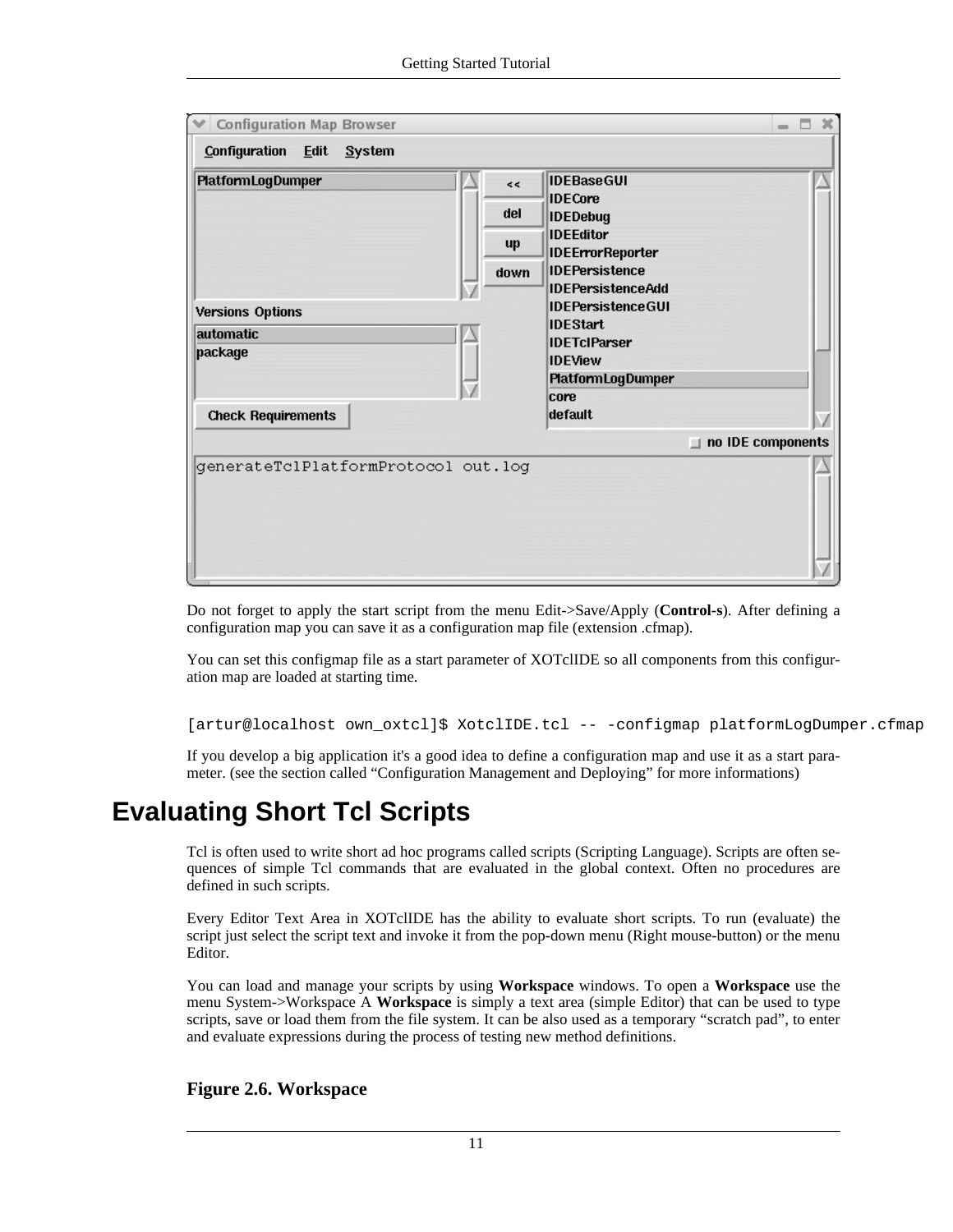Do not forget to apply the start script from the menu Edit->Save/Apply (**Control-s**). After defining a configuration map you can save it as a configuration map file (extension .cfmap).

You can set this configmap file as a start parameter of XOTclIDE so all components from this configuration map are loaded at starting time.

```
[artur@localhost own_oxtcl]$ XotclIDE.tcl -- -configmap platformLogDumper.cfmap
```

If you develop a big application it's a good idea to define a configuration map and use it as a start parameter. (see the section called “Configuration Management and Deploying” for more informations)

# Evaluating Short Tcl Scripts

Tcl is often used to write short ad hoc programs called scripts (Scripting Language). Scripts are often sequences of simple Tcl commands that are evaluated in the global context. Often no procedures are defined in such scripts.

Every Editor Text Area in XOTclIDE has the ability to evaluate short scripts. To run (evaluate) the script just select the script text and invoke it from the pop-down menu (Right mouse-button) or the menu Editor.

You can load and manage your scripts by using **Workspace** windows. To open a **Workspace** use the menu System->Workspace A **Workspace** is simply a text area (simple Editor) that can be used to type scripts, save or load them from the file system. It can be also used as a temporary “scratch pad”, to enter and evaluate expressions during the process of testing new method definitions.

### Figure 2.6. Workspace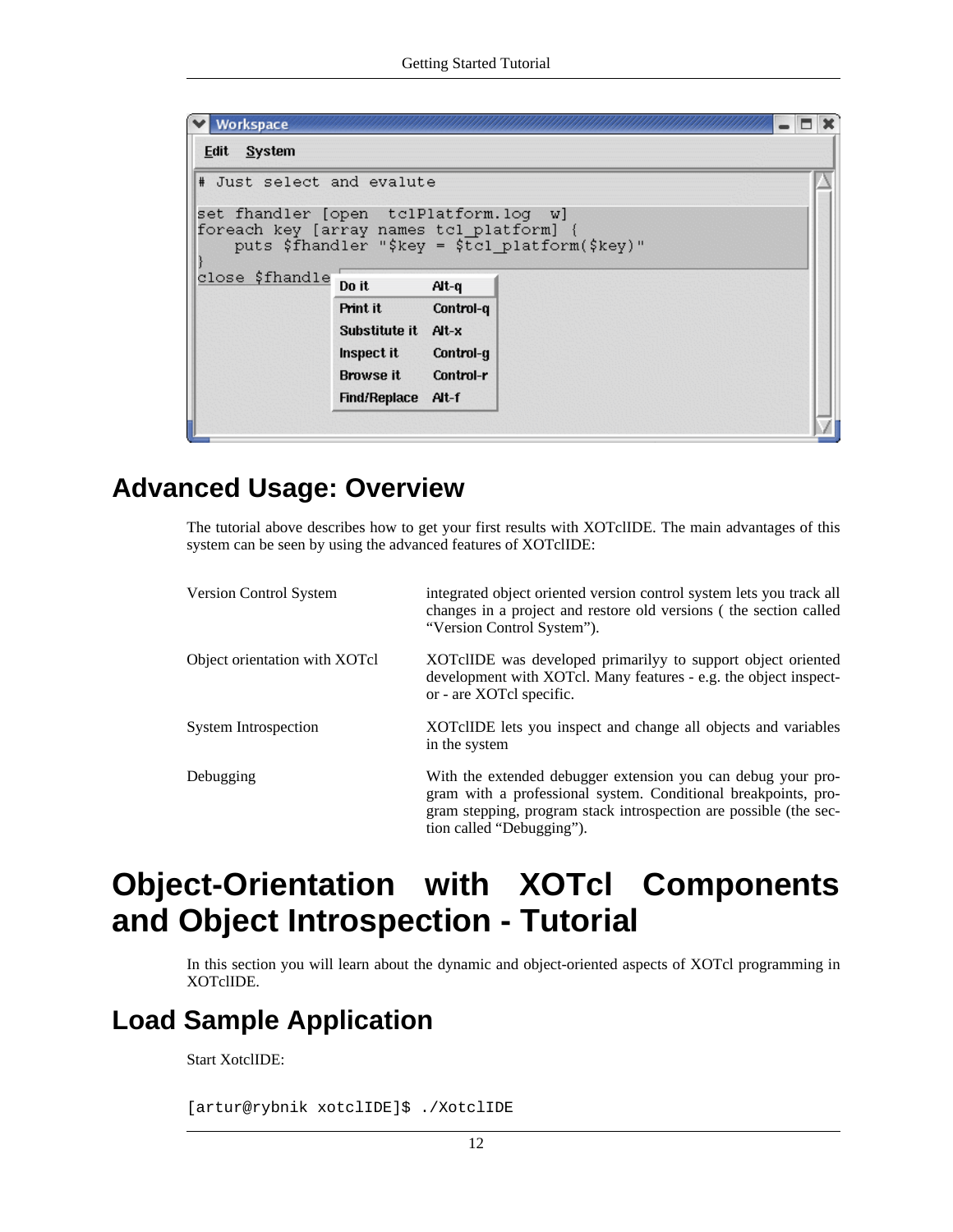## Advanced Usage: Overview

The tutorial above describes how to get your first results with XOTclIDE. The main advantages of this system can be seen by using the advanced features of XOTclIDE:

| | |
|---|---|
| Version Control System | integrated object oriented version control system lets you track all changes in a project and restore old versions ( the section called “Version Control System”). |
| Object orientation with XOTcl | XOTclIDE was developed primarilyy to support object oriented development with XOTcl. Many features - e.g. the object inspector - are XOTcl specific. |
| System Introspection | XOTclIDE lets you inspect and change all objects and variables in the system |
| Debugging | With the extended debugger extension you can debug your program with a professional system. Conditional breakpoints, program stepping, program stack introspection are possible (the section called “Debugging”). |

# Object-Orientation with XOTcl Components and Object Introspection - Tutorial

In this section you will learn about the dynamic and object-oriented aspects of XOTcl programming in XOTclIDE.

## Load Sample Application

Start XotclIDE:

```
[artur@rybnik xotclIDE]$ ./XotclIDE
```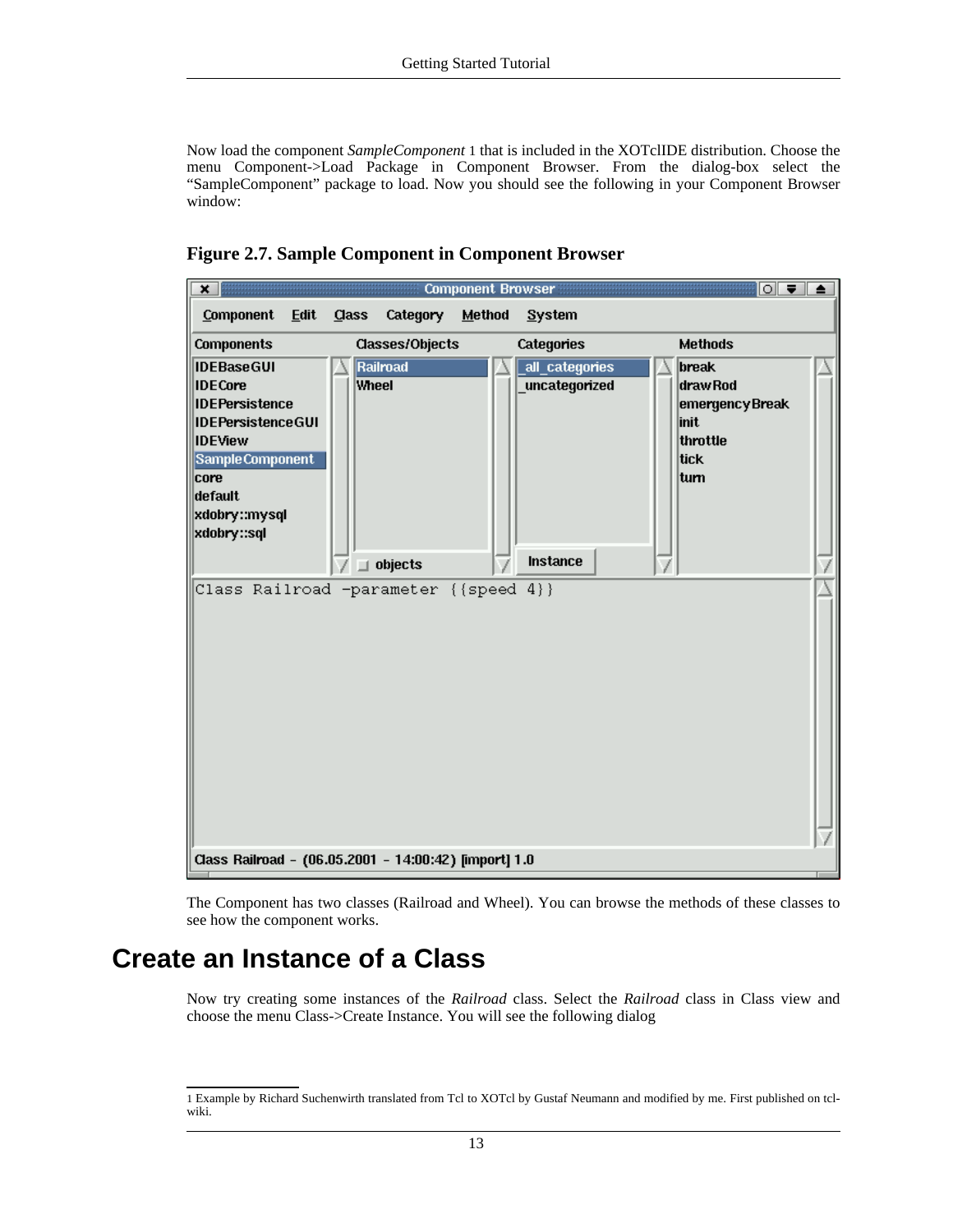Now load the component *SampleComponent* [1] that is included in the XOTclIDE distribution. Choose the menu Component->Load Package in Component Browser. From the dialog-box select the “SampleComponent” package to load. Now you should see the following in your Component Browser window:

**Figure 2.7. Sample Component in Component Browser**

The Component has two classes (Railroad and Wheel). You can browse the methods of these classes to see how the component works.

# Create an Instance of a Class

Now try creating some instances of the *Railroad* class. Select the *Railroad* class in Class view and choose the menu Class->Create Instance. You will see the following dialog

[1] Example by Richard Suchenwirth translated from Tcl to XOTcl by Gustaf Neumann and modified by me. First published on tcl-wiki.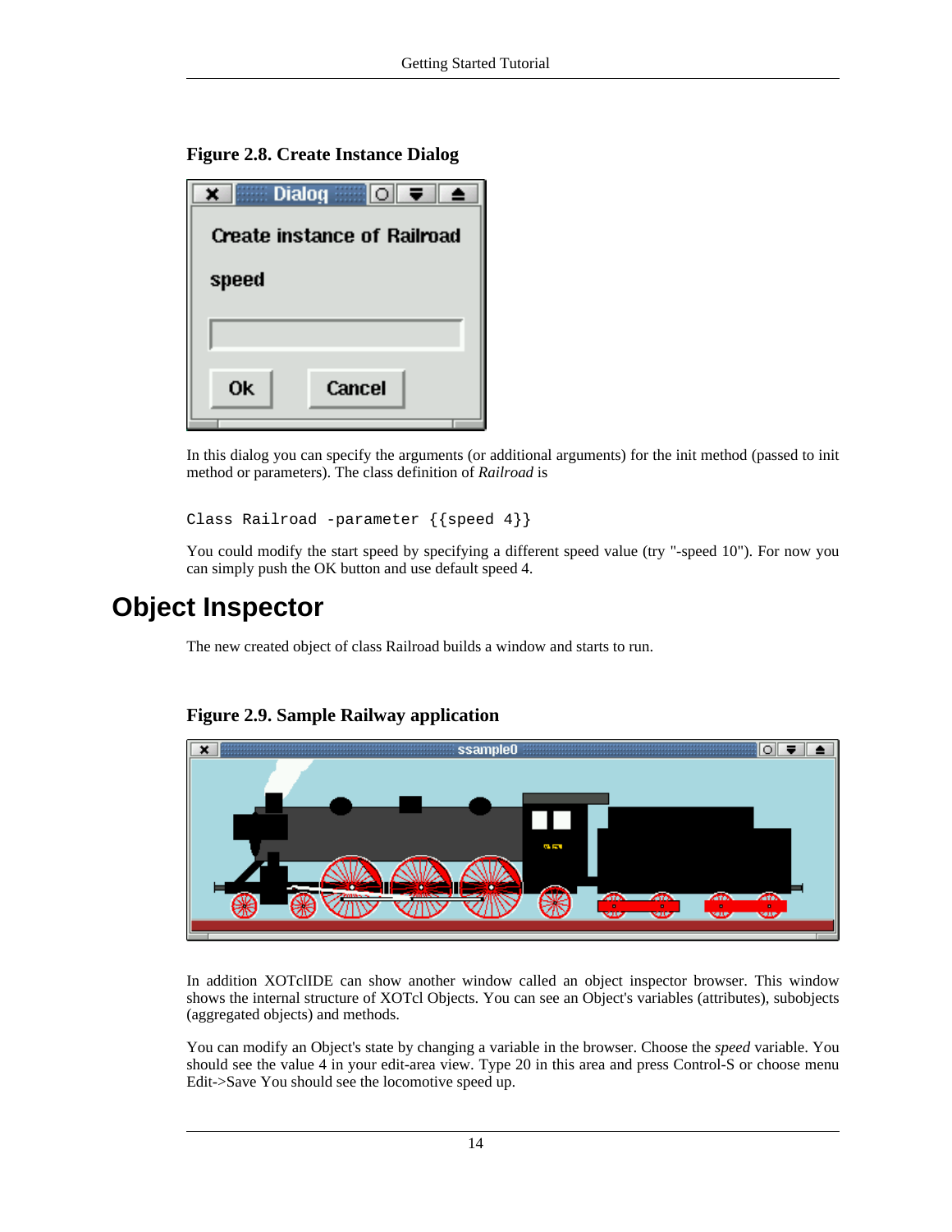**Figure 2.8. Create Instance Dialog**

In this dialog you can specify the arguments (or additional arguments) for the init method (passed to init method or parameters). The class definition of *Railroad* is

```
Class Railroad -parameter {{speed 4}}
```

You could modify the start speed by specifying a different speed value (try "-speed 10"). For now you can simply push the OK button and use default speed 4.

# Object Inspector

The new created object of class Railroad builds a window and starts to run.

**Figure 2.9. Sample Railway application**

In addition XOTclIDE can show another window called an object inspector browser. This window shows the internal structure of XOTcl Objects. You can see an Object's variables (attributes), subobjects (aggregated objects) and methods.

You can modify an Object's state by changing a variable in the browser. Choose the *speed* variable. You should see the value 4 in your edit-area view. Type 20 in this area and press Control-S or choose menu Edit->Save You should see the locomotive speed up.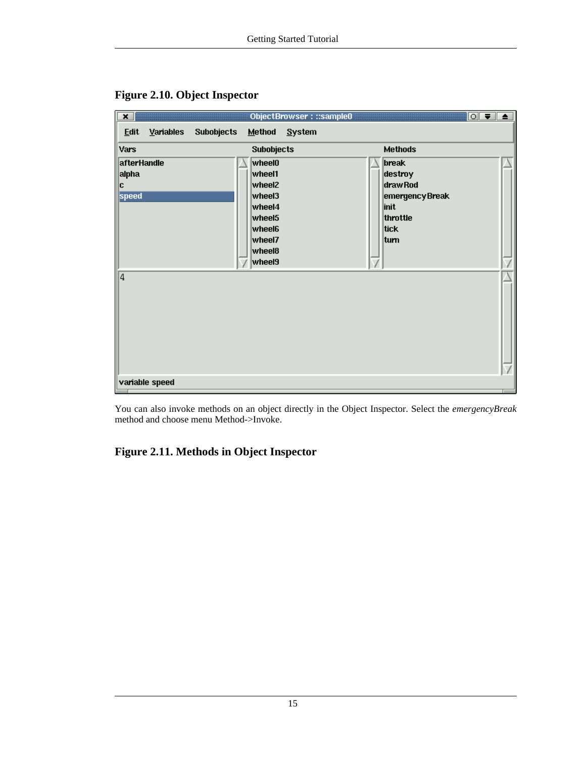**Figure 2.10. Object Inspector**

You can also invoke methods on an object directly in the Object Inspector. Select the *emergencyBreak* method and choose menu Method->Invoke.

**Figure 2.11. Methods in Object Inspector**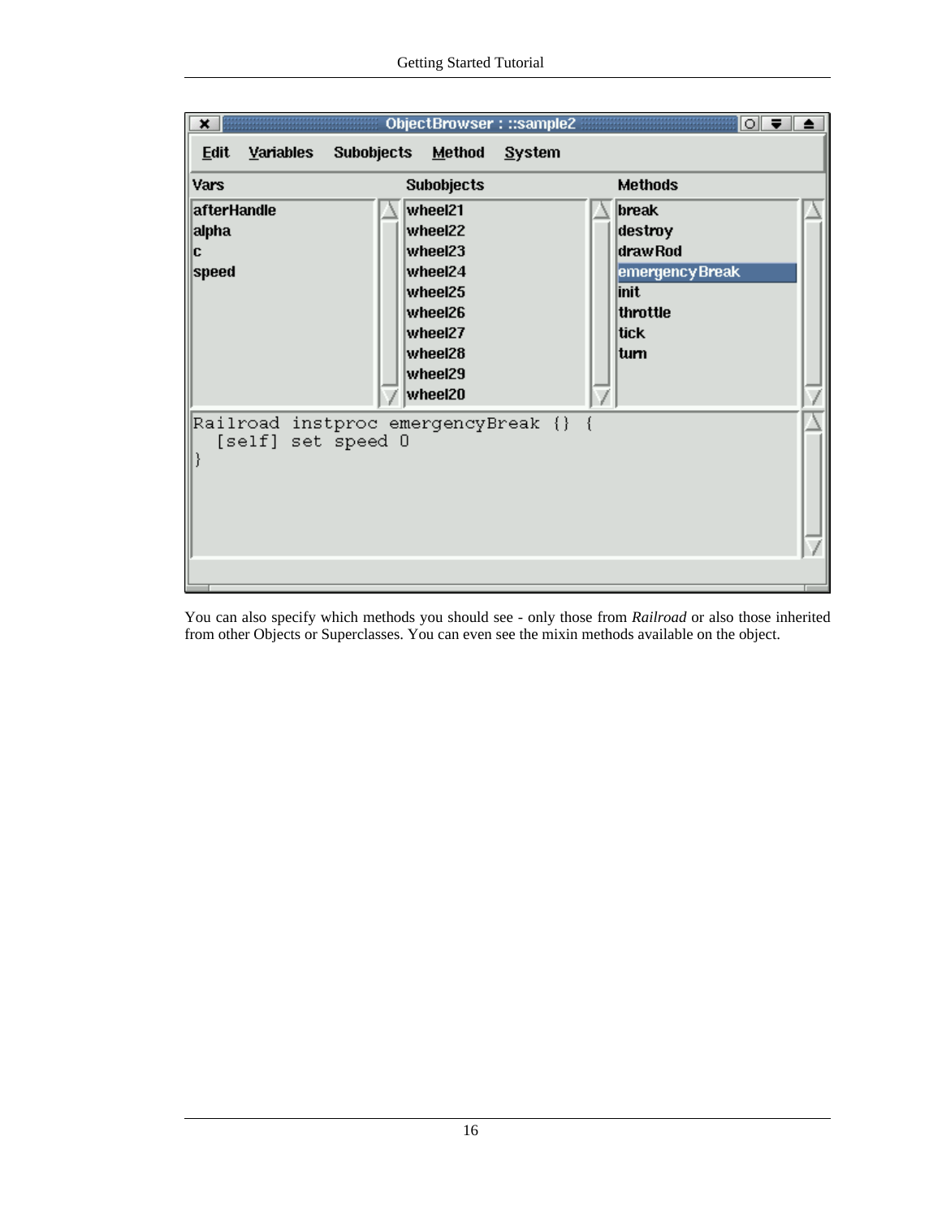You can also specify which methods you should see - only those from *Railroad* or also those inherited from other Objects or Superclasses. You can even see the mixin methods available on the object.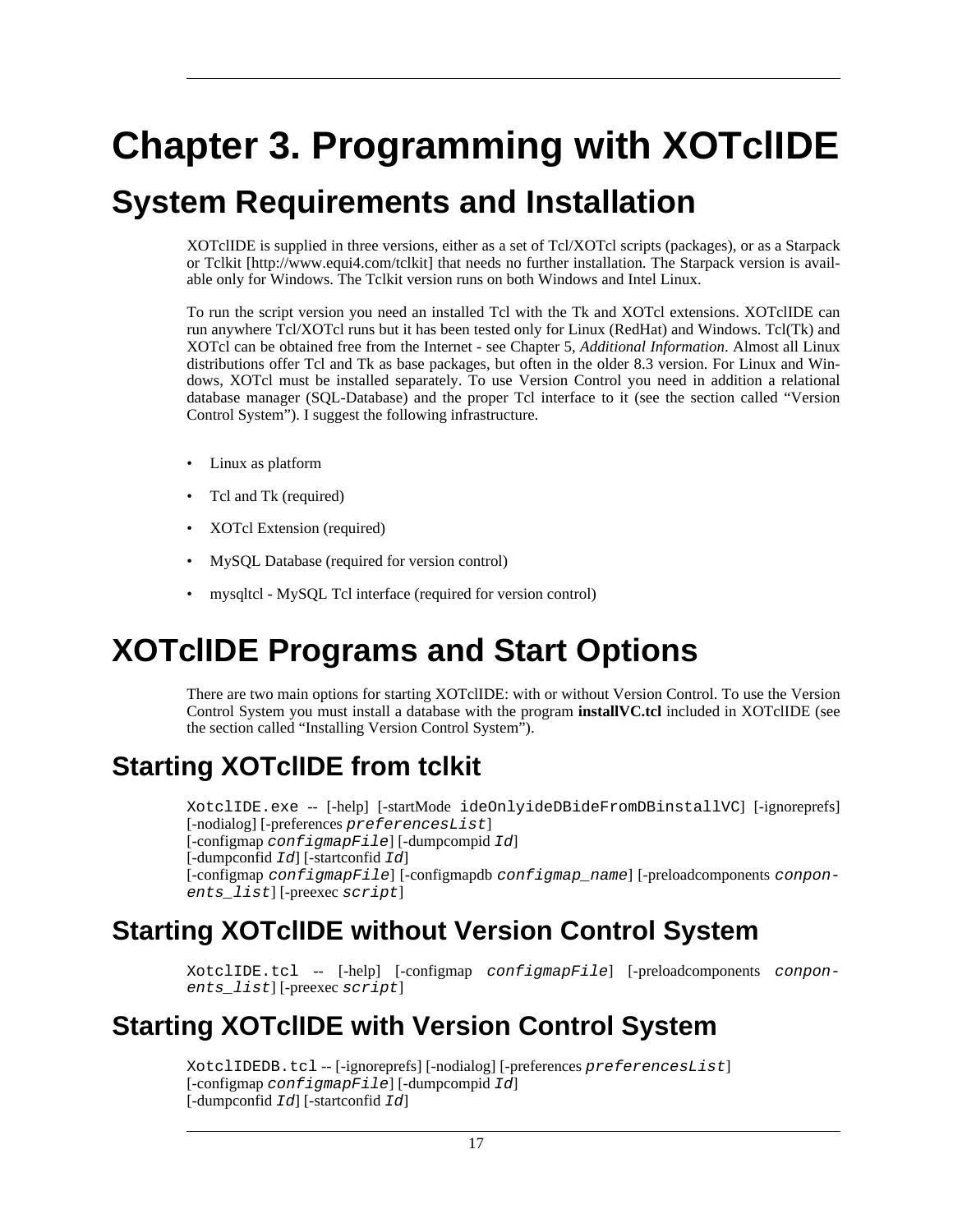# Chapter 3. Programming with XOTclIDE

## System Requirements and Installation

XOTclIDE is supplied in three versions, either as a set of Tcl/XOTcl scripts (packages), or as a Starpack or Tclkit [http://www.equi4.com/tclkit] that needs no further installation. The Starpack version is available only for Windows. The Tclkit version runs on both Windows and Intel Linux.

To run the script version you need an installed Tcl with the Tk and XOTcl extensions. XOTclIDE can run anywhere Tcl/XOTcl runs but it has been tested only for Linux (RedHat) and Windows. Tcl(Tk) and XOTcl can be obtained free from the Internet - see Chapter 5, *Additional Information*. Almost all Linux distributions offer Tcl and Tk as base packages, but often in the older 8.3 version. For Linux and Windows, XOTcl must be installed separately. To use Version Control you need in addition a relational database manager (SQL-Database) and the proper Tcl interface to it (see the section called "Version Control System"). I suggest the following infrastructure.

- Linux as platform
- Tcl and Tk (required)
- XOTcl Extension (required)
- MySQL Database (required for version control)
- mysqltcl - MySQL Tcl interface (required for version control)

## XOTclIDE Programs and Start Options

There are two main options for starting XOTclIDE: with or without Version Control. To use the Version Control System you must install a database with the program **installVC.tcl** included in XOTclIDE (see the section called "Installing Version Control System").

### Starting XOTclIDE from tclkit

`XotclIDE.exe` -- [-help] [-startMode `ideOnlyideDBideFromDBinstallVC`] [-ignoreprefs] [-nodialog] [-preferences *`preferencesList`*] [-configmap *`configmapFile`*] [-dumpcompid *`Id`*] [-dumpconfid *`Id`*] [-startconfid *`Id`*] [-configmap *`configmapFile`*] [-configmapdb *`configmap_name`*] [-preloadcomponents *`conponents_list`*] [-preexec *`script`*]

### Starting XOTclIDE without Version Control System

`XotclIDE.tcl` -- [-help] [-configmap *`configmapFile`*] [-preloadcomponents *`conponents_list`*] [-preexec *`script`*]

### Starting XOTclIDE with Version Control System

`XotclIDEDB.tcl` -- [-ignoreprefs] [-nodialog] [-preferences *`preferencesList`*] [-configmap *`configmapFile`*] [-dumpcompid *`Id`*] [-dumpconfid *`Id`*] [-startconfid *`Id`*]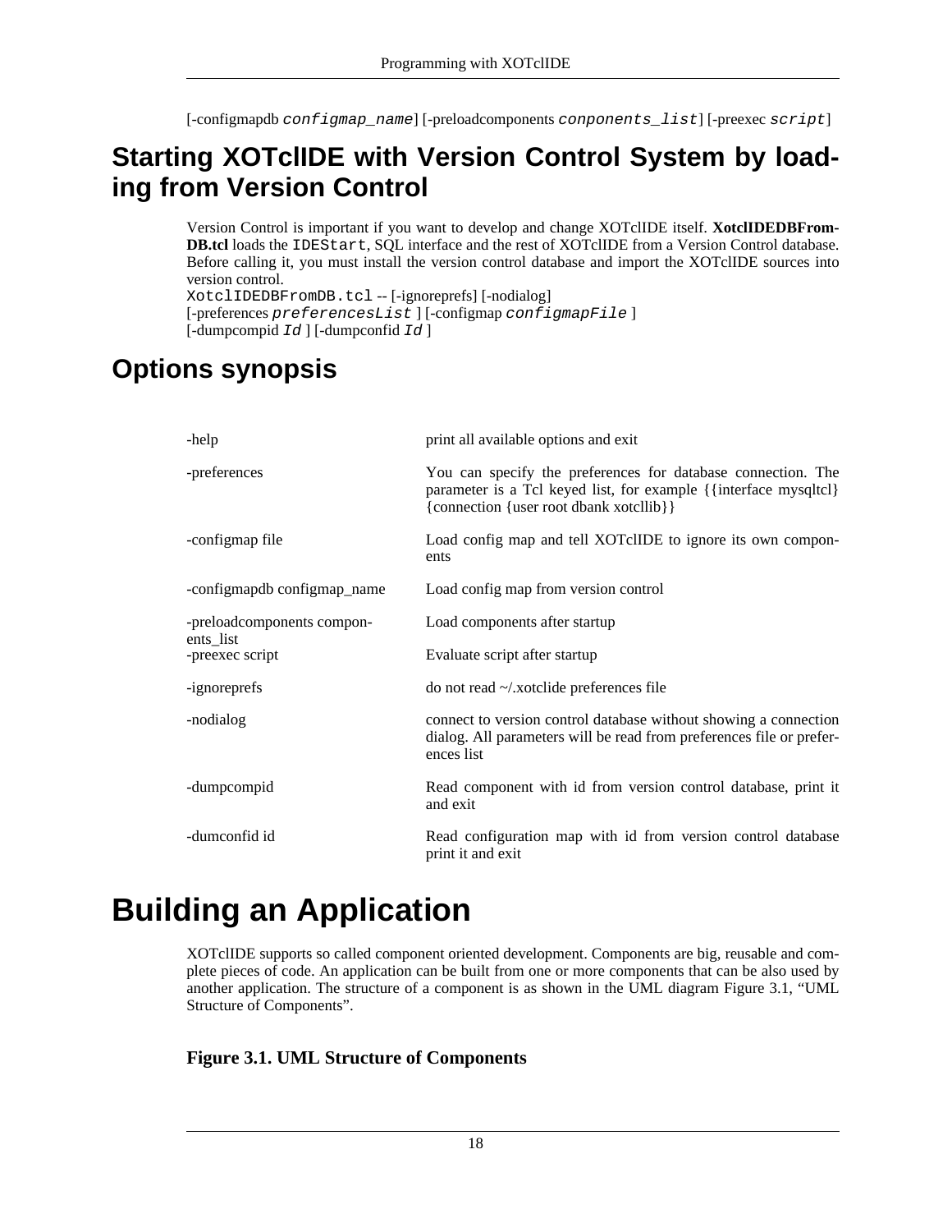[-configmapdb *configmap_name*] [-preloadcomponents *conponents_list*] [-preexec *script*]

## Starting XOTclIDE with Version Control System by loading from Version Control

Version Control is important if you want to develop and change XOTclIDE itself. **XotclIDEDBFromDB.tcl** loads the `IDEStart`, SQL interface and the rest of XOTclIDE from a Version Control database. Before calling it, you must install the version control database and import the XOTclIDE sources into version control.

`XotclIDEDBFromDB.tcl` -- [-ignoreprefs] [-nodialog]
[-preferences *preferencesList* ] [-configmap *configmapFile* ]
[-dumpcompid *Id* ] [-dumpconfid *Id* ]

## Options synopsis

| | |
|---|---|
| -help | print all available options and exit |
| -preferences | You can specify the preferences for database connection. The parameter is a Tcl keyed list, for example {{interface mysqltcl} {connection {user root dbank xotcllib}} |
| -configmap file | Load config map and tell XOTclIDE to ignore its own components |
| -configmapdb configmap_name | Load config map from version control |
| -preloadcomponents components_list | Load components after startup |
| -preexec script | Evaluate script after startup |
| -ignoreprefs | do not read ~/.xotclide preferences file |
| -nodialog | connect to version control database without showing a connection dialog. All parameters will be read from preferences file or preferences list |
| -dumpcompid | Read component with id from version control database, print it and exit |
| -dumconfid id | Read configuration map with id from version control database print it and exit |

# Building an Application

XOTclIDE supports so called component oriented development. Components are big, reusable and complete pieces of code. An application can be built from one or more components that can be also used by another application. The structure of a component is as shown in the UML diagram Figure 3.1, "UML Structure of Components".

**Figure 3.1. UML Structure of Components**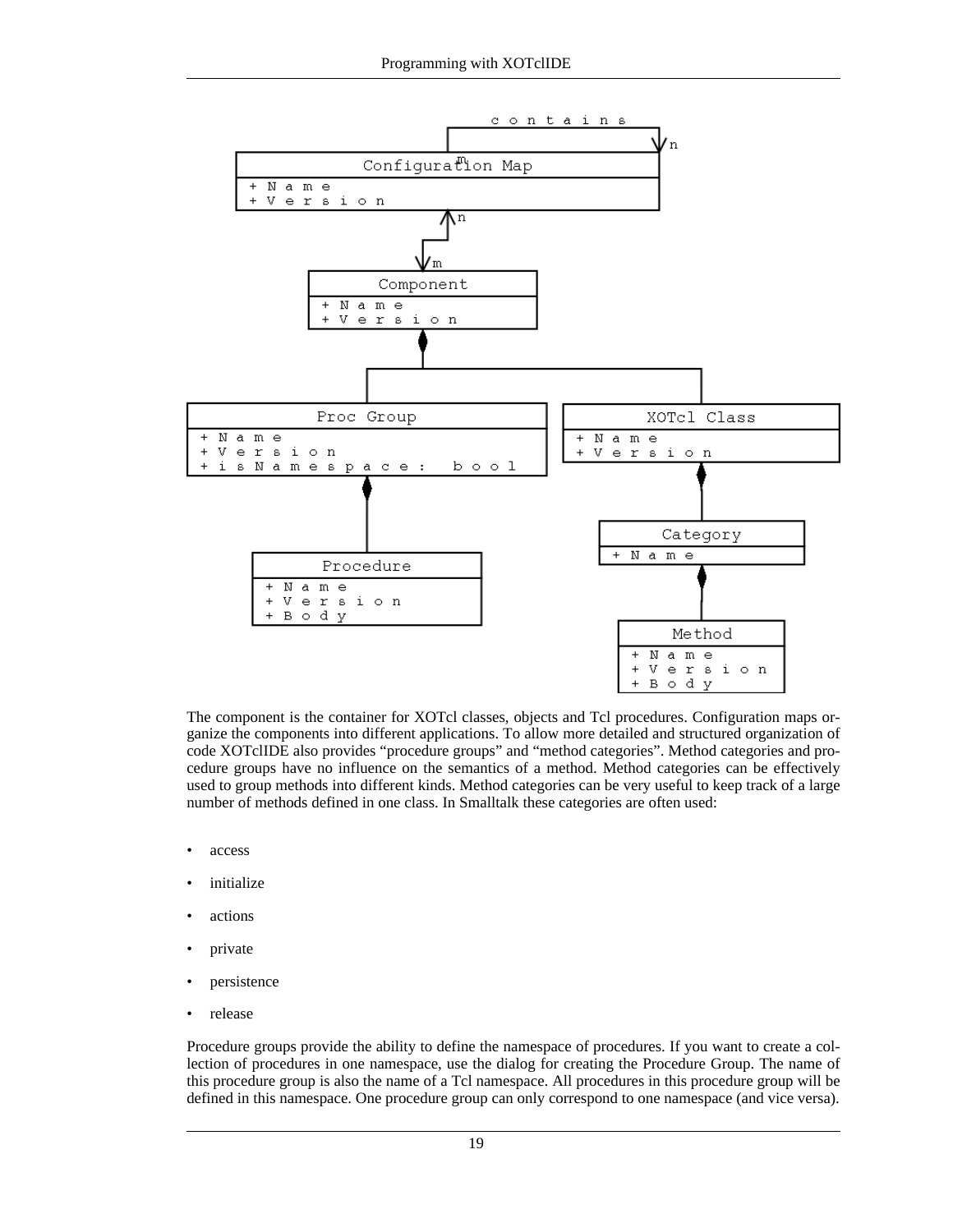The component is the container for XOTcl classes, objects and Tcl procedures. Configuration maps organize the components into different applications. To allow more detailed and structured organization of code XOTclIDE also provides “procedure groups” and “method categories”. Method categories and procedure groups have no influence on the semantics of a method. Method categories can be effectively used to group methods into different kinds. Method categories can be very useful to keep track of a large number of methods defined in one class. In Smalltalk these categories are often used:

- access
- initialize
- actions
- private
- persistence
- release

Procedure groups provide the ability to define the namespace of procedures. If you want to create a collection of procedures in one namespace, use the dialog for creating the Procedure Group. The name of this procedure group is also the name of a Tcl namespace. All procedures in this procedure group will be defined in this namespace. One procedure group can only correspond to one namespace (and vice versa).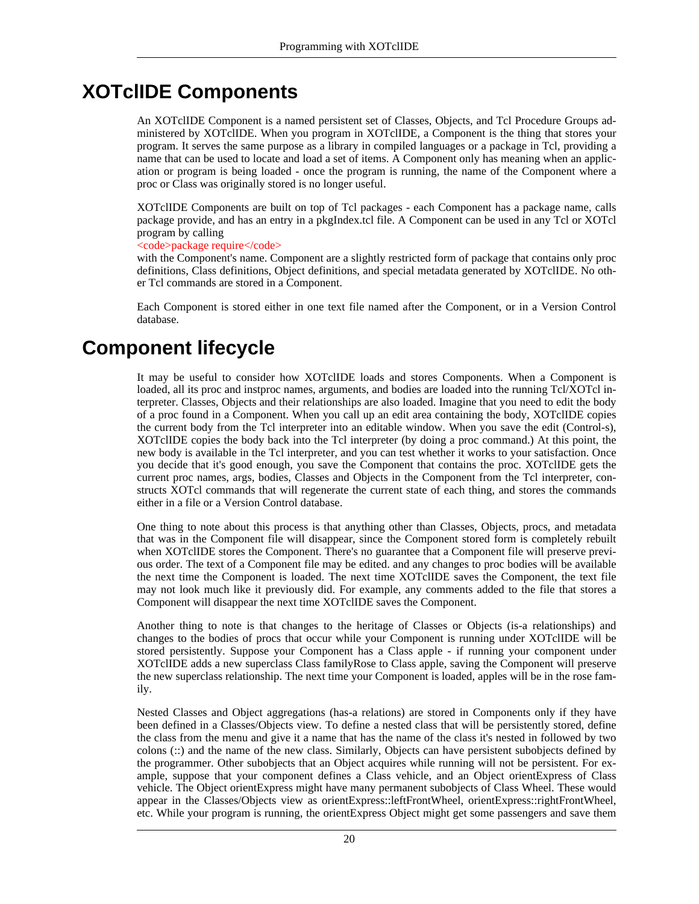# XOTclIDE Components

An XOTclIDE Component is a named persistent set of Classes, Objects, and Tcl Procedure Groups administered by XOTclIDE. When you program in XOTclIDE, a Component is the thing that stores your program. It serves the same purpose as a library in compiled languages or a package in Tcl, providing a name that can be used to locate and load a set of items. A Component only has meaning when an application or program is being loaded - once the program is running, the name of the Component where a proc or Class was originally stored is no longer useful.

XOTclIDE Components are built on top of Tcl packages - each Component has a package name, calls package provide, and has an entry in a pkgIndex.tcl file. A Component can be used in any Tcl or XOTcl program by calling

<code>package require</code>

with the Component's name. Component are a slightly restricted form of package that contains only proc definitions, Class definitions, Object definitions, and special metadata generated by XOTclIDE. No other Tcl commands are stored in a Component.

Each Component is stored either in one text file named after the Component, or in a Version Control database.

# Component lifecycle

It may be useful to consider how XOTclIDE loads and stores Components. When a Component is loaded, all its proc and instproc names, arguments, and bodies are loaded into the running Tcl/XOTcl interpreter. Classes, Objects and their relationships are also loaded. Imagine that you need to edit the body of a proc found in a Component. When you call up an edit area containing the body, XOTclIDE copies the current body from the Tcl interpreter into an editable window. When you save the edit (Control-s), XOTclIDE copies the body back into the Tcl interpreter (by doing a proc command.) At this point, the new body is available in the Tcl interpreter, and you can test whether it works to your satisfaction. Once you decide that it's good enough, you save the Component that contains the proc. XOTclIDE gets the current proc names, args, bodies, Classes and Objects in the Component from the Tcl interpreter, constructs XOTcl commands that will regenerate the current state of each thing, and stores the commands either in a file or a Version Control database.

One thing to note about this process is that anything other than Classes, Objects, procs, and metadata that was in the Component file will disappear, since the Component stored form is completely rebuilt when XOTclIDE stores the Component. There's no guarantee that a Component file will preserve previous order. The text of a Component file may be edited. and any changes to proc bodies will be available the next time the Component is loaded. The next time XOTclIDE saves the Component, the text file may not look much like it previously did. For example, any comments added to the file that stores a Component will disappear the next time XOTclIDE saves the Component.

Another thing to note is that changes to the heritage of Classes or Objects (is-a relationships) and changes to the bodies of procs that occur while your Component is running under XOTclIDE will be stored persistently. Suppose your Component has a Class apple - if running your component under XOTclIDE adds a new superclass Class familyRose to Class apple, saving the Component will preserve the new superclass relationship. The next time your Component is loaded, apples will be in the rose family.

Nested Classes and Object aggregations (has-a relations) are stored in Components only if they have been defined in a Classes/Objects view. To define a nested class that will be persistently stored, define the class from the menu and give it a name that has the name of the class it's nested in followed by two colons (::) and the name of the new class. Similarly, Objects can have persistent subobjects defined by the programmer. Other subobjects that an Object acquires while running will not be persistent. For example, suppose that your component defines a Class vehicle, and an Object orientExpress of Class vehicle. The Object orientExpress might have many permanent subobjects of Class Wheel. These would appear in the Classes/Objects view as orientExpress::leftFrontWheel, orientExpress::rightFrontWheel, etc. While your program is running, the orientExpress Object might get some passengers and save them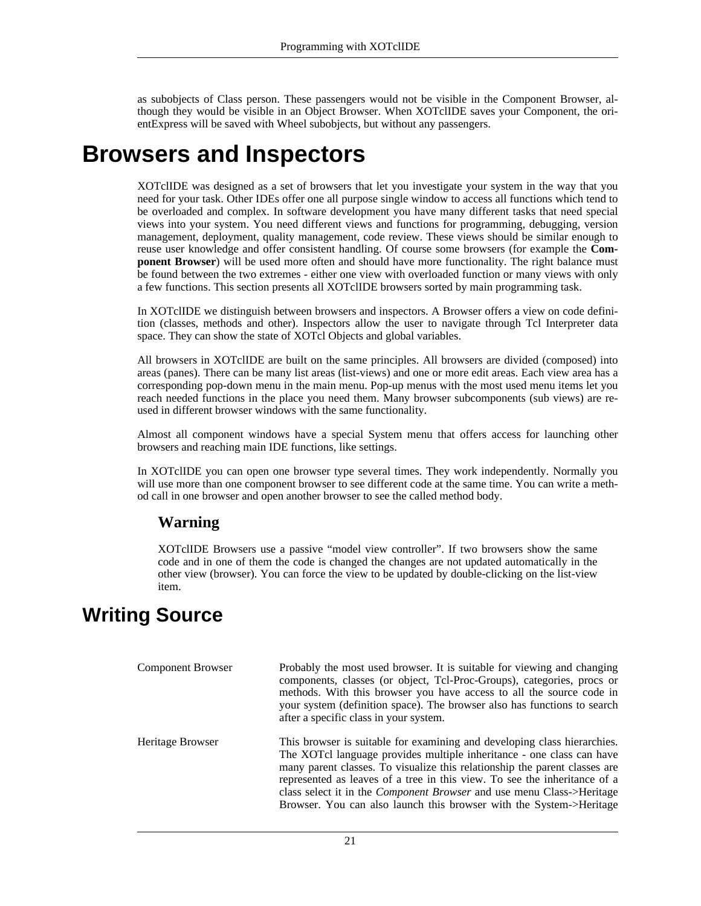as subobjects of Class person. These passengers would not be visible in the Component Browser, although they would be visible in an Object Browser. When XOTclIDE saves your Component, the orientExpress will be saved with Wheel subobjects, but without any passengers.

# Browsers and Inspectors

XOTclIDE was designed as a set of browsers that let you investigate your system in the way that you need for your task. Other IDEs offer one all purpose single window to access all functions which tend to be overloaded and complex. In software development you have many different tasks that need special views into your system. You need different views and functions for programming, debugging, version management, deployment, quality management, code review. These views should be similar enough to reuse user knowledge and offer consistent handling. Of course some browsers (for example the **Component Browser**) will be used more often and should have more functionality. The right balance must be found between the two extremes - either one view with overloaded function or many views with only a few functions. This section presents all XOTclIDE browsers sorted by main programming task.

In XOTclIDE we distinguish between browsers and inspectors. A Browser offers a view on code definition (classes, methods and other). Inspectors allow the user to navigate through Tcl Interpreter data space. They can show the state of XOTcl Objects and global variables.

All browsers in XOTclIDE are built on the same principles. All browsers are divided (composed) into areas (panes). There can be many list areas (list-views) and one or more edit areas. Each view area has a corresponding pop-down menu in the main menu. Pop-up menus with the most used menu items let you reach needed functions in the place you need them. Many browser subcomponents (sub views) are reused in different browser windows with the same functionality.

Almost all component windows have a special System menu that offers access for launching other browsers and reaching main IDE functions, like settings.

In XOTclIDE you can open one browser type several times. They work independently. Normally you will use more than one component browser to see different code at the same time. You can write a method call in one browser and open another browser to see the called method body.

### Warning

XOTclIDE Browsers use a passive “model view controller”. If two browsers show the same code and in one of them the code is changed the changes are not updated automatically in the other view (browser). You can force the view to be updated by double-clicking on the list-view item.

## Writing Source

| | |
|---|---|
| Component Browser | Probably the most used browser. It is suitable for viewing and changing components, classes (or object, Tcl-Proc-Groups), categories, procs or methods. With this browser you have access to all the source code in your system (definition space). The browser also has functions to search after a specific class in your system. |
| Heritage Browser | This browser is suitable for examining and developing class hierarchies. The XOTcl language provides multiple inheritance - one class can have many parent classes. To visualize this relationship the parent classes are represented as leaves of a tree in this view. To see the inheritance of a class select it in the *Component Browser* and use menu Class->Heritage Browser. You can also launch this browser with the System->Heritage |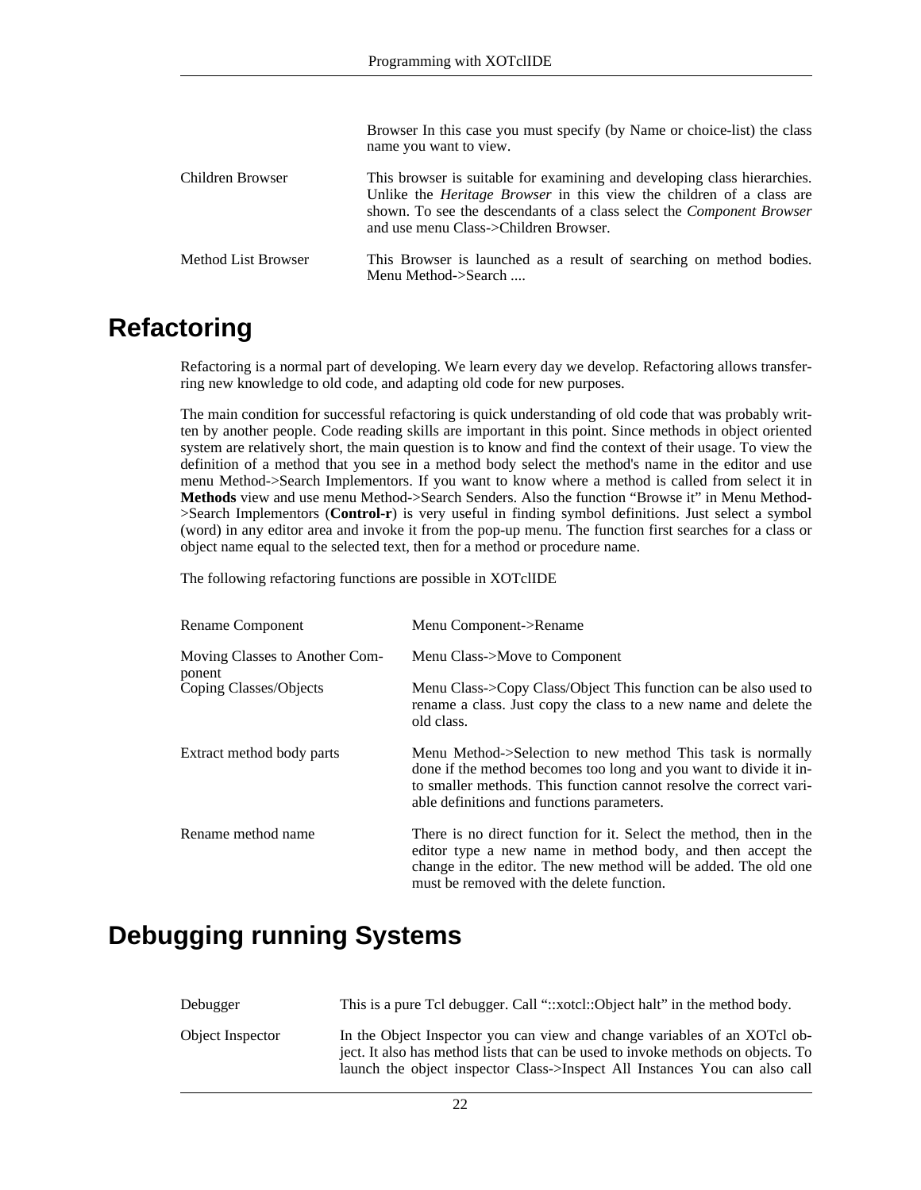| | |
|---|---|
| | Browser In this case you must specify (by Name or choice-list) the class name you want to view. |
| Children Browser | This browser is suitable for examining and developing class hierarchies. Unlike the *Heritage Browser* in this view the children of a class are shown. To see the descendants of a class select the *Component Browser* and use menu Class->Children Browser. |
| Method List Browser | This Browser is launched as a result of searching on method bodies. Menu Method->Search .... |

## Refactoring

Refactoring is a normal part of developing. We learn every day we develop. Refactoring allows transferring new knowledge to old code, and adapting old code for new purposes.

The main condition for successful refactoring is quick understanding of old code that was probably written by another people. Code reading skills are important in this point. Since methods in object oriented system are relatively short, the main question is to know and find the context of their usage. To view the definition of a method that you see in a method body select the method's name in the editor and use menu Method->Search Implementors. If you want to know where a method is called from select it in **Methods** view and use menu Method->Search Senders. Also the function “Browse it” in Menu Method->Search Implementors (**Control-r**) is very useful in finding symbol definitions. Just select a symbol (word) in any editor area and invoke it from the pop-up menu. The function first searches for a class or object name equal to the selected text, then for a method or procedure name.

The following refactoring functions are possible in XOTclIDE

| | |
|---|---|
| Rename Component | Menu Component->Rename |
| Moving Classes to Another Component | Menu Class->Move to Component |
| Coping Classes/Objects | Menu Class->Copy Class/Object This function can be also used to rename a class. Just copy the class to a new name and delete the old class. |
| Extract method body parts | Menu Method->Selection to new method This task is normally done if the method becomes too long and you want to divide it into smaller methods. This function cannot resolve the correct variable definitions and functions parameters. |
| Rename method name | There is no direct function for it. Select the method, then in the editor type a new name in method body, and then accept the change in the editor. The new method will be added. The old one must be removed with the delete function. |

## Debugging running Systems

| | |
|---|---|
| Debugger | This is a pure Tcl debugger. Call “::xotcl::Object halt” in the method body. |
| Object Inspector | In the Object Inspector you can view and change variables of an XOTcl object. It also has method lists that can be used to invoke methods on objects. To launch the object inspector Class->Inspect All Instances You can also call |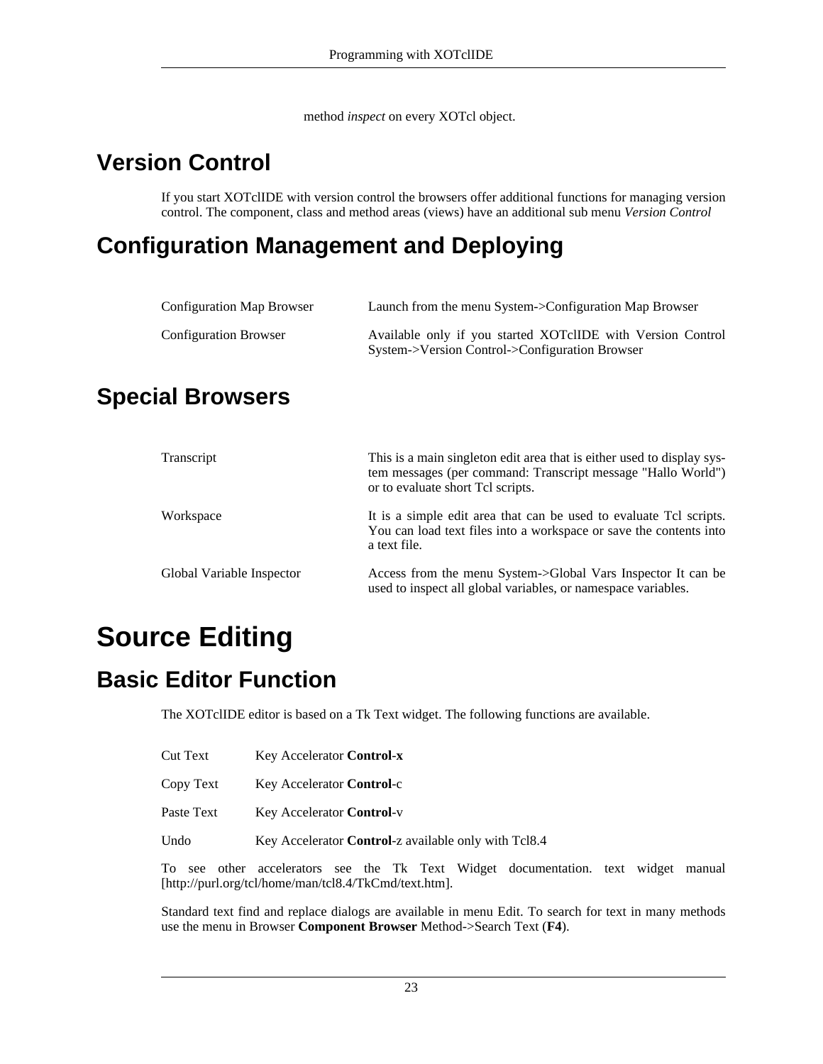method *inspect* on every XOTcl object.

## Version Control

If you start XOTclIDE with version control the browsers offer additional functions for managing version control. The component, class and method areas (views) have an additional sub menu *Version Control*

## Configuration Management and Deploying

| | |
|---|---|
| Configuration Map Browser | Launch from the menu System->Configuration Map Browser |
| Configuration Browser | Available only if you started XOTclIDE with Version Control System->Version Control->Configuration Browser |

## Special Browsers

| | |
|---|---|
| Transcript | This is a main singleton edit area that is either used to display system messages (per command: Transcript message "Hallo World") or to evaluate short Tcl scripts. |
| Workspace | It is a simple edit area that can be used to evaluate Tcl scripts. You can load text files into a workspace or save the contents into a text file. |
| Global Variable Inspector | Access from the menu System->Global Vars Inspector It can be used to inspect all global variables, or namespace variables. |

# Source Editing

## Basic Editor Function

The XOTclIDE editor is based on a Tk Text widget. The following functions are available.

| | |
|---|---|
| Cut Text | Key Accelerator **Control**-x |
| Copy Text | Key Accelerator **Control**-c |
| Paste Text | Key Accelerator **Control**-v |
| Undo | Key Accelerator **Control**-z available only with Tcl8.4 |

To see other accelerators see the Tk Text Widget documentation. text widget manual [http://purl.org/tcl/home/man/tcl8.4/TkCmd/text.htm].

Standard text find and replace dialogs are available in menu Edit. To search for text in many methods use the menu in Browser **Component Browser** Method->Search Text (**F4**).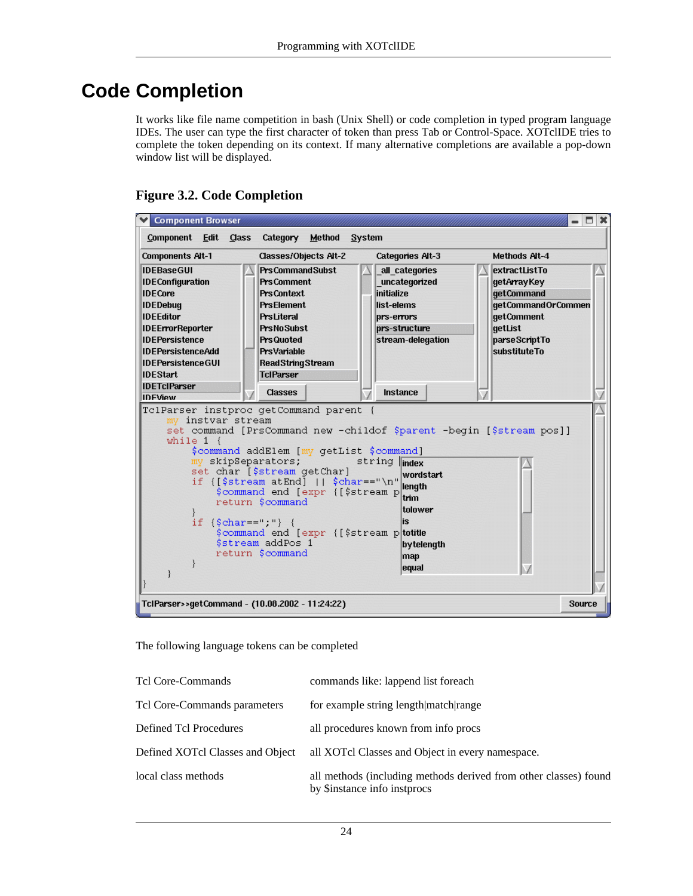# Code Completion

It works like file name competition in bash (Unix Shell) or code completion in typed program language IDEs. The user can type the first character of token than press Tab or Control-Space. XOTclIDE tries to complete the token depending on its context. If many alternative completions are available a pop-down window list will be displayed.

## Figure 3.2. Code Completion

The following language tokens can be completed

| | |
|---|---|
| Tcl Core-Commands | commands like: lappend list foreach |
| Tcl Core-Commands parameters | for example string length\|match\|range |
| Defined Tcl Procedures | all procedures known from info procs |
| Defined XOTcl Classes and Object | all XOTcl Classes and Object in every namespace. |
| local class methods | all methods (including methods derived from other classes) found by $instance info instprocs |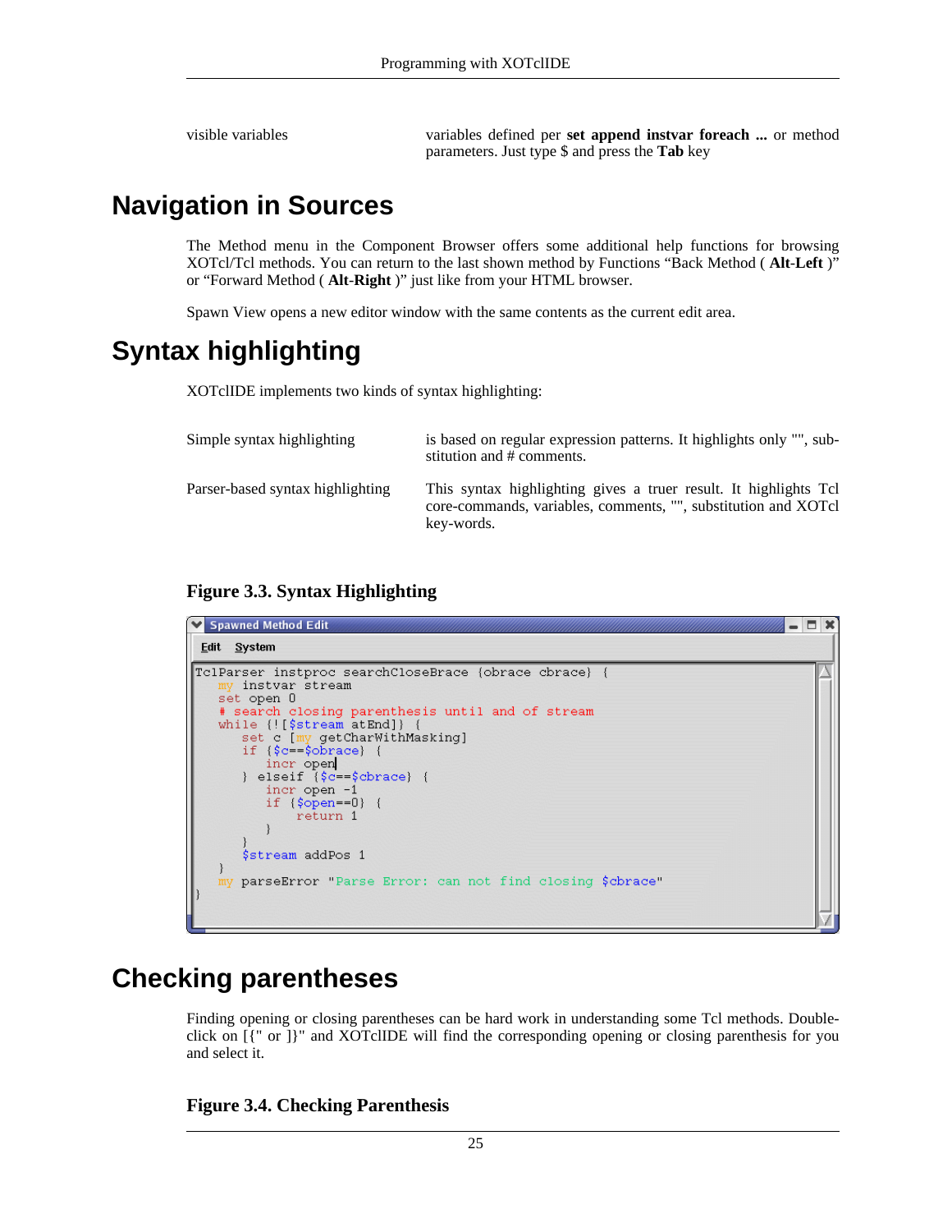| | |
|---|---|
| visible variables | variables defined per **set append instvar foreach ...** or method parameters. Just type $ and press the **Tab** key |

## Navigation in Sources

The Method menu in the Component Browser offers some additional help functions for browsing XOTcl/Tcl methods. You can return to the last shown method by Functions “Back Method ( **Alt-Left** )” or “Forward Method ( **Alt-Right** )” just like from your HTML browser.

Spawn View opens a new editor window with the same contents as the current edit area.

## Syntax highlighting

XOTclIDE implements two kinds of syntax highlighting:

| | |
|---|---|
| Simple syntax highlighting | is based on regular expression patterns. It highlights only "", substitution and # comments. |
| Parser-based syntax highlighting | This syntax highlighting gives a truer result. It highlights Tcl core-commands, variables, comments, "", substitution and XOTcl key-words. |

**Figure 3.3. Syntax Highlighting**

```
TclParser instproc searchCloseBrace {obrace cbrace} {
    my instvar stream
    set open 0
    # search closing parenthesis until and of stream
    while {![$stream atEnd]} {
        set c [my getCharWithMasking]
        if {$c==$obrace} {
            incr open
        } elseif {$c==$cbrace} {
            incr open -1
            if {$open==0} {
                return 1
            }
        }
        $stream addPos 1
    }
    my parseError "Parse Error: can not find closing $cbrace"
}
```

## Checking parentheses

Finding opening or closing parentheses can be hard work in understanding some Tcl methods. Double-click on [{" or ]}" and XOTclIDE will find the corresponding opening or closing parenthesis for you and select it.

**Figure 3.4. Checking Parenthesis**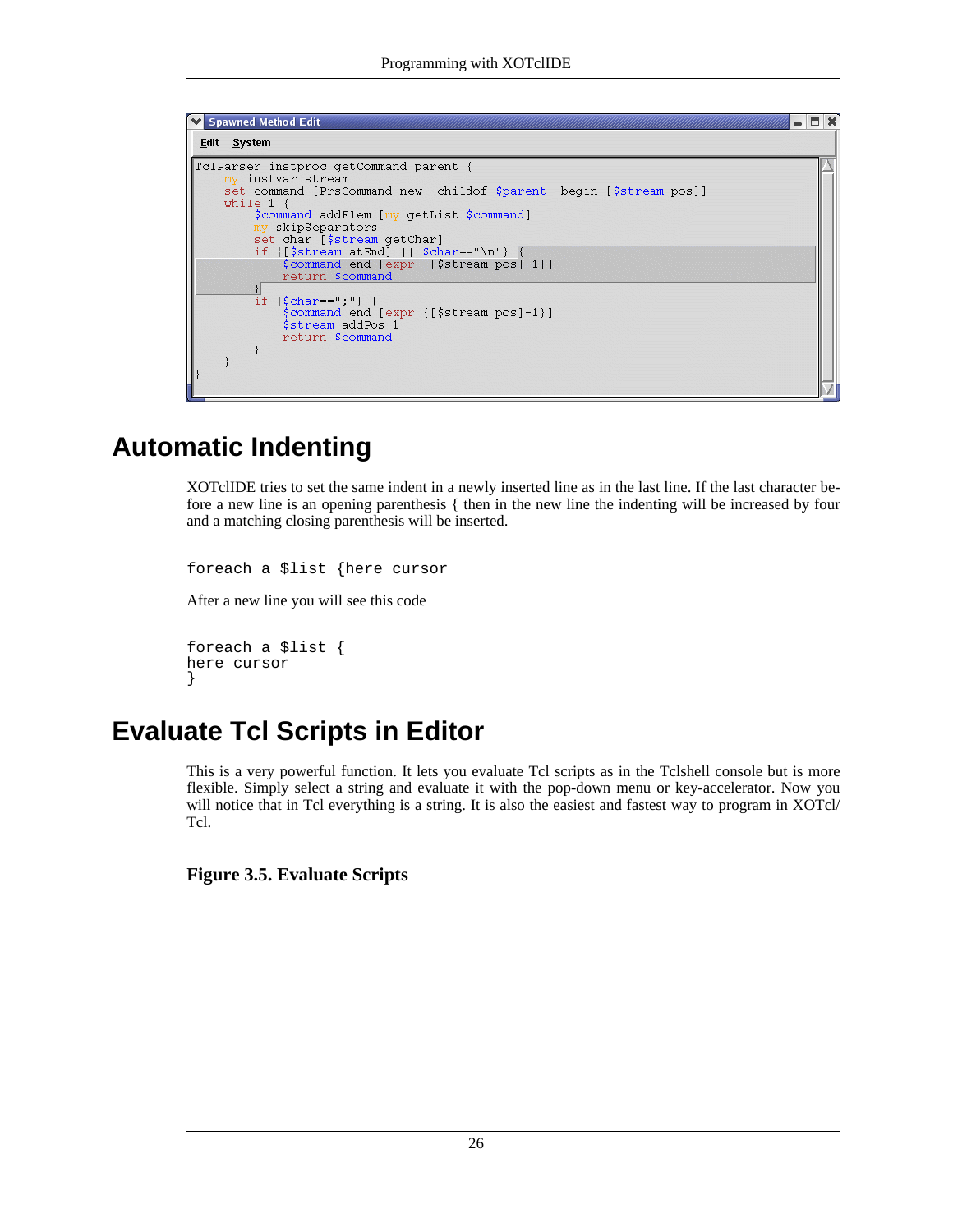```
TclParser instproc getCommand parent {
    my instvar stream
    set command [PrsCommand new -childof $parent -begin [$stream pos]]
    while 1 {
        $command addElem [my getList $command]
        my skipSeparators
        set char [$stream getChar]
        if {[$stream atEnd] || $char=="\n"} {
            $command end [expr {[$stream pos]-1}]
            return $command
        }
        if {$char==";"} {
            $command end [expr {[$stream pos]-1}]
            $stream addPos 1
            return $command
        }
    }
}
```

# Automatic Indenting

XOTclIDE tries to set the same indent in a newly inserted line as in the last line. If the last character before a new line is an opening parenthesis { then in the new line the indenting will be increased by four and a matching closing parenthesis will be inserted.

```
foreach a $list {here cursor
```

After a new line you will see this code

```
foreach a $list {
here cursor
}
```

# Evaluate Tcl Scripts in Editor

This is a very powerful function. It lets you evaluate Tcl scripts as in the Tclshell console but is more flexible. Simply select a string and evaluate it with the pop-down menu or key-accelerator. Now you will notice that in Tcl everything is a string. It is also the easiest and fastest way to program in XOTcl/Tcl.

**Figure 3.5. Evaluate Scripts**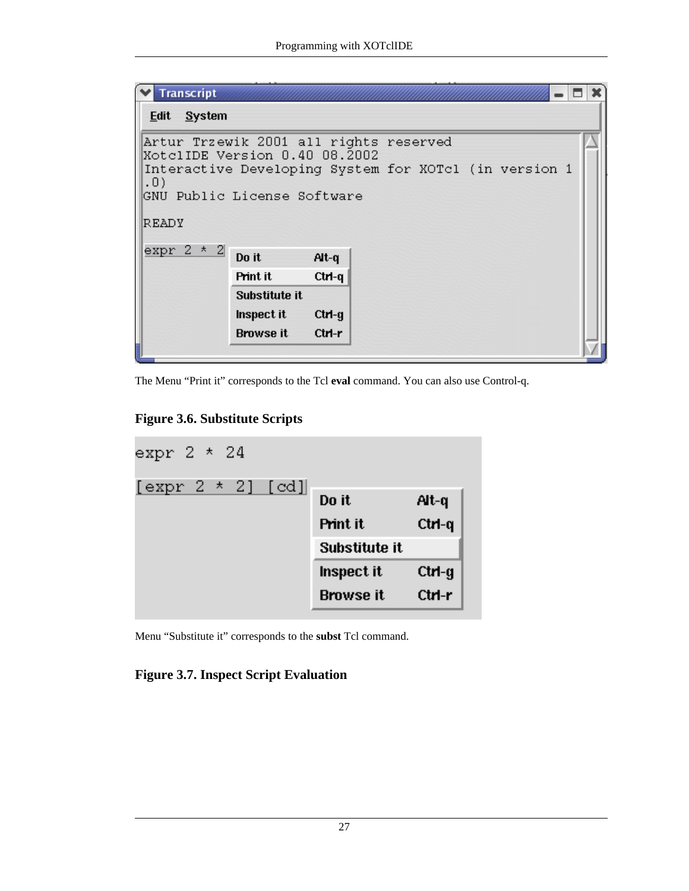The Menu “Print it” corresponds to the Tcl **eval** command. You can also use Control-q.

**Figure 3.6. Substitute Scripts**

Menu “Substitute it” corresponds to the **subst** Tcl command.

**Figure 3.7. Inspect Script Evaluation**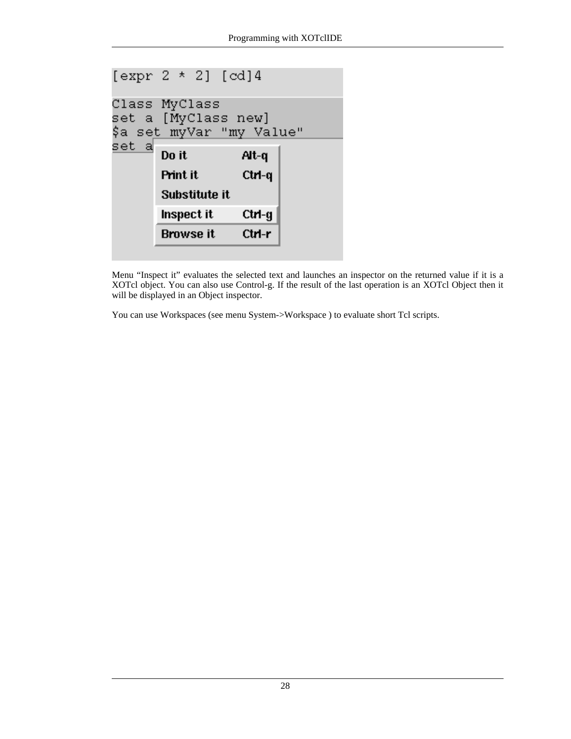Menu “Inspect it” evaluates the selected text and launches an inspector on the returned value if it is a XOTcl object. You can also use Control-g. If the result of the last operation is an XOTcl Object then it will be displayed in an Object inspector.

You can use Workspaces (see menu System->Workspace ) to evaluate short Tcl scripts.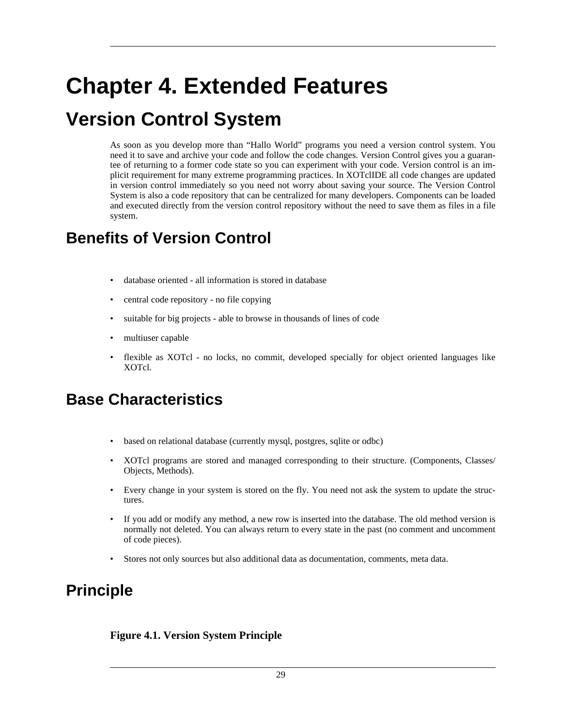# Chapter 4. Extended Features

# Version Control System

As soon as you develop more than “Hallo World” programs you need a version control system. You need it to save and archive your code and follow the code changes. Version Control gives you a guarantee of returning to a former code state so you can experiment with your code. Version control is an implicit requirement for many extreme programming practices. In XOTclIDE all code changes are updated in version control immediately so you need not worry about saving your source. The Version Control System is also a code repository that can be centralized for many developers. Components can be loaded and executed directly from the version control repository without the need to save them as files in a file system.

## Benefits of Version Control

- database oriented - all information is stored in database
- central code repository - no file copying
- suitable for big projects - able to browse in thousands of lines of code
- multiuser capable
- flexible as XOTcl - no locks, no commit, developed specially for object oriented languages like XOTcl.

## Base Characteristics

- based on relational database (currently mysql, postgres, sqlite or odbc)
- XOTcl programs are stored and managed corresponding to their structure. (Components, Classes/Objects, Methods).
- Every change in your system is stored on the fly. You need not ask the system to update the structures.
- If you add or modify any method, a new row is inserted into the database. The old method version is normally not deleted. You can always return to every state in the past (no comment and uncomment of code pieces).
- Stores not only sources but also additional data as documentation, comments, meta data.

## Principle

**Figure 4.1. Version System Principle**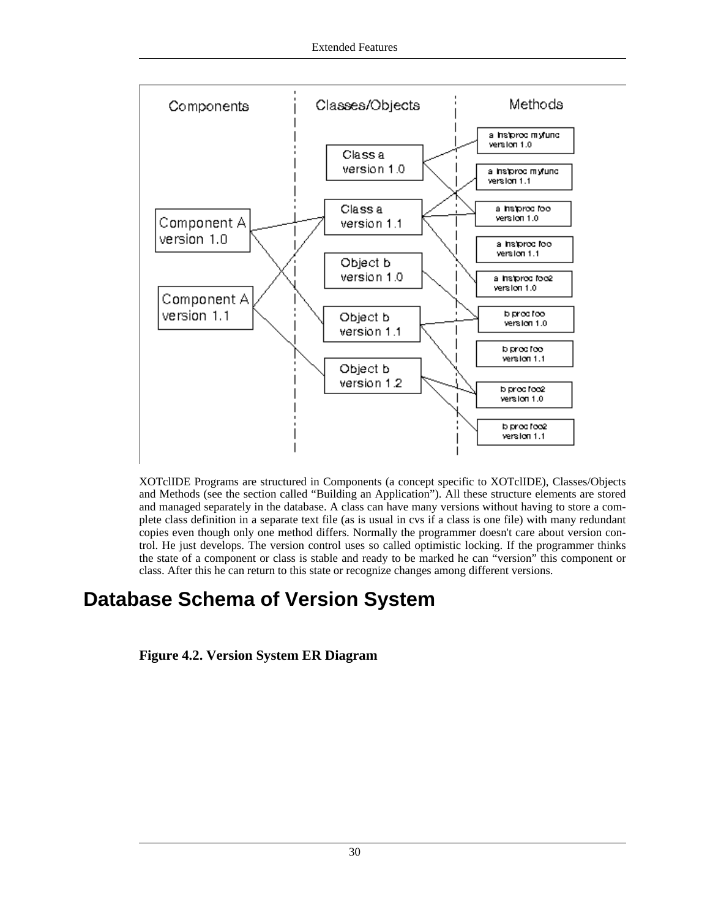XOTclIDE Programs are structured in Components (a concept specific to XOTclIDE), Classes/Objects and Methods (see the section called "Building an Application"). All these structure elements are stored and managed separately in the database. A class can have many versions without having to store a complete class definition in a separate text file (as is usual in cvs if a class is one file) with many redundant copies even though only one method differs. Normally the programmer doesn't care about version control. He just develops. The version control uses so called optimistic locking. If the programmer thinks the state of a component or class is stable and ready to be marked he can "version" this component or class. After this he can return to this state or recognize changes among different versions.

## Database Schema of Version System

**Figure 4.2. Version System ER Diagram**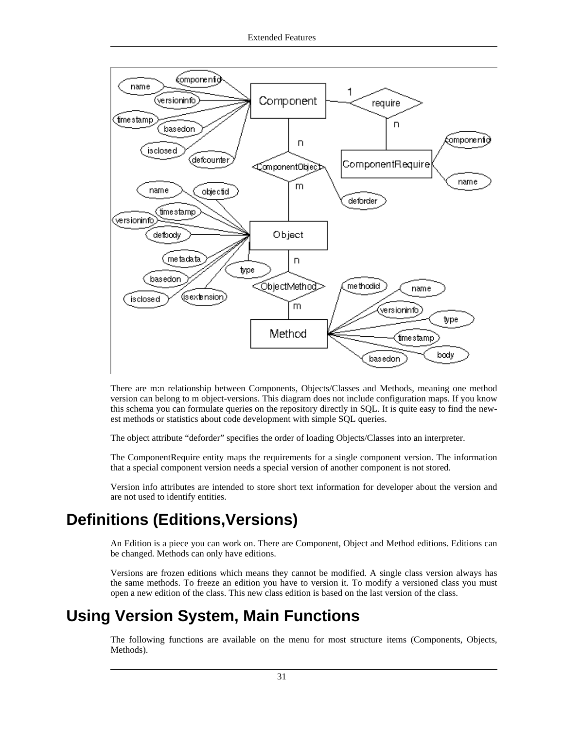There are m:n relationship between Components, Objects/Classes and Methods, meaning one method version can belong to m object-versions. This diagram does not include configuration maps. If you know this schema you can formulate queries on the repository directly in SQL. It is quite easy to find the newest methods or statistics about code development with simple SQL queries.

The object attribute “deforder” specifies the order of loading Objects/Classes into an interpreter.

The ComponentRequire entity maps the requirements for a single component version. The information that a special component version needs a special version of another component is not stored.

Version info attributes are intended to store short text information for developer about the version and are not used to identify entities.

# Definitions (Editions,Versions)

An Edition is a piece you can work on. There are Component, Object and Method editions. Editions can be changed. Methods can only have editions.

Versions are frozen editions which means they cannot be modified. A single class version always has the same methods. To freeze an edition you have to version it. To modify a versioned class you must open a new edition of the class. This new class edition is based on the last version of the class.

# Using Version System, Main Functions

The following functions are available on the menu for most structure items (Components, Objects, Methods).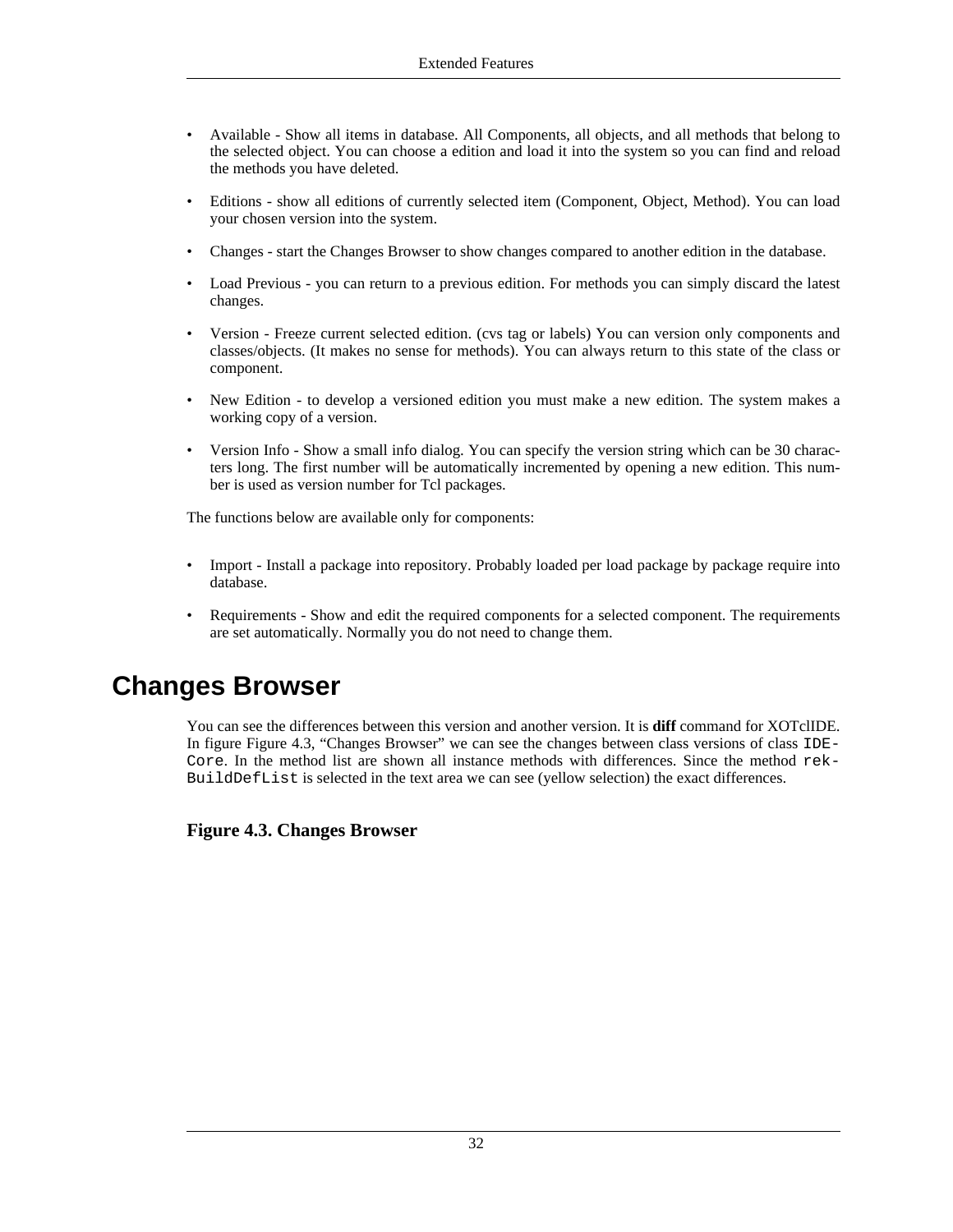- Available - Show all items in database. All Components, all objects, and all methods that belong to the selected object. You can choose a edition and load it into the system so you can find and reload the methods you have deleted.
- Editions - show all editions of currently selected item (Component, Object, Method). You can load your chosen version into the system.
- Changes - start the Changes Browser to show changes compared to another edition in the database.
- Load Previous - you can return to a previous edition. For methods you can simply discard the latest changes.
- Version - Freeze current selected edition. (cvs tag or labels) You can version only components and classes/objects. (It makes no sense for methods). You can always return to this state of the class or component.
- New Edition - to develop a versioned edition you must make a new edition. The system makes a working copy of a version.
- Version Info - Show a small info dialog. You can specify the version string which can be 30 characters long. The first number will be automatically incremented by opening a new edition. This number is used as version number for Tcl packages.

The functions below are available only for components:

- Import - Install a package into repository. Probably loaded per load package by package require into database.
- Requirements - Show and edit the required components for a selected component. The requirements are set automatically. Normally you do not need to change them.

# Changes Browser

You can see the differences between this version and another version. It is **diff** command for XOTclIDE. In figure Figure 4.3, “Changes Browser” we can see the changes between class versions of class `IDE-Core`. In the method list are shown all instance methods with differences. Since the method `rekBuildDefList` is selected in the text area we can see (yellow selection) the exact differences.

**Figure 4.3. Changes Browser**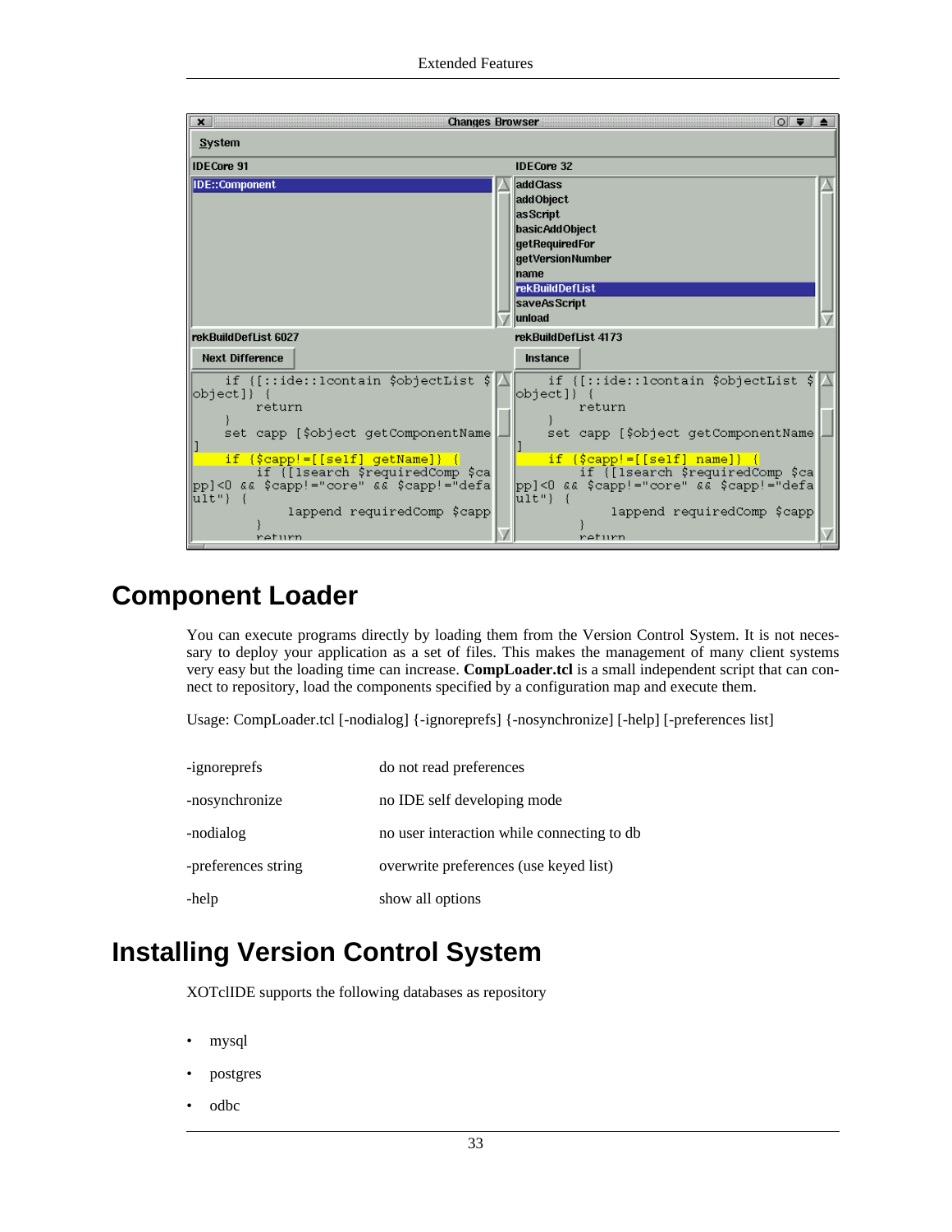# Component Loader

You can execute programs directly by loading them from the Version Control System. It is not necessary to deploy your application as a set of files. This makes the management of many client systems very easy but the loading time can increase. **CompLoader.tcl** is a small independent script that can connect to repository, load the components specified by a configuration map and execute them.

Usage: CompLoader.tcl [-nodialog] {-ignoreprefs} {-nosynchronize] [-help] [-preferences list]

| | |
|---|---|
| -ignoreprefs | do not read preferences |
| -nosynchronize | no IDE self developing mode |
| -nodialog | no user interaction while connecting to db |
| -preferences string | overwrite preferences (use keyed list) |
| -help | show all options |

# Installing Version Control System

XOTclIDE supports the following databases as repository

- mysql
- postgres
- odbc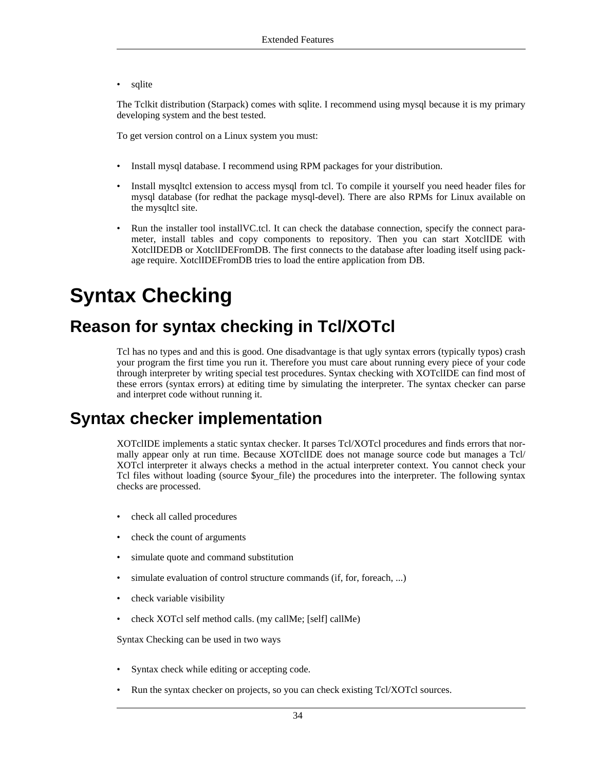- sqlite

The Tclkit distribution (Starpack) comes with sqlite. I recommend using mysql because it is my primary developing system and the best tested.

To get version control on a Linux system you must:

- Install mysql database. I recommend using RPM packages for your distribution.
- Install mysqltcl extension to access mysql from tcl. To compile it yourself you need header files for mysql database (for redhat the package mysql-devel). There are also RPMs for Linux available on the mysqltcl site.
- Run the installer tool installVC.tcl. It can check the database connection, specify the connect parameter, install tables and copy components to repository. Then you can start XotclIDE with XotclIDEDB or XotclIDEFromDB. The first connects to the database after loading itself using package require. XotclIDEFromDB tries to load the entire application from DB.

# Syntax Checking

## Reason for syntax checking in Tcl/XOTcl

Tcl has no types and and this is good. One disadvantage is that ugly syntax errors (typically typos) crash your program the first time you run it. Therefore you must care about running every piece of your code through interpreter by writing special test procedures. Syntax checking with XOTclIDE can find most of these errors (syntax errors) at editing time by simulating the interpreter. The syntax checker can parse and interpret code without running it.

## Syntax checker implementation

XOTclIDE implements a static syntax checker. It parses Tcl/XOTcl procedures and finds errors that normally appear only at run time. Because XOTclIDE does not manage source code but manages a Tcl/XOTcl interpreter it always checks a method in the actual interpreter context. You cannot check your Tcl files without loading (source $your_file) the procedures into the interpreter. The following syntax checks are processed.

- check all called procedures
- check the count of arguments
- simulate quote and command substitution
- simulate evaluation of control structure commands (if, for, foreach, ...)
- check variable visibility
- check XOTcl self method calls. (my callMe; [self] callMe)

Syntax Checking can be used in two ways

- Syntax check while editing or accepting code.
- Run the syntax checker on projects, so you can check existing Tcl/XOTcl sources.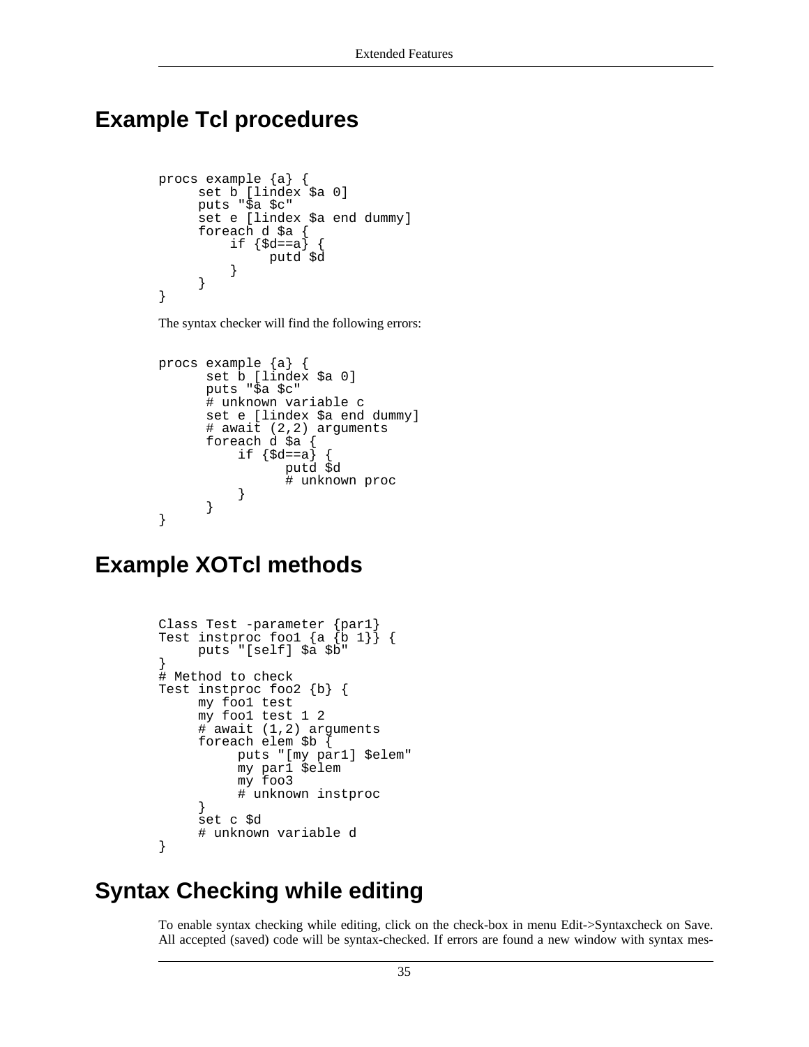## Example Tcl procedures

```
procs example {a} {
     set b [lindex $a 0]
     puts "$a $c"
     set e [lindex $a end dummy]
     foreach d $a {
         if {$d==a} {
              putd $d
         }
     }
}
```

The syntax checker will find the following errors:

```
procs example {a} {
      set b [lindex $a 0]
      puts "$a $c"
      # unknown variable c
      set e [lindex $a end dummy]
      # await (2,2) arguments
      foreach d $a {
          if {$d==a} {
                putd $d
                # unknown proc
          }
      }
}
```

## Example XOTcl methods

```
Class Test -parameter {par1}
Test instproc foo1 {a {b 1}} {
     puts "[self] $a $b"
}
# Method to check
Test instproc foo2 {b} {
     my foo1 test
     my foo1 test 1 2
     # await (1,2) arguments
     foreach elem $b {
          puts "[my par1] $elem"
          my par1 $elem
          my foo3
          # unknown instproc
     }
     set c $d
     # unknown variable d
}
```

## Syntax Checking while editing

To enable syntax checking while editing, click on the check-box in menu Edit->Syntaxcheck on Save. All accepted (saved) code will be syntax-checked. If errors are found a new window with syntax mes-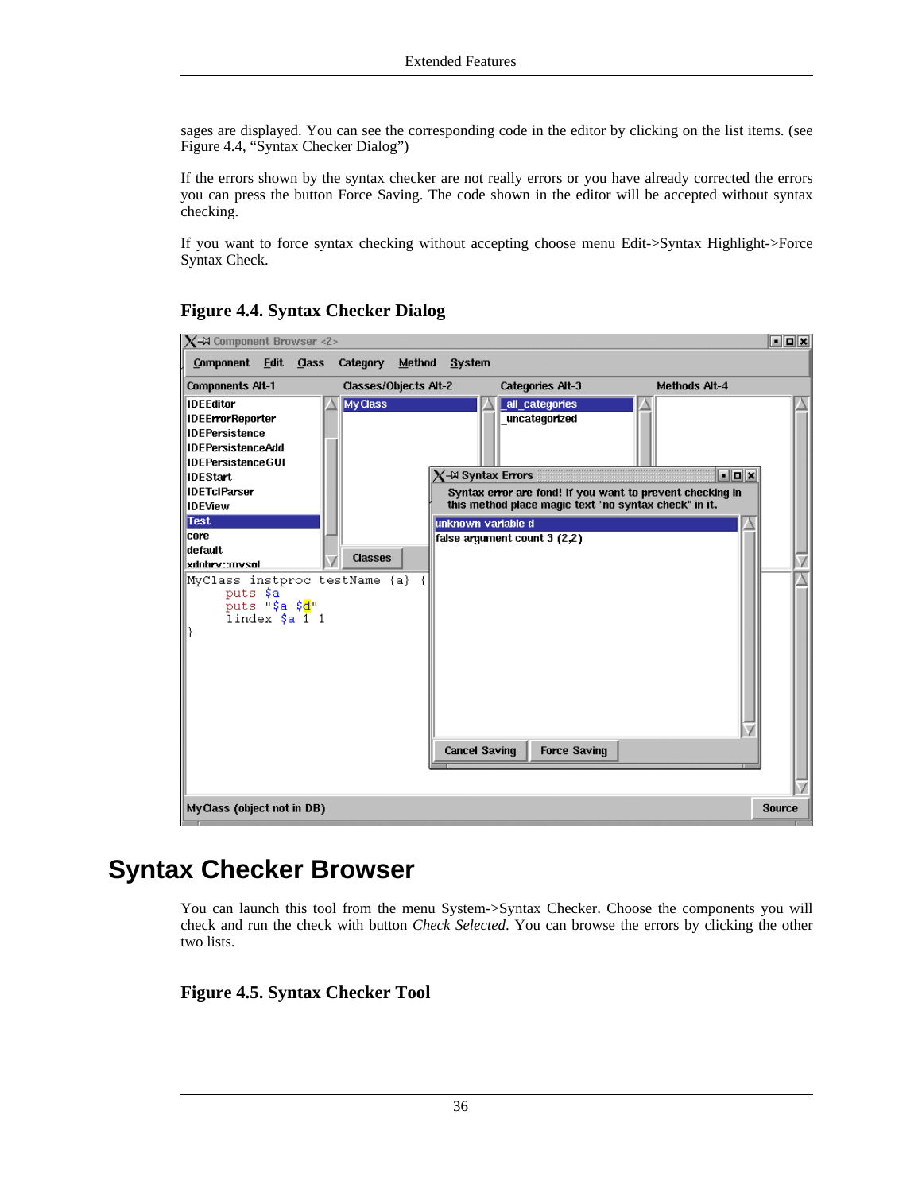sages are displayed. You can see the corresponding code in the editor by clicking on the list items. (see Figure 4.4, "Syntax Checker Dialog")

If the errors shown by the syntax checker are not really errors or you have already corrected the errors you can press the button Force Saving. The code shown in the editor will be accepted without syntax checking.

If you want to force syntax checking without accepting choose menu Edit->Syntax Highlight->Force Syntax Check.

**Figure 4.4. Syntax Checker Dialog**

## Syntax Checker Browser

You can launch this tool from the menu System->Syntax Checker. Choose the components you will check and run the check with button *Check Selected*. You can browse the errors by clicking the other two lists.

**Figure 4.5. Syntax Checker Tool**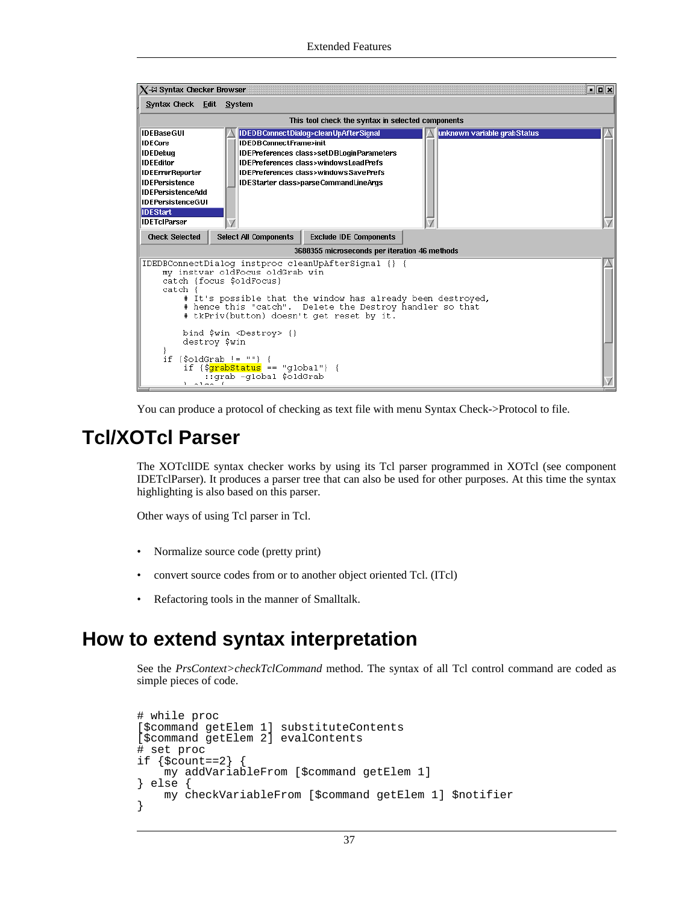You can produce a protocol of checking as text file with menu Syntax Check->Protocol to file.

## Tcl/XOTcl Parser

The XOTclIDE syntax checker works by using its Tcl parser programmed in XOTcl (see component IDETclParser). It produces a parser tree that can also be used for other purposes. At this time the syntax highlighting is also based on this parser.

Other ways of using Tcl parser in Tcl.

- Normalize source code (pretty print)
- convert source codes from or to another object oriented Tcl. (ITcl)
- Refactoring tools in the manner of Smalltalk.

## How to extend syntax interpretation

See the *PrsContext>checkTclCommand* method. The syntax of all Tcl control command are coded as simple pieces of code.

```
# while proc
[$command getElem 1] substituteContents
[$command getElem 2] evalContents
# set proc
if {$count==2} {
    my addVariableFrom [$command getElem 1]
} else {
    my checkVariableFrom [$command getElem 1] $notifier
}
```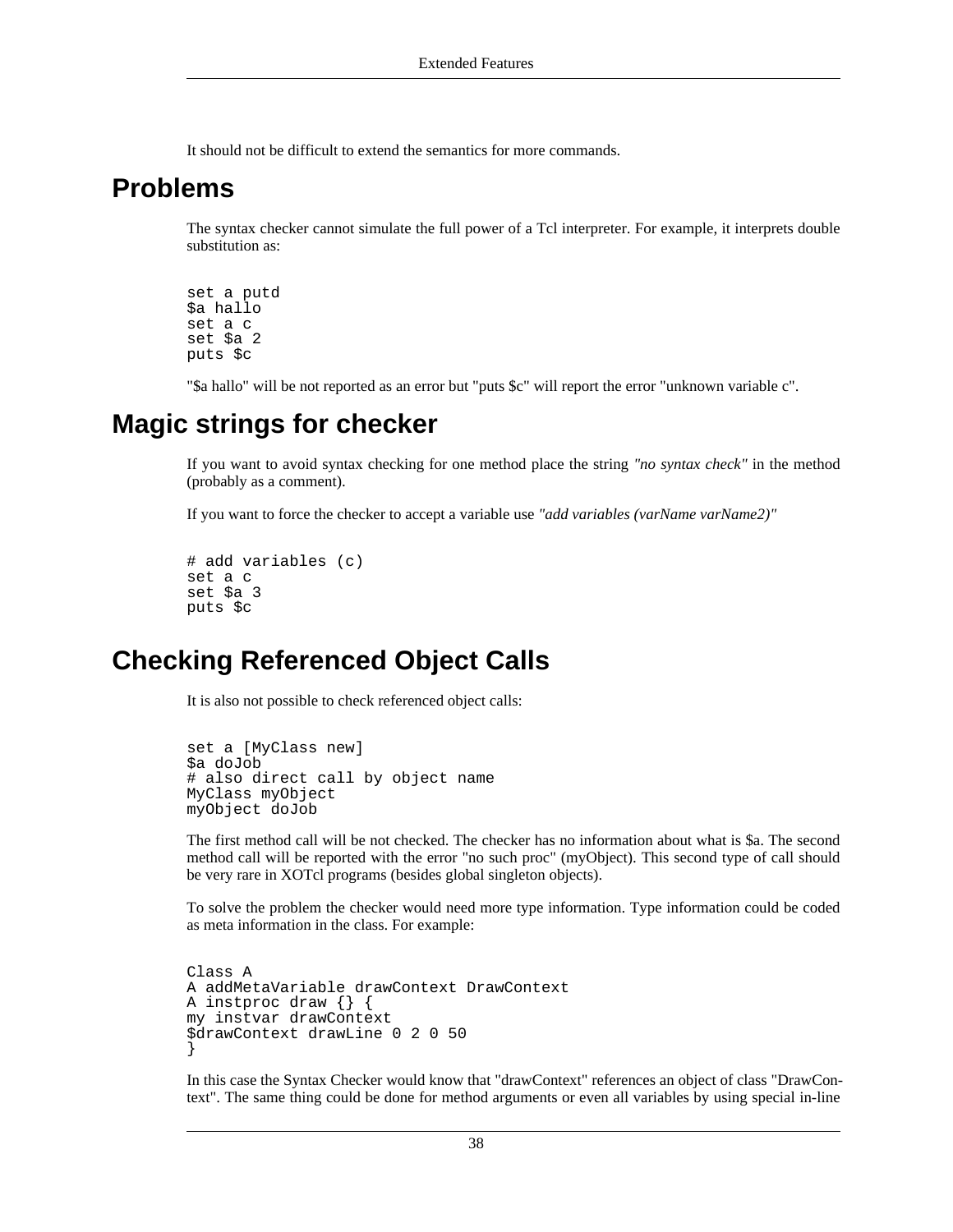It should not be difficult to extend the semantics for more commands.

# Problems

The syntax checker cannot simulate the full power of a Tcl interpreter. For example, it interprets double substitution as:

```
set a putd
$a hallo
set a c
set $a 2
puts $c
```

"$a hallo" will be not reported as an error but "puts $c" will report the error "unknown variable c".

# Magic strings for checker

If you want to avoid syntax checking for one method place the string *"no syntax check"* in the method (probably as a comment).

If you want to force the checker to accept a variable use *"add variables (varName varName2)"*

```
# add variables (c)
set a c
set $a 3
puts $c
```

# Checking Referenced Object Calls

It is also not possible to check referenced object calls:

```
set a [MyClass new]
$a doJob
# also direct call by object name
MyClass myObject
myObject doJob
```

The first method call will be not checked. The checker has no information about what is $a. The second method call will be reported with the error "no such proc" (myObject). This second type of call should be very rare in XOTcl programs (besides global singleton objects).

To solve the problem the checker would need more type information. Type information could be coded as meta information in the class. For example:

```
Class A
A addMetaVariable drawContext DrawContext
A instproc draw {} {
my instvar drawContext
$drawContext drawLine 0 2 0 50
}
```

In this case the Syntax Checker would know that "drawContext" references an object of class "DrawContext". The same thing could be done for method arguments or even all variables by using special in-line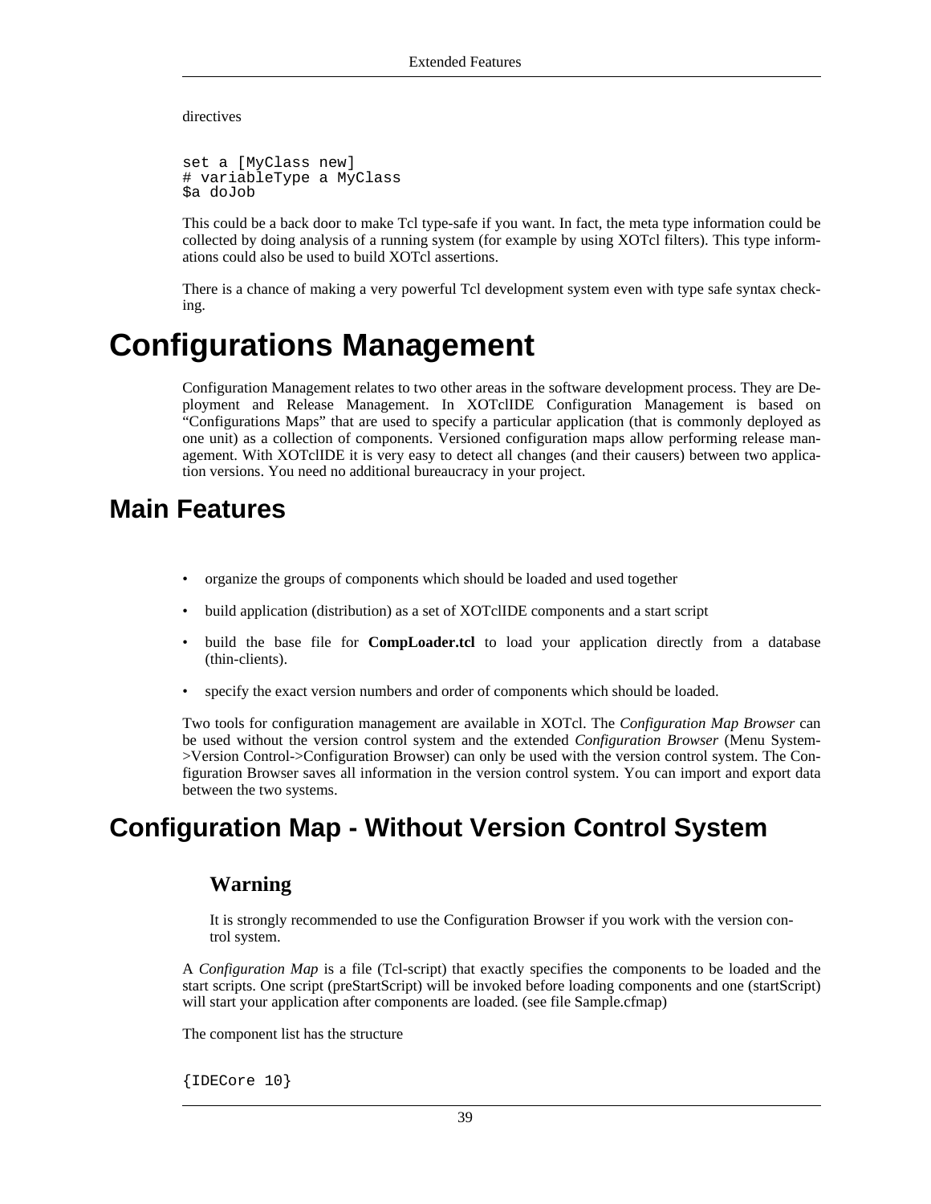directives

```
set a [MyClass new]
# variableType a MyClass
$a doJob
```

This could be a back door to make Tcl type-safe if you want. In fact, the meta type information could be collected by doing analysis of a running system (for example by using XOTcl filters). This type informations could also be used to build XOTcl assertions.

There is a chance of making a very powerful Tcl development system even with type safe syntax checking.

# Configurations Management

Configuration Management relates to two other areas in the software development process. They are Deployment and Release Management. In XOTclIDE Configuration Management is based on "Configurations Maps" that are used to specify a particular application (that is commonly deployed as one unit) as a collection of components. Versioned configuration maps allow performing release management. With XOTclIDE it is very easy to detect all changes (and their causers) between two application versions. You need no additional bureaucracy in your project.

## Main Features

- organize the groups of components which should be loaded and used together
- build application (distribution) as a set of XOTclIDE components and a start script
- build the base file for **CompLoader.tcl** to load your application directly from a database (thin-clients).
- specify the exact version numbers and order of components which should be loaded.

Two tools for configuration management are available in XOTcl. The *Configuration Map Browser* can be used without the version control system and the extended *Configuration Browser* (Menu System->Version Control->Configuration Browser) can only be used with the version control system. The Configuration Browser saves all information in the version control system. You can import and export data between the two systems.

## Configuration Map - Without Version Control System

### Warning

It is strongly recommended to use the Configuration Browser if you work with the version control system.

A *Configuration Map* is a file (Tcl-script) that exactly specifies the components to be loaded and the start scripts. One script (preStartScript) will be invoked before loading components and one (startScript) will start your application after components are loaded. (see file Sample.cfmap)

The component list has the structure

```
{IDECore 10}
```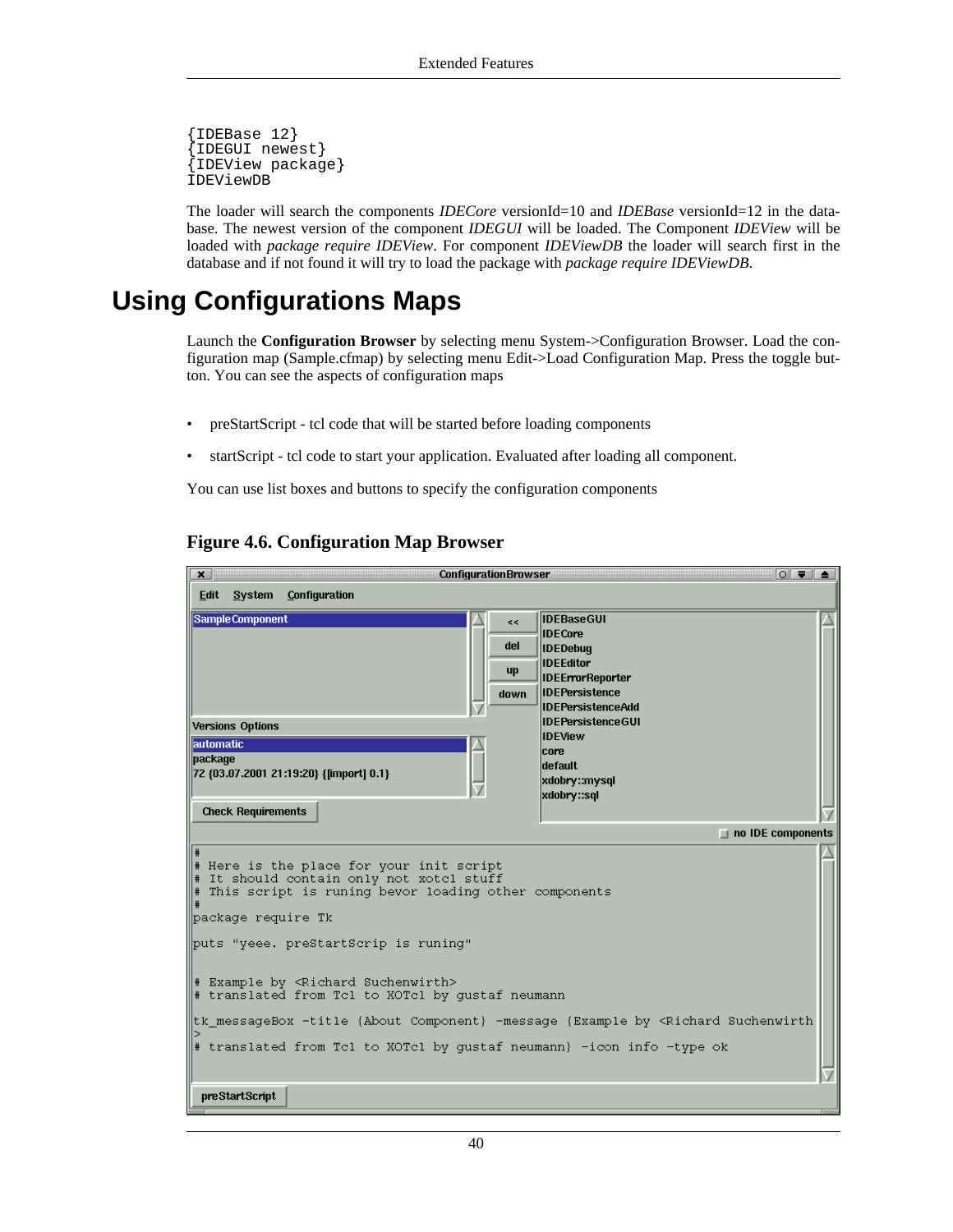```
{IDEBase 12}
{IDEGUI newest}
{IDEView package}
IDEViewDB
```

The loader will search the components *IDECore* versionId=10 and *IDEBase* versionId=12 in the database. The newest version of the component *IDEGUI* will be loaded. The Component *IDEView* will be loaded with *package require IDEView*. For component *IDEViewDB* the loader will search first in the database and if not found it will try to load the package with *package require IDEViewDB*.

# Using Configurations Maps

Launch the **Configuration Browser** by selecting menu System->Configuration Browser. Load the configuration map (Sample.cfmap) by selecting menu Edit->Load Configuration Map. Press the toggle button. You can see the aspects of configuration maps

- preStartScript - tcl code that will be started before loading components
- startScript - tcl code to start your application. Evaluated after loading all component.

You can use list boxes and buttons to specify the configuration components

**Figure 4.6. Configuration Map Browser**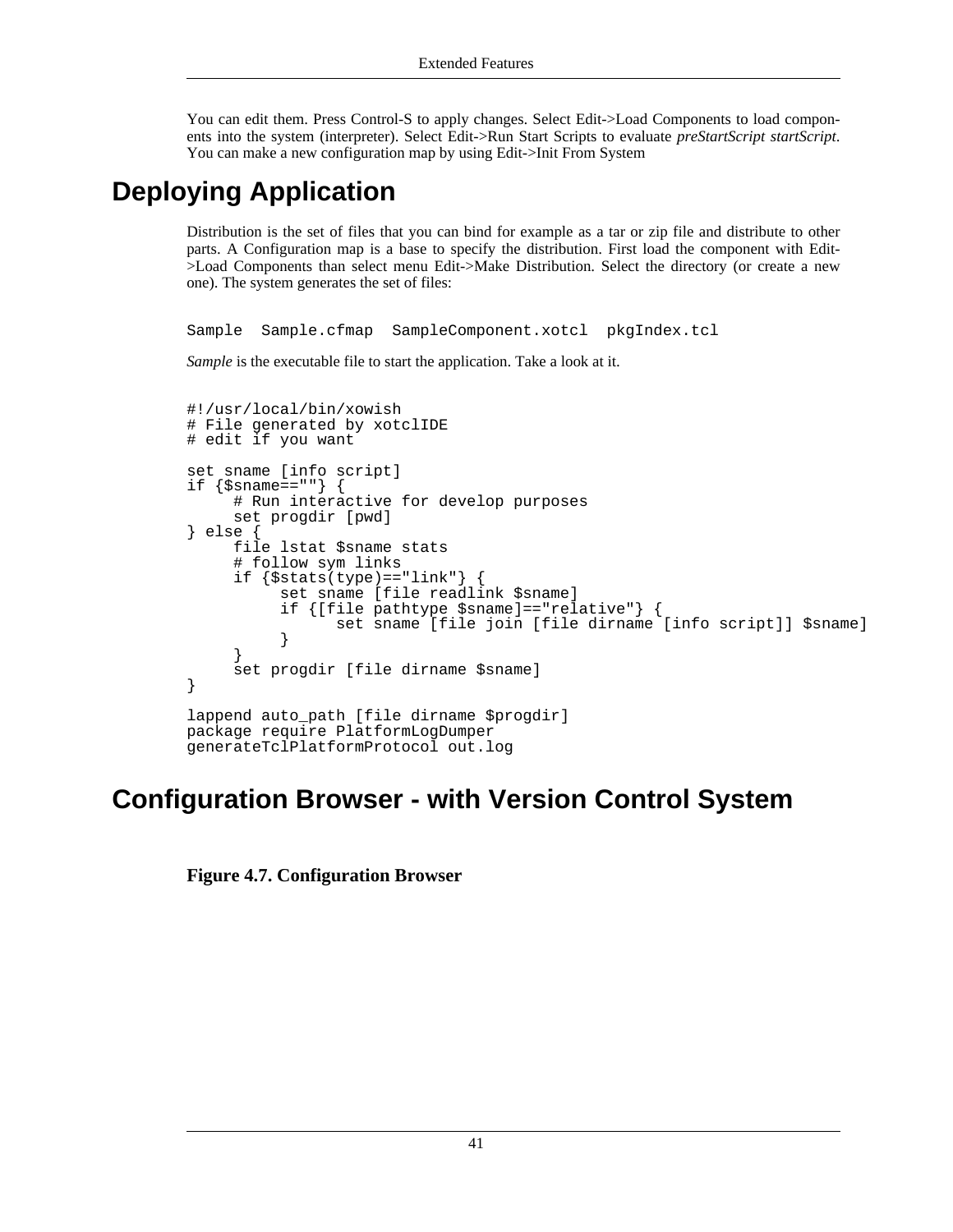You can edit them. Press Control-S to apply changes. Select Edit->Load Components to load components into the system (interpreter). Select Edit->Run Start Scripts to evaluate *preStartScript startScript*. You can make a new configuration map by using Edit->Init From System

# Deploying Application

Distribution is the set of files that you can bind for example as a tar or zip file and distribute to other parts. A Configuration map is a base to specify the distribution. First load the component with Edit->Load Components than select menu Edit->Make Distribution. Select the directory (or create a new one). The system generates the set of files:

```
Sample  Sample.cfmap  SampleComponent.xotcl  pkgIndex.tcl
```

*Sample* is the executable file to start the application. Take a look at it.

```
#!/usr/local/bin/xowish
# File generated by xotclIDE
# edit if you want

set sname [info script]
if {$sname==""} {
     # Run interactive for develop purposes
     set progdir [pwd]
} else {
     file lstat $sname stats
     # follow sym links
     if {$stats(type)=="link"} {
          set sname [file readlink $sname]
          if {[file pathtype $sname]=="relative"} {
               set sname [file join [file dirname [info script]] $sname]
          }
     }
     set progdir [file dirname $sname]
}

lappend auto_path [file dirname $progdir]
package require PlatformLogDumper
generateTclPlatformProtocol out.log
```

# Configuration Browser - with Version Control System

**Figure 4.7. Configuration Browser**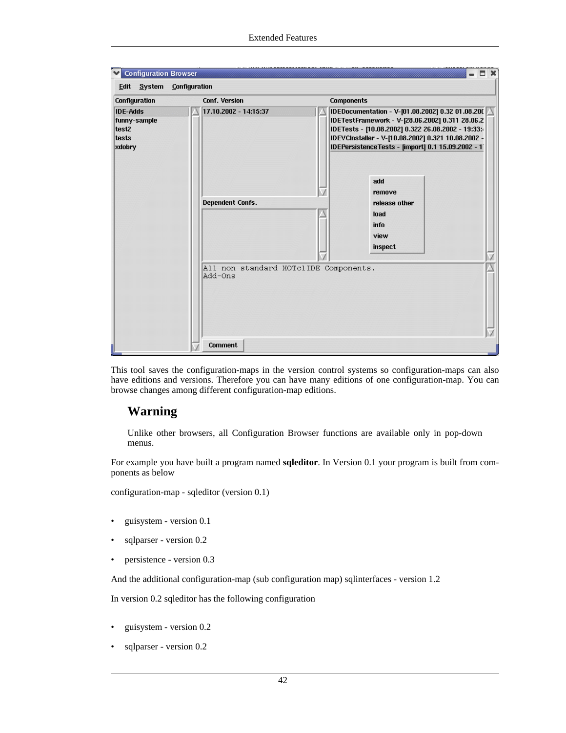This tool saves the configuration-maps in the version control systems so configuration-maps can also have editions and versions. Therefore you can have many editions of one configuration-map. You can browse changes among different configuration-map editions.

## Warning

Unlike other browsers, all Configuration Browser functions are available only in pop-down menus.

For example you have built a program named **sqleditor**. In Version 0.1 your program is built from components as below

configuration-map - sqleditor (version 0.1)

- guisystem - version 0.1
- sqlparser - version 0.2
- persistence - version 0.3

And the additional configuration-map (sub configuration map) sqlinterfaces - version 1.2

In version 0.2 sqleditor has the following configuration

- guisystem - version 0.2
- sqlparser - version 0.2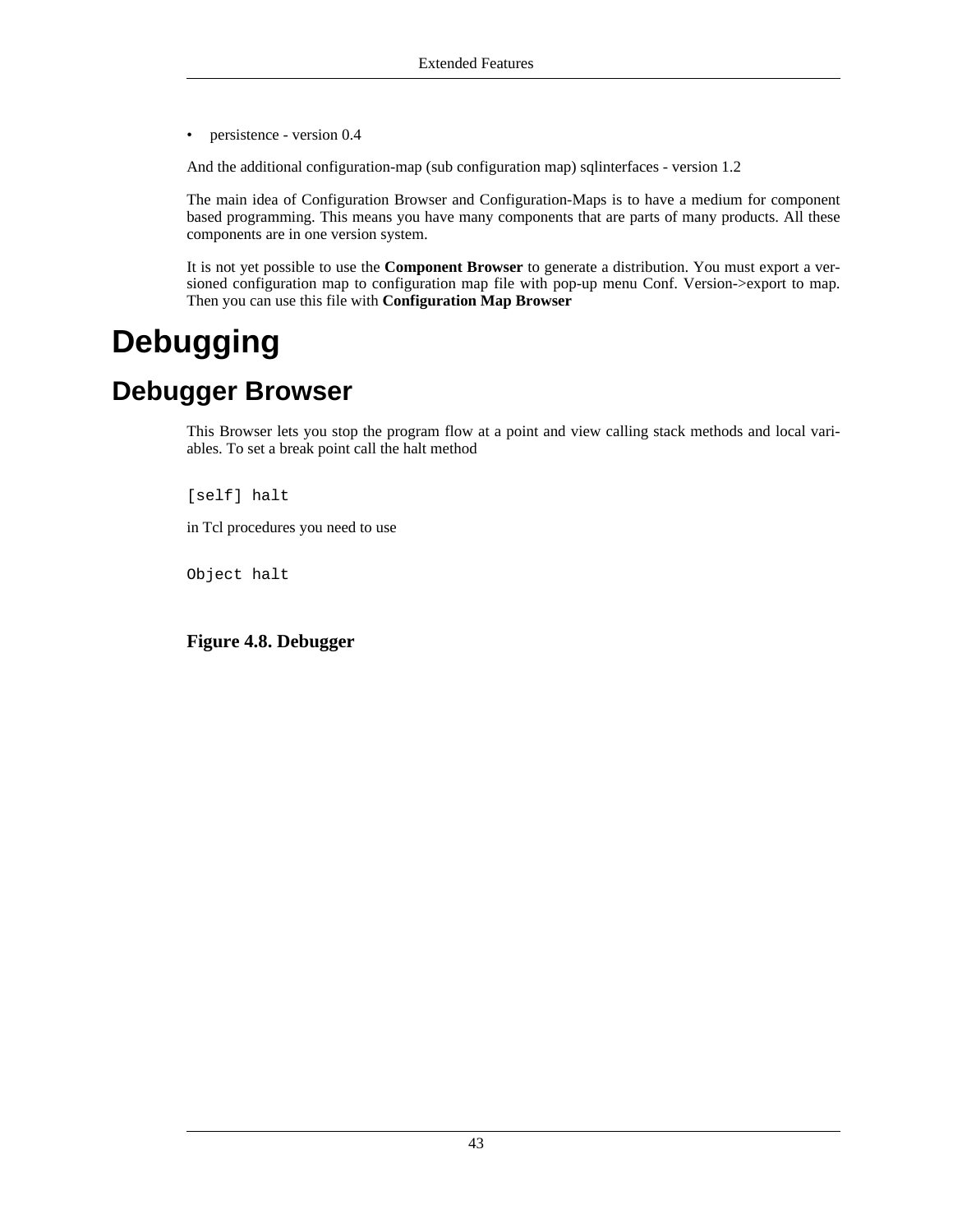- persistence - version 0.4

And the additional configuration-map (sub configuration map) sqlinterfaces - version 1.2

The main idea of Configuration Browser and Configuration-Maps is to have a medium for component based programming. This means you have many components that are parts of many products. All these components are in one version system.

It is not yet possible to use the **Component Browser** to generate a distribution. You must export a versioned configuration map to configuration map file with pop-up menu Conf. Version->export to map. Then you can use this file with **Configuration Map Browser**

# Debugging

## Debugger Browser

This Browser lets you stop the program flow at a point and view calling stack methods and local variables. To set a break point call the halt method

```
[self] halt
```

in Tcl procedures you need to use

```
Object halt
```

**Figure 4.8. Debugger**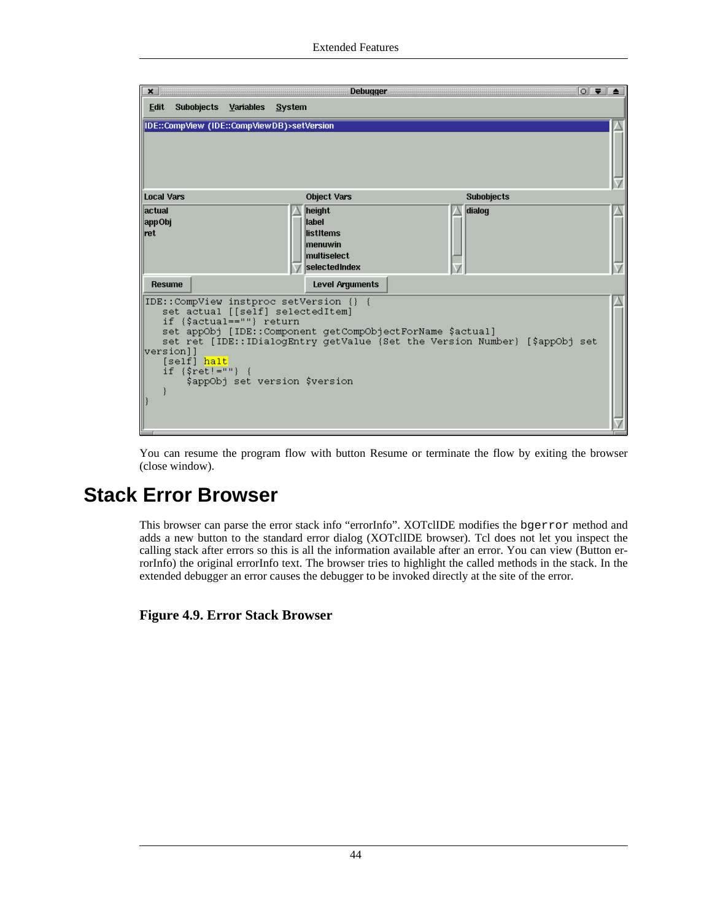You can resume the program flow with button Resume or terminate the flow by exiting the browser (close window).

## Stack Error Browser

This browser can parse the error stack info “errorInfo”. XOTclIDE modifies the `bgerror` method and adds a new button to the standard error dialog (XOTclIDE browser). Tcl does not let you inspect the calling stack after errors so this is all the information available after an error. You can view (Button errorInfo) the original errorInfo text. The browser tries to highlight the called methods in the stack. In the extended debugger an error causes the debugger to be invoked directly at the site of the error.

**Figure 4.9. Error Stack Browser**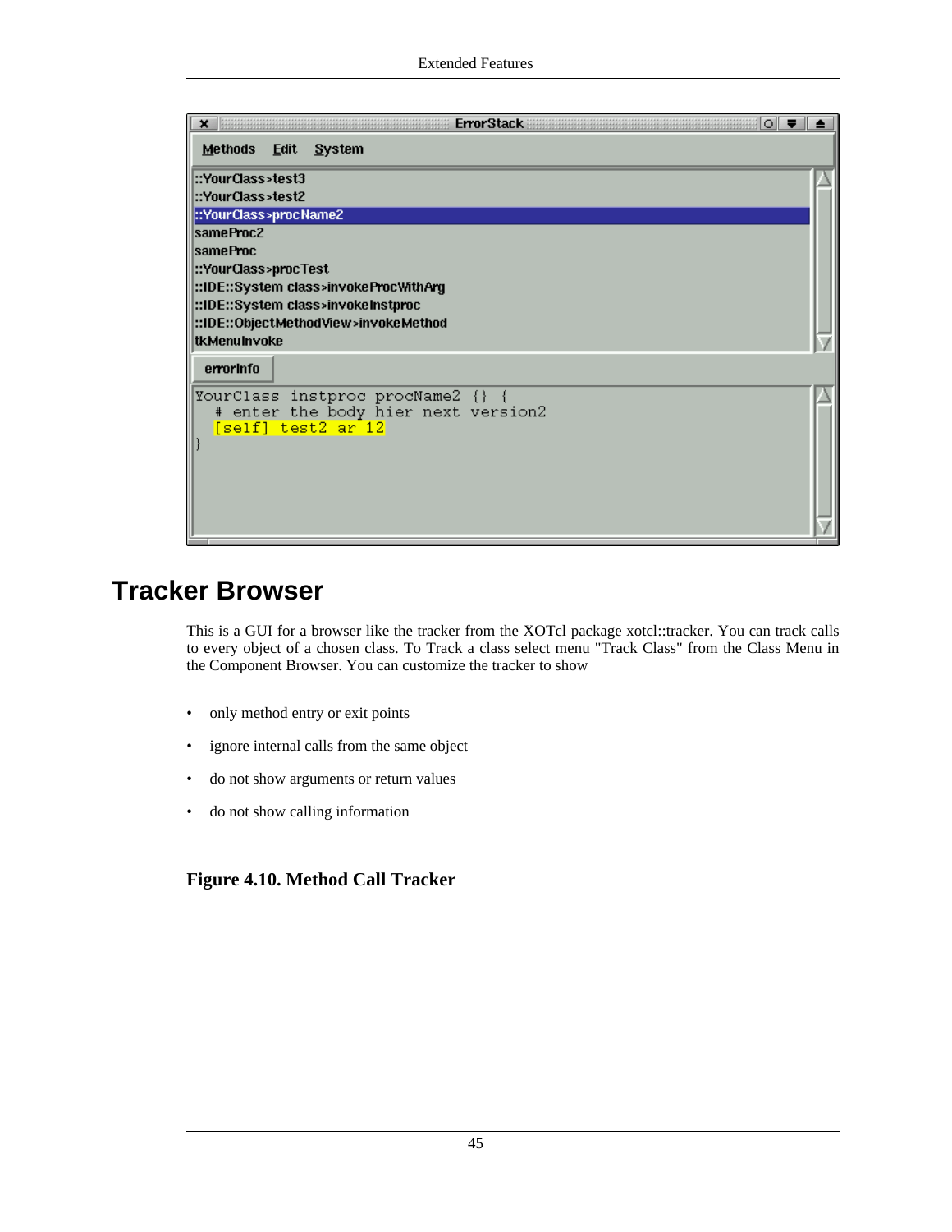## Tracker Browser

This is a GUI for a browser like the tracker from the XOTcl package xotcl::tracker. You can track calls to every object of a chosen class. To Track a class select menu "Track Class" from the Class Menu in the Component Browser. You can customize the tracker to show

- only method entry or exit points
- ignore internal calls from the same object
- do not show arguments or return values
- do not show calling information

**Figure 4.10. Method Call Tracker**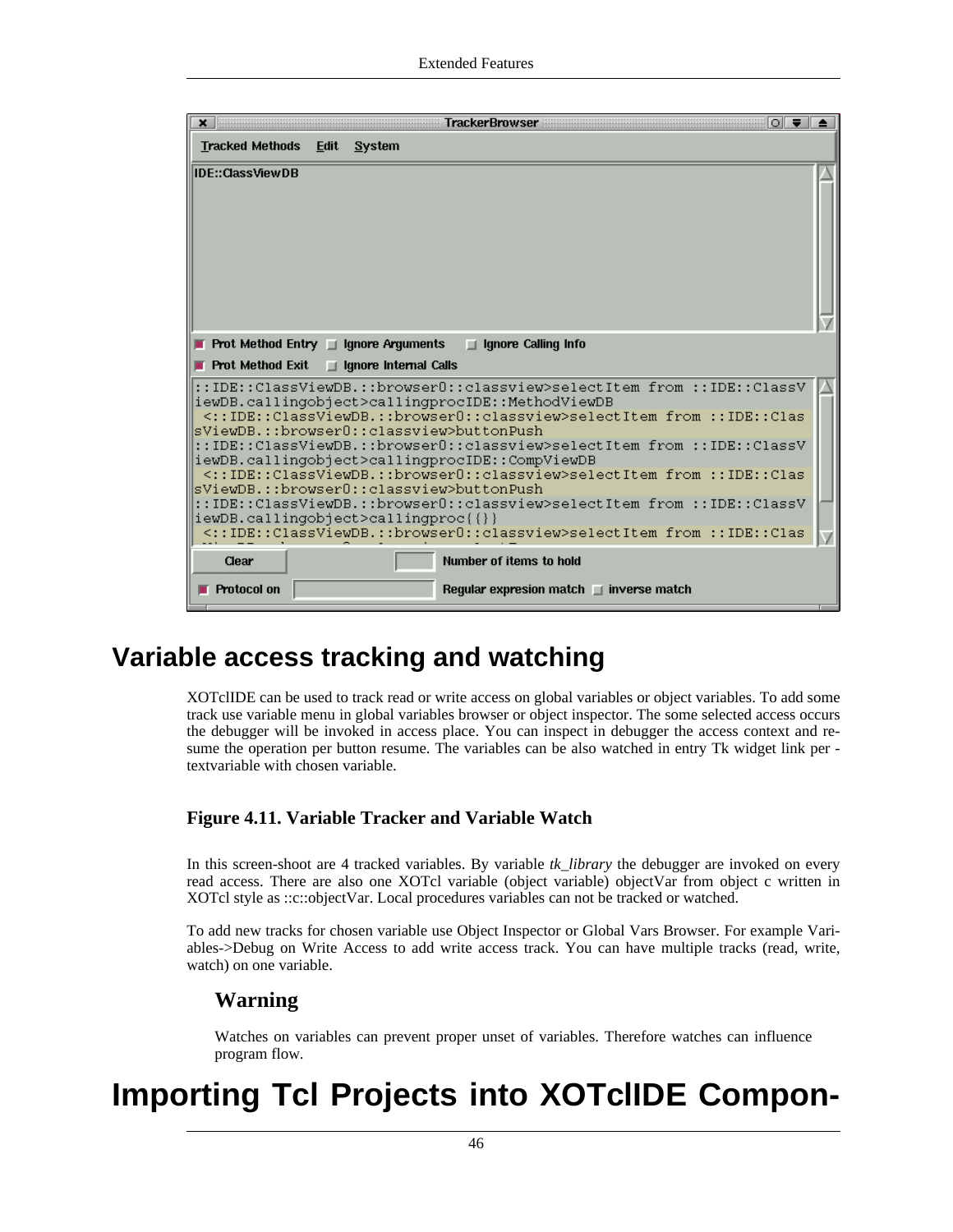## Variable access tracking and watching

XOTclIDE can be used to track read or write access on global variables or object variables. To add some track use variable menu in global variables browser or object inspector. The some selected access occurs the debugger will be invoked in access place. You can inspect in debugger the access context and resume the operation per button resume. The variables can be also watched in entry Tk widget link per -textvariable with chosen variable.

**Figure 4.11. Variable Tracker and Variable Watch**

In this screen-shoot are 4 tracked variables. By variable *tk_library* the debugger are invoked on every read access. There are also one XOTcl variable (object variable) objectVar from object c written in XOTcl style as ::c::objectVar. Local procedures variables can not be tracked or watched.

To add new tracks for chosen variable use Object Inspector or Global Vars Browser. For example Variables->Debug on Write Access to add write access track. You can have multiple tracks (read, write, watch) on one variable.

### Warning

Watches on variables can prevent proper unset of variables. Therefore watches can influence program flow.

# Importing Tcl Projects into XOTclIDE Compon-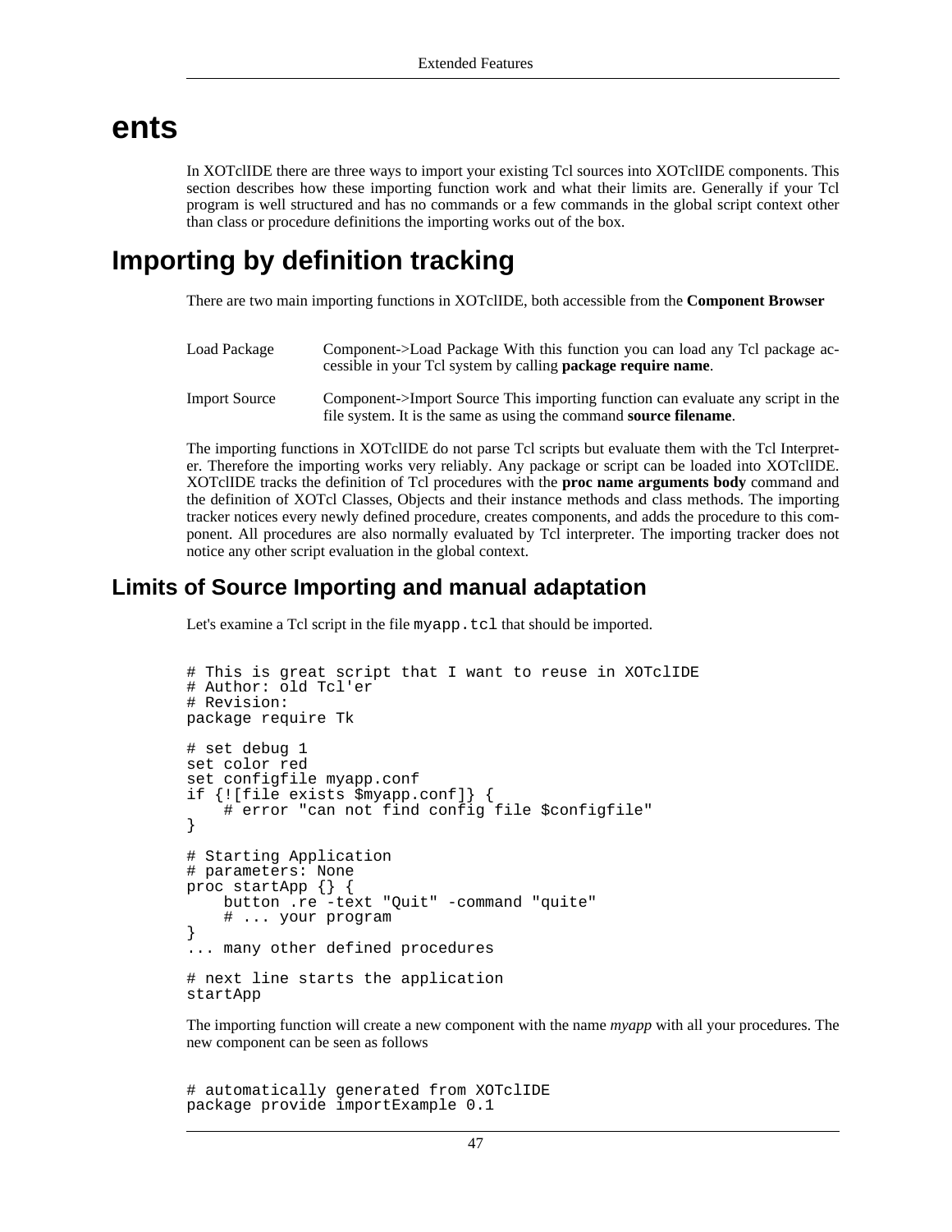# ents

In XOTclIDE there are three ways to import your existing Tcl sources into XOTclIDE components. This section describes how these importing function work and what their limits are. Generally if your Tcl program is well structured and has no commands or a few commands in the global script context other than class or procedure definitions the importing works out of the box.

# Importing by definition tracking

There are two main importing functions in XOTclIDE, both accessible from the **Component Browser**

| | |
|---|---|
| Load Package | Component->Load Package With this function you can load any Tcl package accessible in your Tcl system by calling **package require name**. |
| Import Source | Component->Import Source This importing function can evaluate any script in the file system. It is the same as using the command **source filename**. |

The importing functions in XOTclIDE do not parse Tcl scripts but evaluate them with the Tcl Interpreter. Therefore the importing works very reliably. Any package or script can be loaded into XOTclIDE. XOTclIDE tracks the definition of Tcl procedures with the **proc name arguments body** command and the definition of XOTcl Classes, Objects and their instance methods and class methods. The importing tracker notices every newly defined procedure, creates components, and adds the procedure to this component. All procedures are also normally evaluated by Tcl interpreter. The importing tracker does not notice any other script evaluation in the global context.

## Limits of Source Importing and manual adaptation

Let's examine a Tcl script in the file `myapp.tcl` that should be imported.

```
# This is great script that I want to reuse in XOTclIDE
# Author: old Tcl'er
# Revision:
package require Tk

# set debug 1
set color red
set configfile myapp.conf
if {![file exists $myapp.conf]} {
    # error "can not find config file $configfile"
}

# Starting Application
# parameters: None
proc startApp {} {
    button .re -text "Quit" -command "quite"
    # ... your program
}
... many other defined procedures

# next line starts the application
startApp
```

The importing function will create a new component with the name *myapp* with all your procedures. The new component can be seen as follows

```
# automatically generated from XOTclIDE
package provide importExample 0.1
```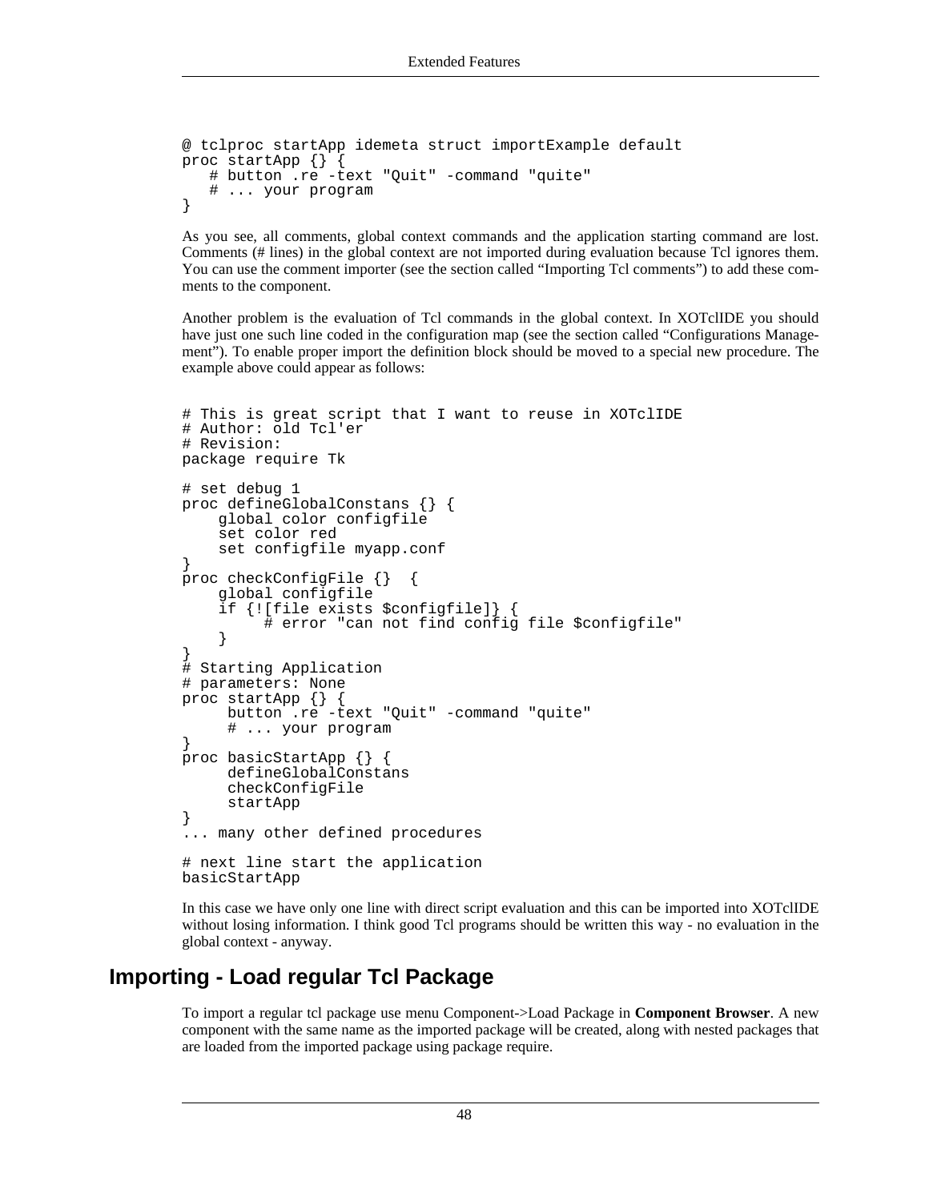```
@ tclproc startApp idemeta struct importExample default
proc startApp {} {
   # button .re -text "Quit" -command "quite"
   # ... your program
}
```

As you see, all comments, global context commands and the application starting command are lost. Comments (# lines) in the global context are not imported during evaluation because Tcl ignores them. You can use the comment importer (see the section called “Importing Tcl comments”) to add these comments to the component.

Another problem is the evaluation of Tcl commands in the global context. In XOTclIDE you should have just one such line coded in the configuration map (see the section called “Configurations Management”). To enable proper import the definition block should be moved to a special new procedure. The example above could appear as follows:

```
# This is great script that I want to reuse in XOTclIDE
# Author: old Tcl'er
# Revision:
package require Tk

# set debug 1
proc defineGlobalConstans {} {
    global color configfile
    set color red
    set configfile myapp.conf
}
proc checkConfigFile {}  {
    global configfile
    if {![file exists $configfile]} {
        # error "can not find config file $configfile"
    }
}
# Starting Application
# parameters: None
proc startApp {} {
     button .re -text "Quit" -command "quite"
     # ... your program
}
proc basicStartApp {} {
     defineGlobalConstans
     checkConfigFile
     startApp
}
... many other defined procedures

# next line start the application
basicStartApp
```

In this case we have only one line with direct script evaluation and this can be imported into XOTclIDE without losing information. I think good Tcl programs should be written this way - no evaluation in the global context - anyway.

## Importing - Load regular Tcl Package

To import a regular tcl package use menu Component->Load Package in **Component Browser**. A new component with the same name as the imported package will be created, along with nested packages that are loaded from the imported package using package require.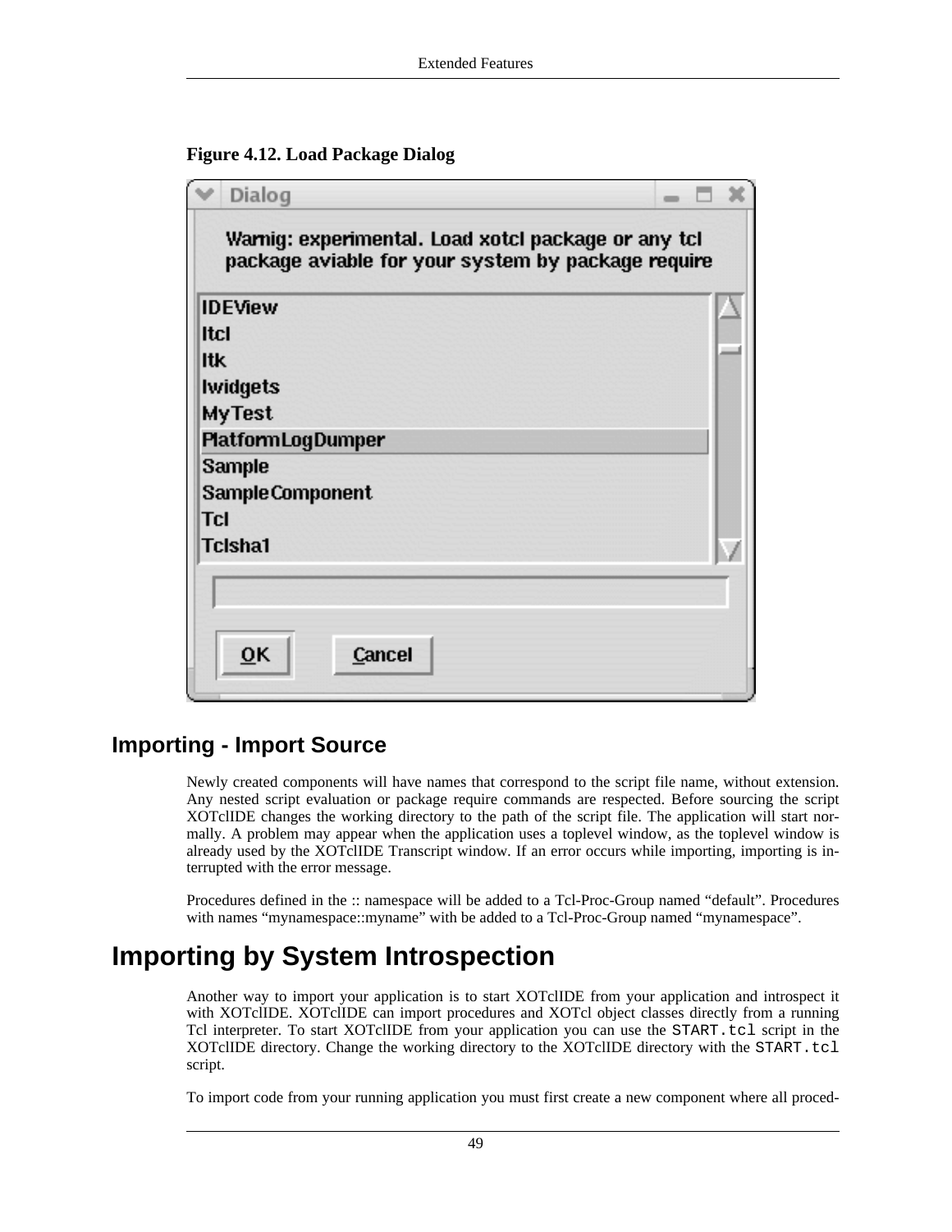**Figure 4.12. Load Package Dialog**

## Importing - Import Source

Newly created components will have names that correspond to the script file name, without extension. Any nested script evaluation or package require commands are respected. Before sourcing the script XOTclIDE changes the working directory to the path of the script file. The application will start normally. A problem may appear when the application uses a toplevel window, as the toplevel window is already used by the XOTclIDE Transcript window. If an error occurs while importing, importing is interrupted with the error message.

Procedures defined in the :: namespace will be added to a Tcl-Proc-Group named "default". Procedures with names "mynamespace::myname" with be added to a Tcl-Proc-Group named "mynamespace".

# Importing by System Introspection

Another way to import your application is to start XOTclIDE from your application and introspect it with XOTclIDE. XOTclIDE can import procedures and XOTcl object classes directly from a running Tcl interpreter. To start XOTclIDE from your application you can use the `START.tcl` script in the XOTclIDE directory. Change the working directory to the XOTclIDE directory with the `START.tcl` script.

To import code from your running application you must first create a new component where all proced-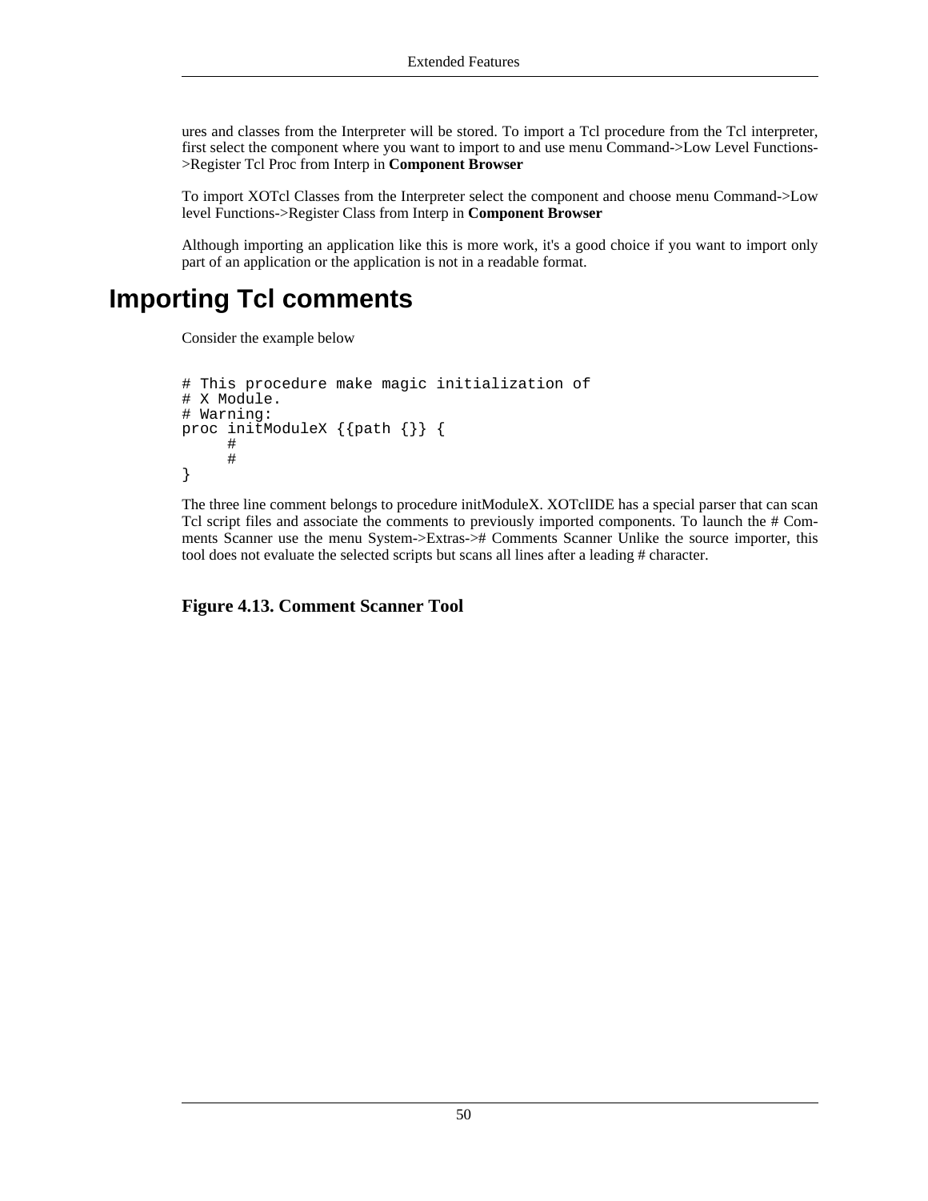ures and classes from the Interpreter will be stored. To import a Tcl procedure from the Tcl interpreter, first select the component where you want to import to and use menu Command->Low Level Functions->Register Tcl Proc from Interp in **Component Browser**

To import XOTcl Classes from the Interpreter select the component and choose menu Command->Low level Functions->Register Class from Interp in **Component Browser**

Although importing an application like this is more work, it's a good choice if you want to import only part of an application or the application is not in a readable format.

# Importing Tcl comments

Consider the example below

```
# This procedure make magic initialization of
# X Module.
# Warning:
proc initModuleX {{path {}} {
     #
     #
}
```

The three line comment belongs to procedure initModuleX. XOTclIDE has a special parser that can scan Tcl script files and associate the comments to previously imported components. To launch the # Comments Scanner use the menu System->Extras-># Comments Scanner Unlike the source importer, this tool does not evaluate the selected scripts but scans all lines after a leading # character.

**Figure 4.13. Comment Scanner Tool**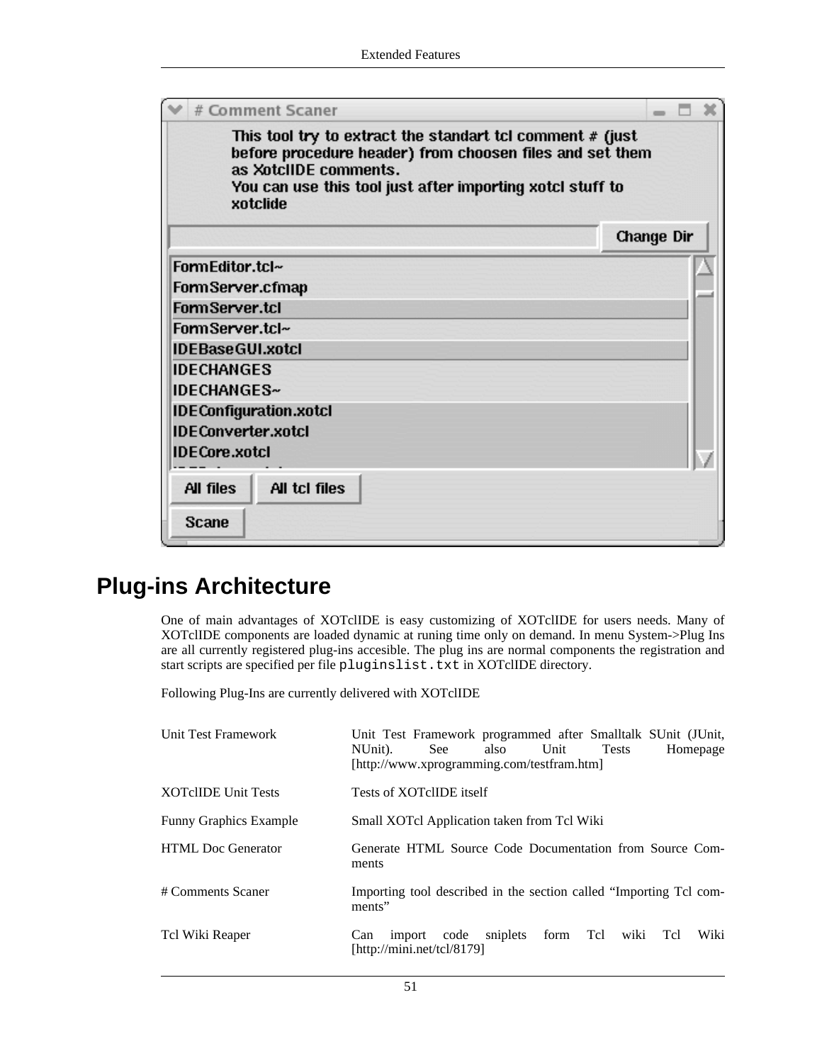# Plug-ins Architecture

One of main advantages of XOTclIDE is easy customizing of XOTclIDE for users needs. Many of XOTclIDE components are loaded dynamic at runing time only on demand. In menu System->Plug Ins are all currently registered plug-ins accesible. The plug ins are normal components the registration and start scripts are specified per file `pluginslist.txt` in XOTclIDE directory.

Following Plug-Ins are currently delivered with XOTclIDE

| | |
|---|---|
| Unit Test Framework | Unit Test Framework programmed after Smalltalk SUnit (JUnit, NUnit). See also Unit Tests Homepage [http://www.xprogramming.com/testfram.htm] |
| XOTclIDE Unit Tests | Tests of XOTclIDE itself |
| Funny Graphics Example | Small XOTcl Application taken from Tcl Wiki |
| HTML Doc Generator | Generate HTML Source Code Documentation from Source Comments |
| # Comments Scaner | Importing tool described in the section called “Importing Tcl comments” |
| Tcl Wiki Reaper | Can import code sniplets form Tcl wiki Tcl Wiki [http://mini.net/tcl/8179] |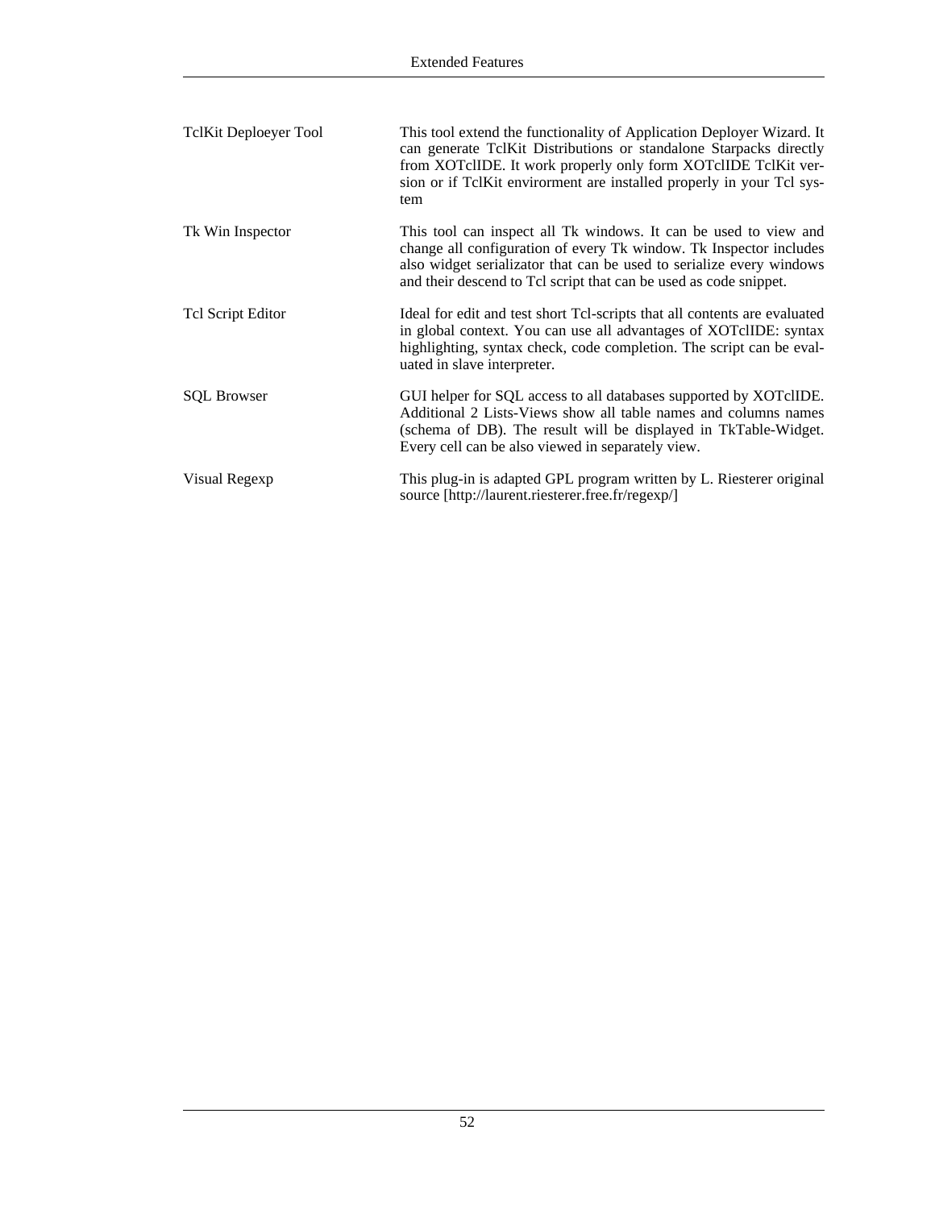| | |
|---|---|
| TclKit Deploeyer Tool | This tool extend the functionality of Application Deployer Wizard. It can generate TclKit Distributions or standalone Starpacks directly from XOTclIDE. It work properly only form XOTclIDE TclKit version or if TclKit envirorment are installed properly in your Tcl system |
| Tk Win Inspector | This tool can inspect all Tk windows. It can be used to view and change all configuration of every Tk window. Tk Inspector includes also widget serializator that can be used to serialize every windows and their descend to Tcl script that can be used as code snippet. |
| Tcl Script Editor | Ideal for edit and test short Tcl-scripts that all contents are evaluated in global context. You can use all advantages of XOTclIDE: syntax highlighting, syntax check, code completion. The script can be evaluated in slave interpreter. |
| SQL Browser | GUI helper for SQL access to all databases supported by XOTclIDE. Additional 2 Lists-Views show all table names and columns names (schema of DB). The result will be displayed in TkTable-Widget. Every cell can be also viewed in separately view. |
| Visual Regexp | This plug-in is adapted GPL program written by L. Riesterer original source [http://laurent.riesterer.free.fr/regexp/] |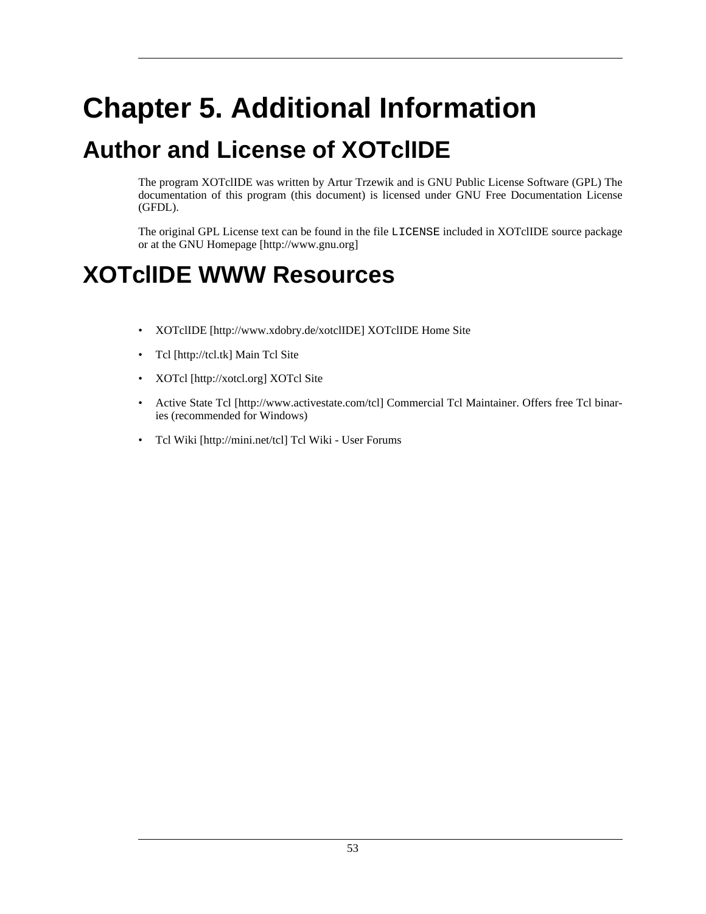# Chapter 5. Additional Information

## Author and License of XOTclIDE

The program XOTclIDE was written by Artur Trzewik and is GNU Public License Software (GPL) The documentation of this program (this document) is licensed under GNU Free Documentation License (GFDL).

The original GPL License text can be found in the file `LICENSE` included in XOTclIDE source package or at the GNU Homepage [http://www.gnu.org]

## XOTclIDE WWW Resources

- XOTclIDE [http://www.xdobry.de/xotclIDE] XOTclIDE Home Site
- Tcl [http://tcl.tk] Main Tcl Site
- XOTcl [http://xotcl.org] XOTcl Site
- Active State Tcl [http://www.activestate.com/tcl] Commercial Tcl Maintainer. Offers free Tcl binaries (recommended for Windows)
- Tcl Wiki [http://mini.net/tcl] Tcl Wiki - User Forums